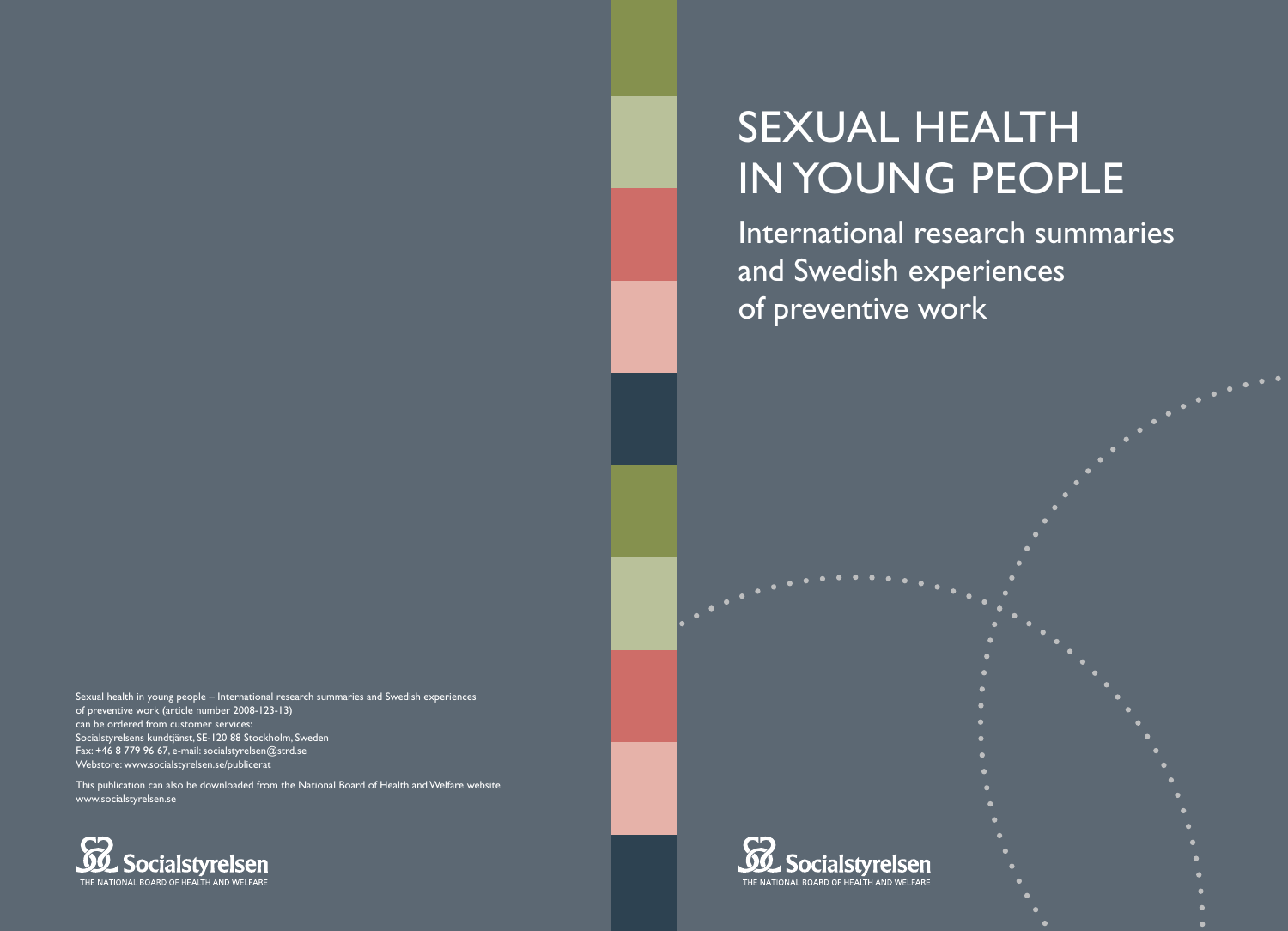Sexual health in young people – International research summaries and Swedish experiences of preventive work (article number 2008-123-13) can be ordered from customer services:
Socialstyrelsens kundtjänst, SE-120 88 Stockholm, Sweden
Fax: +46 8 779 96 67, e-mail: socialstyrelsen@strd.se
Webstore: www.socialstyrelsen.se/publicerat

This publication can also be downloaded from the National Board of Health and Welfare website www.socialstyrelsen.se

Socialstyrelsen
THE NATIONAL BOARD OF HEALTH AND WELFARE

# SEXUAL HEALTH IN YOUNG PEOPLE

## International research summaries and Swedish experiences of preventive work

Socialstyrelsen
THE NATIONAL BOARD OF HEALTH AND WELFARE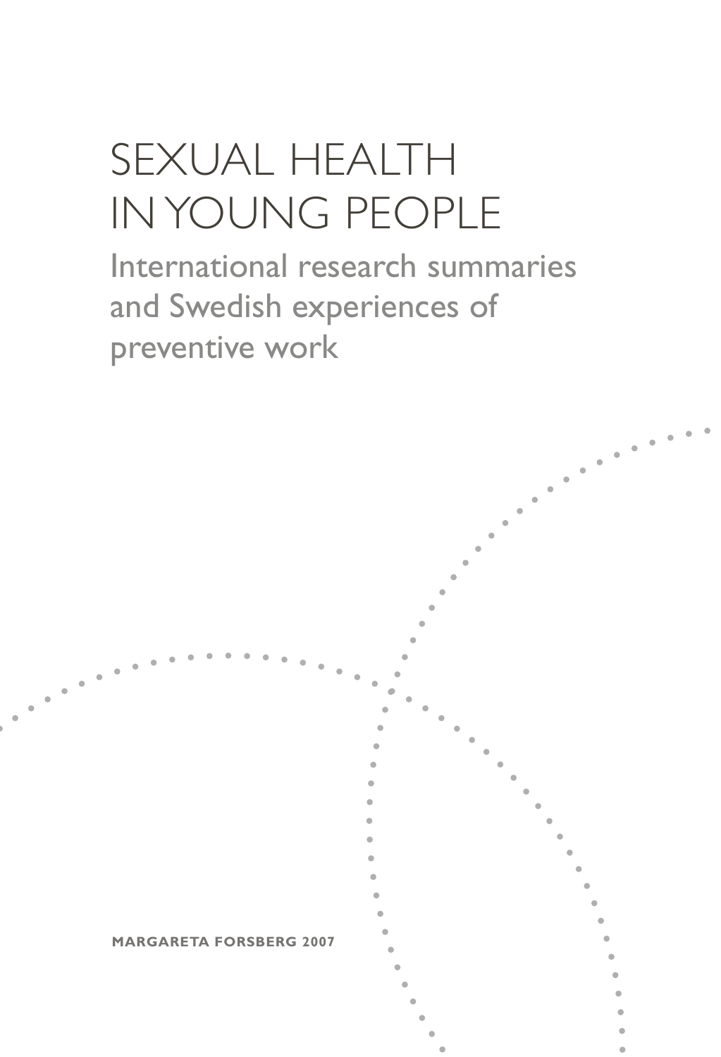# SEXUAL HEALTH IN YOUNG PEOPLE

## International research summaries and Swedish experiences of preventive work

**MARGARETA FORSBERG 2007**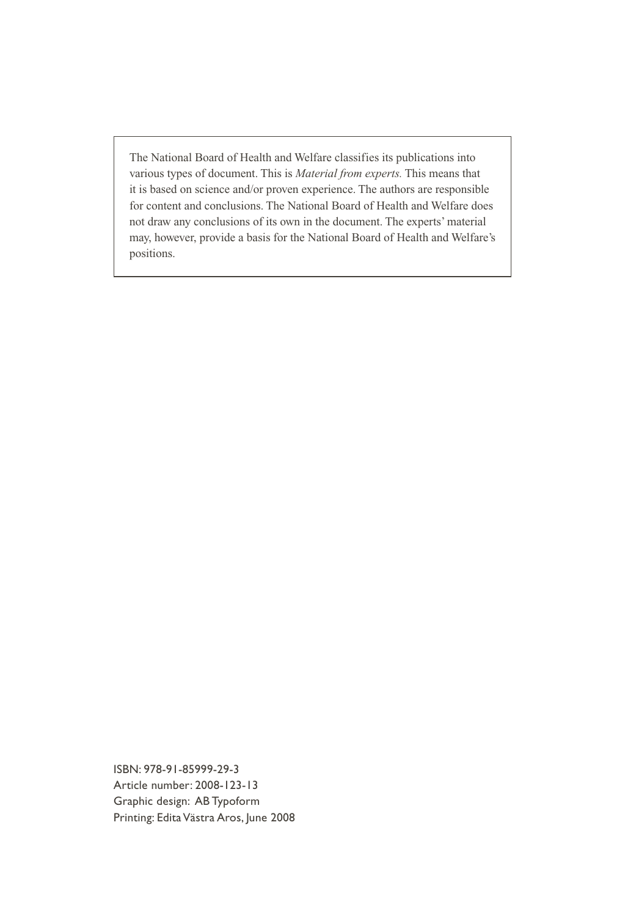The National Board of Health and Welfare classifies its publications into various types of document. This is *Material from experts.* This means that it is based on science and/or proven experience. The authors are responsible for content and conclusions. The National Board of Health and Welfare does not draw any conclusions of its own in the document. The experts' material may, however, provide a basis for the National Board of Health and Welfare's positions.

ISBN: 978-91-85999-29-3
Article number: 2008-123-13
Graphic design: AB Typoform
Printing: Edita Västra Aros, June 2008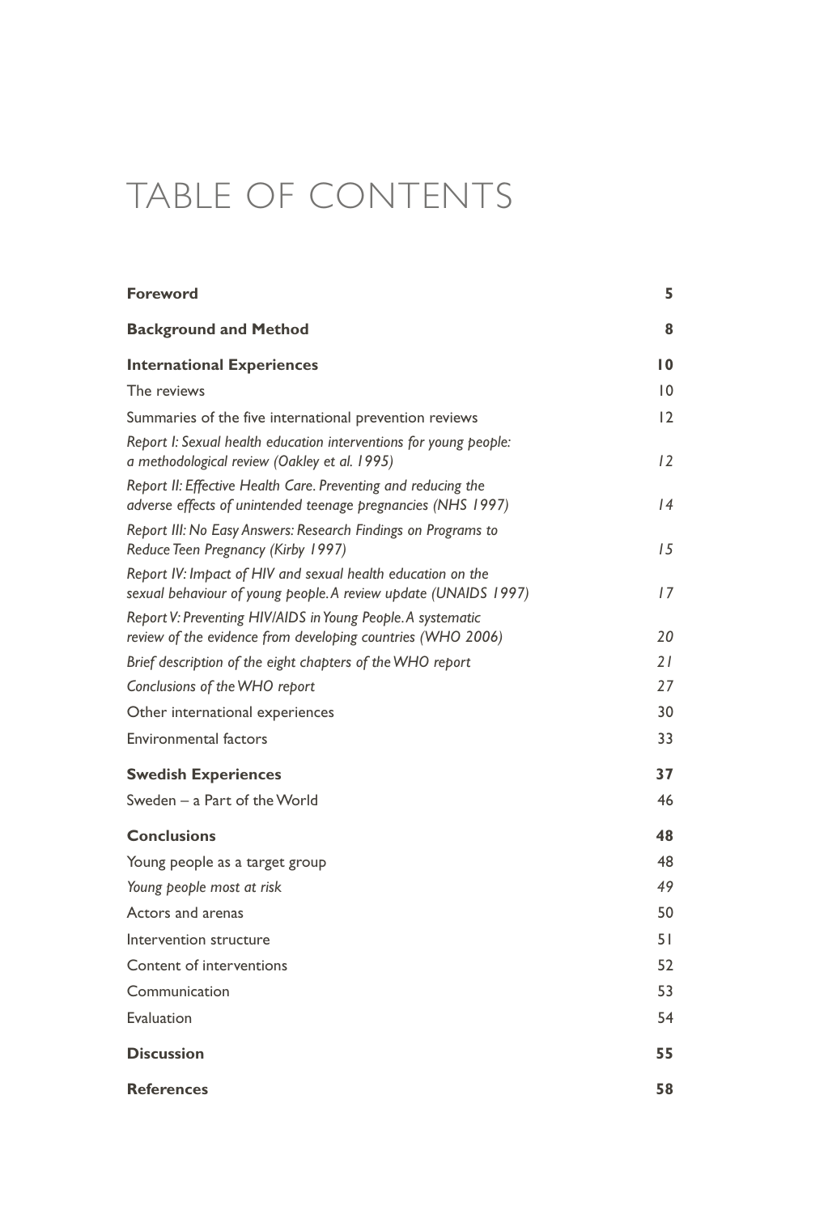# TABLE OF CONTENTS

| | |
|---|---|
| **Foreword** | **5** |
| **Background and Method** | **8** |
| **International Experiences** | **10** |
| The reviews | 10 |
| Summaries of the five international prevention reviews | 12 |
| *Report I: Sexual health education interventions for young people: a methodological review (Oakley et al. 1995)* | *12* |
| *Report II: Effective Health Care. Preventing and reducing the adverse effects of unintended teenage pregnancies (NHS 1997)* | *14* |
| *Report III: No Easy Answers: Research Findings on Programs to Reduce Teen Pregnancy (Kirby 1997)* | *15* |
| *Report IV: Impact of HIV and sexual health education on the sexual behaviour of young people. A review update (UNAIDS 1997)* | *17* |
| *Report V: Preventing HIV/AIDS in Young People. A systematic review of the evidence from developing countries (WHO 2006)* | *20* |
| *Brief description of the eight chapters of the WHO report* | *21* |
| *Conclusions of the WHO report* | *27* |
| Other international experiences | 30 |
| Environmental factors | 33 |
| **Swedish Experiences** | **37** |
| Sweden – a Part of the World | 46 |
| **Conclusions** | **48** |
| Young people as a target group | 48 |
| *Young people most at risk* | *49* |
| Actors and arenas | 50 |
| Intervention structure | 51 |
| Content of interventions | 52 |
| Communication | 53 |
| Evaluation | 54 |
| **Discussion** | **55** |
| **References** | **58** |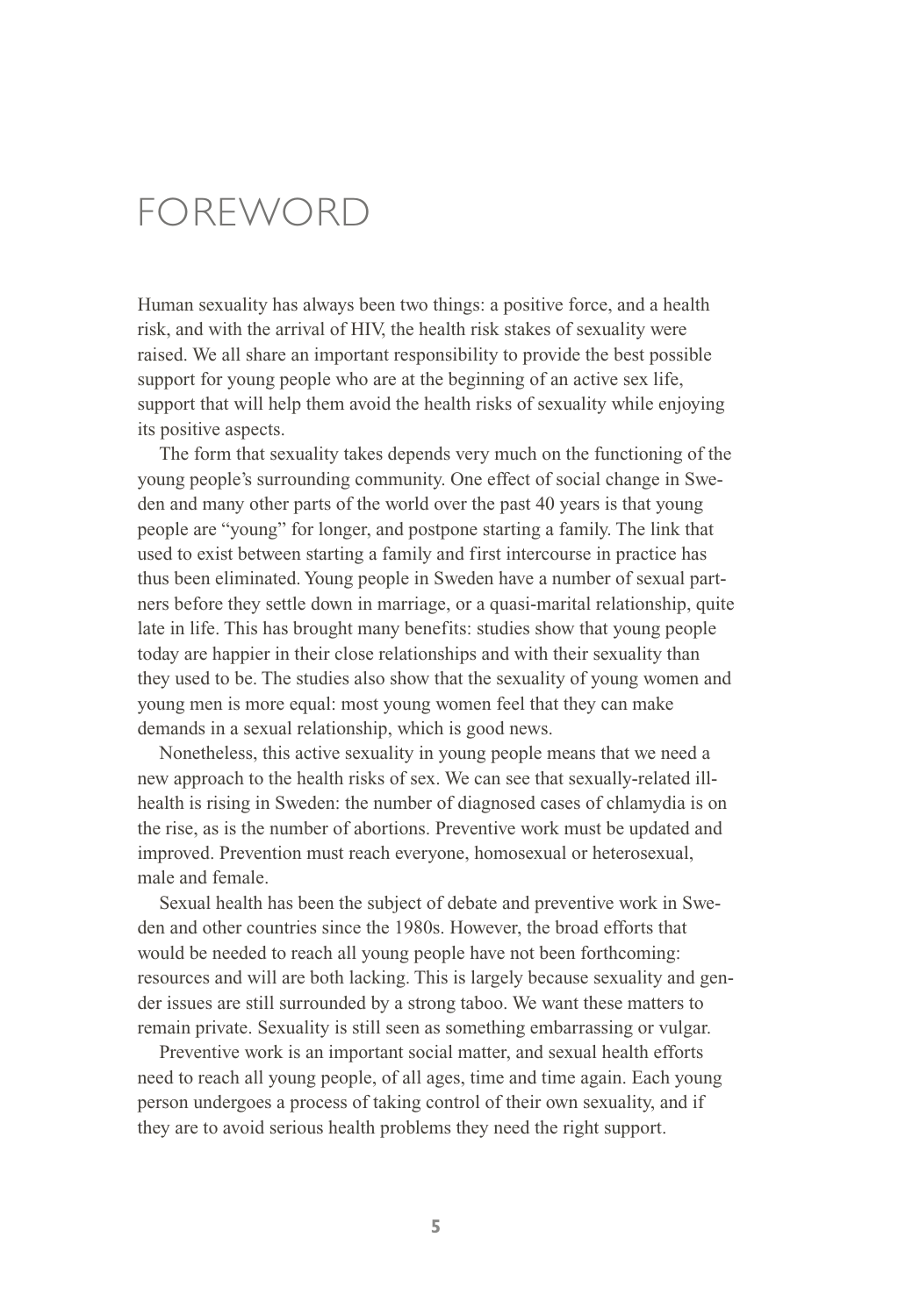# FOREWORD

Human sexuality has always been two things: a positive force, and a health risk, and with the arrival of HIV, the health risk stakes of sexuality were raised. We all share an important responsibility to provide the best possible support for young people who are at the beginning of an active sex life, support that will help them avoid the health risks of sexuality while enjoying its positive aspects.

The form that sexuality takes depends very much on the functioning of the young people's surrounding community. One effect of social change in Sweden and many other parts of the world over the past 40 years is that young people are "young" for longer, and postpone starting a family. The link that used to exist between starting a family and first intercourse in practice has thus been eliminated. Young people in Sweden have a number of sexual partners before they settle down in marriage, or a quasi-marital relationship, quite late in life. This has brought many benefits: studies show that young people today are happier in their close relationships and with their sexuality than they used to be. The studies also show that the sexuality of young women and young men is more equal: most young women feel that they can make demands in a sexual relationship, which is good news.

Nonetheless, this active sexuality in young people means that we need a new approach to the health risks of sex. We can see that sexually-related ill-health is rising in Sweden: the number of diagnosed cases of chlamydia is on the rise, as is the number of abortions. Preventive work must be updated and improved. Prevention must reach everyone, homosexual or heterosexual, male and female.

Sexual health has been the subject of debate and preventive work in Sweden and other countries since the 1980s. However, the broad efforts that would be needed to reach all young people have not been forthcoming: resources and will are both lacking. This is largely because sexuality and gender issues are still surrounded by a strong taboo. We want these matters to remain private. Sexuality is still seen as something embarrassing or vulgar.

Preventive work is an important social matter, and sexual health efforts need to reach all young people, of all ages, time and time again. Each young person undergoes a process of taking control of their own sexuality, and if they are to avoid serious health problems they need the right support.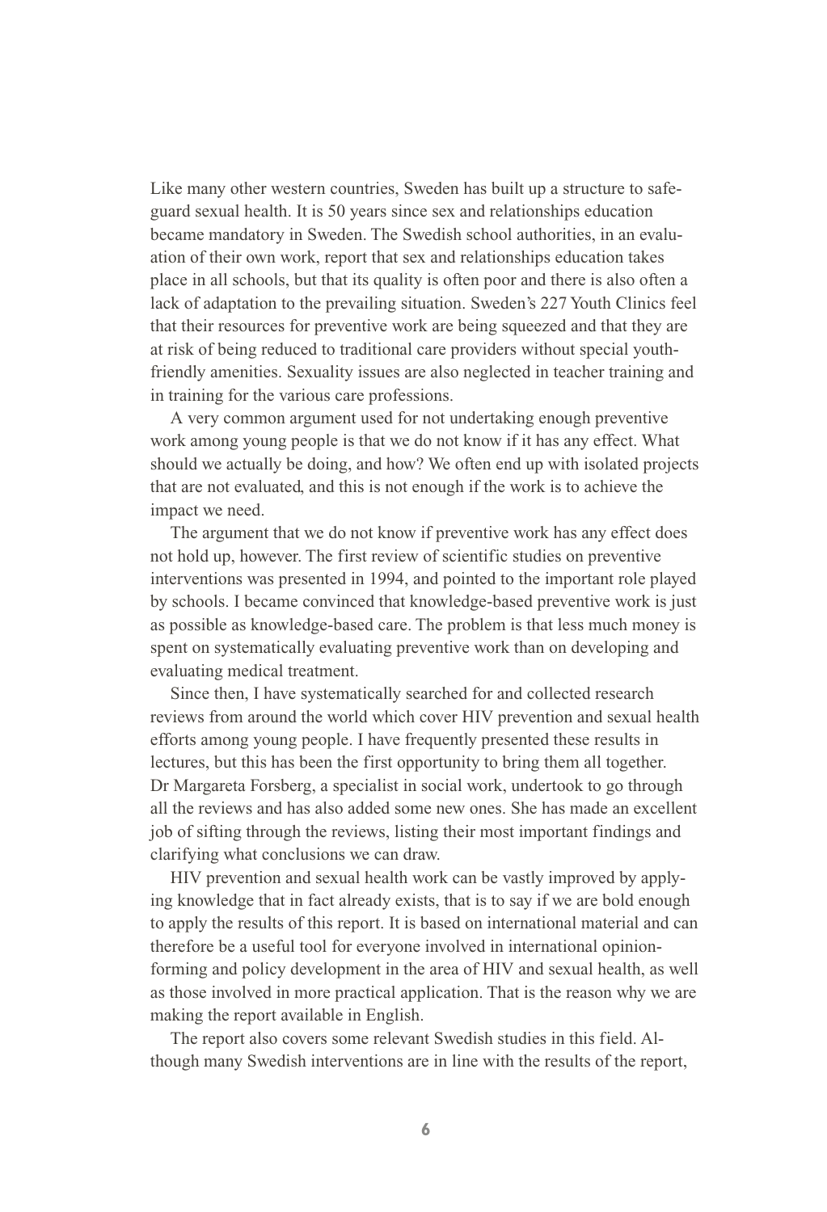Like many other western countries, Sweden has built up a structure to safeguard sexual health. It is 50 years since sex and relationships education became mandatory in Sweden. The Swedish school authorities, in an evaluation of their own work, report that sex and relationships education takes place in all schools, but that its quality is often poor and there is also often a lack of adaptation to the prevailing situation. Sweden's 227 Youth Clinics feel that their resources for preventive work are being squeezed and that they are at risk of being reduced to traditional care providers without special youth-friendly amenities. Sexuality issues are also neglected in teacher training and in training for the various care professions.

A very common argument used for not undertaking enough preventive work among young people is that we do not know if it has any effect. What should we actually be doing, and how? We often end up with isolated projects that are not evaluated, and this is not enough if the work is to achieve the impact we need.

The argument that we do not know if preventive work has any effect does not hold up, however. The first review of scientific studies on preventive interventions was presented in 1994, and pointed to the important role played by schools. I became convinced that knowledge-based preventive work is just as possible as knowledge-based care. The problem is that less much money is spent on systematically evaluating preventive work than on developing and evaluating medical treatment.

Since then, I have systematically searched for and collected research reviews from around the world which cover HIV prevention and sexual health efforts among young people. I have frequently presented these results in lectures, but this has been the first opportunity to bring them all together. Dr Margareta Forsberg, a specialist in social work, undertook to go through all the reviews and has also added some new ones. She has made an excellent job of sifting through the reviews, listing their most important findings and clarifying what conclusions we can draw.

HIV prevention and sexual health work can be vastly improved by applying knowledge that in fact already exists, that is to say if we are bold enough to apply the results of this report. It is based on international material and can therefore be a useful tool for everyone involved in international opinion-forming and policy development in the area of HIV and sexual health, as well as those involved in more practical application. That is the reason why we are making the report available in English.

The report also covers some relevant Swedish studies in this field. Although many Swedish interventions are in line with the results of the report,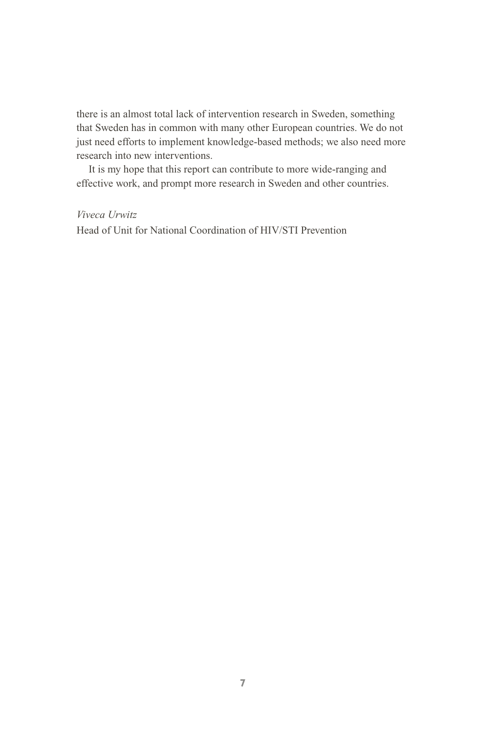there is an almost total lack of intervention research in Sweden, something that Sweden has in common with many other European countries. We do not just need efforts to implement knowledge-based methods; we also need more research into new interventions.

It is my hope that this report can contribute to more wide-ranging and effective work, and prompt more research in Sweden and other countries.

*Viveca Urwitz*
Head of Unit for National Coordination of HIV/STI Prevention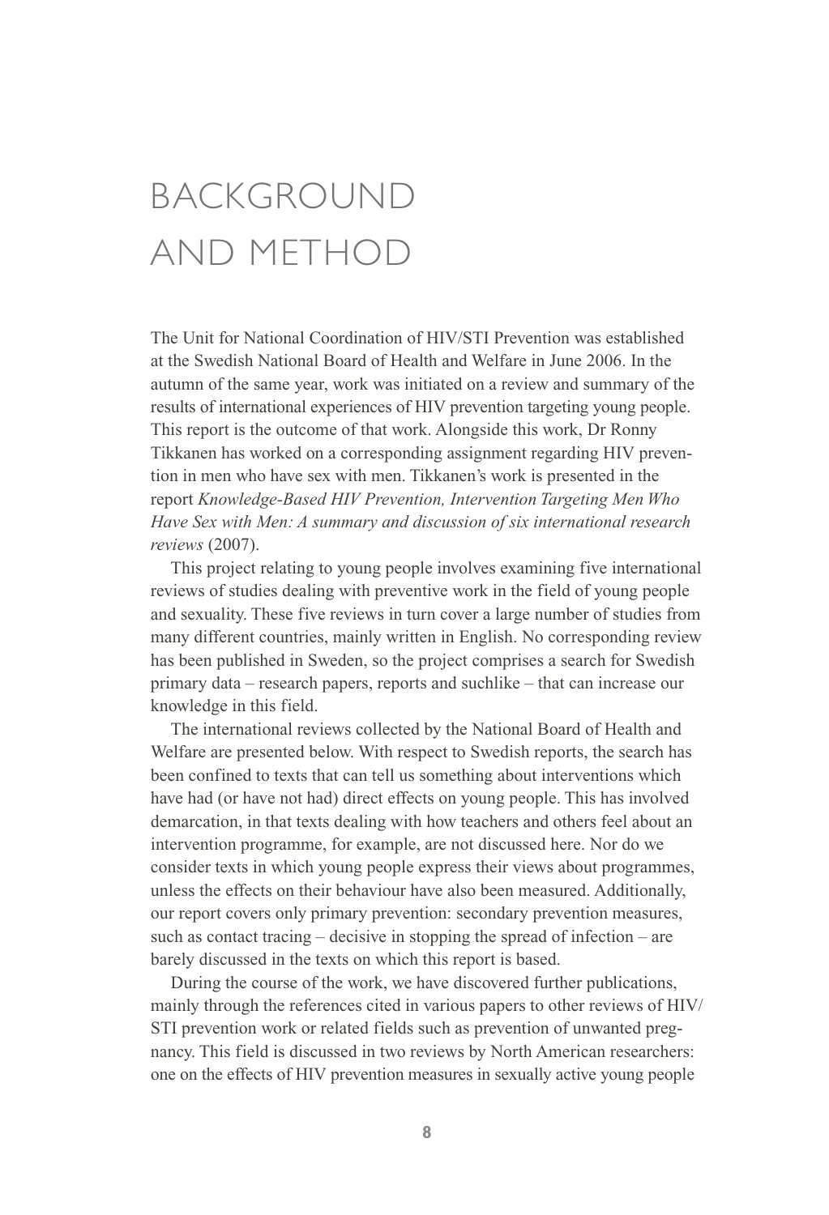# BACKGROUND AND METHOD

The Unit for National Coordination of HIV/STI Prevention was established at the Swedish National Board of Health and Welfare in June 2006. In the autumn of the same year, work was initiated on a review and summary of the results of international experiences of HIV prevention targeting young people. This report is the outcome of that work. Alongside this work, Dr Ronny Tikkanen has worked on a corresponding assignment regarding HIV prevention in men who have sex with men. Tikkanen's work is presented in the report *Knowledge-Based HIV Prevention, Intervention Targeting Men Who Have Sex with Men: A summary and discussion of six international research reviews* (2007).

This project relating to young people involves examining five international reviews of studies dealing with preventive work in the field of young people and sexuality. These five reviews in turn cover a large number of studies from many different countries, mainly written in English. No corresponding review has been published in Sweden, so the project comprises a search for Swedish primary data – research papers, reports and suchlike – that can increase our knowledge in this field.

The international reviews collected by the National Board of Health and Welfare are presented below. With respect to Swedish reports, the search has been confined to texts that can tell us something about interventions which have had (or have not had) direct effects on young people. This has involved demarcation, in that texts dealing with how teachers and others feel about an intervention programme, for example, are not discussed here. Nor do we consider texts in which young people express their views about programmes, unless the effects on their behaviour have also been measured. Additionally, our report covers only primary prevention: secondary prevention measures, such as contact tracing – decisive in stopping the spread of infection – are barely discussed in the texts on which this report is based.

During the course of the work, we have discovered further publications, mainly through the references cited in various papers to other reviews of HIV/STI prevention work or related fields such as prevention of unwanted pregnancy. This field is discussed in two reviews by North American researchers: one on the effects of HIV prevention measures in sexually active young people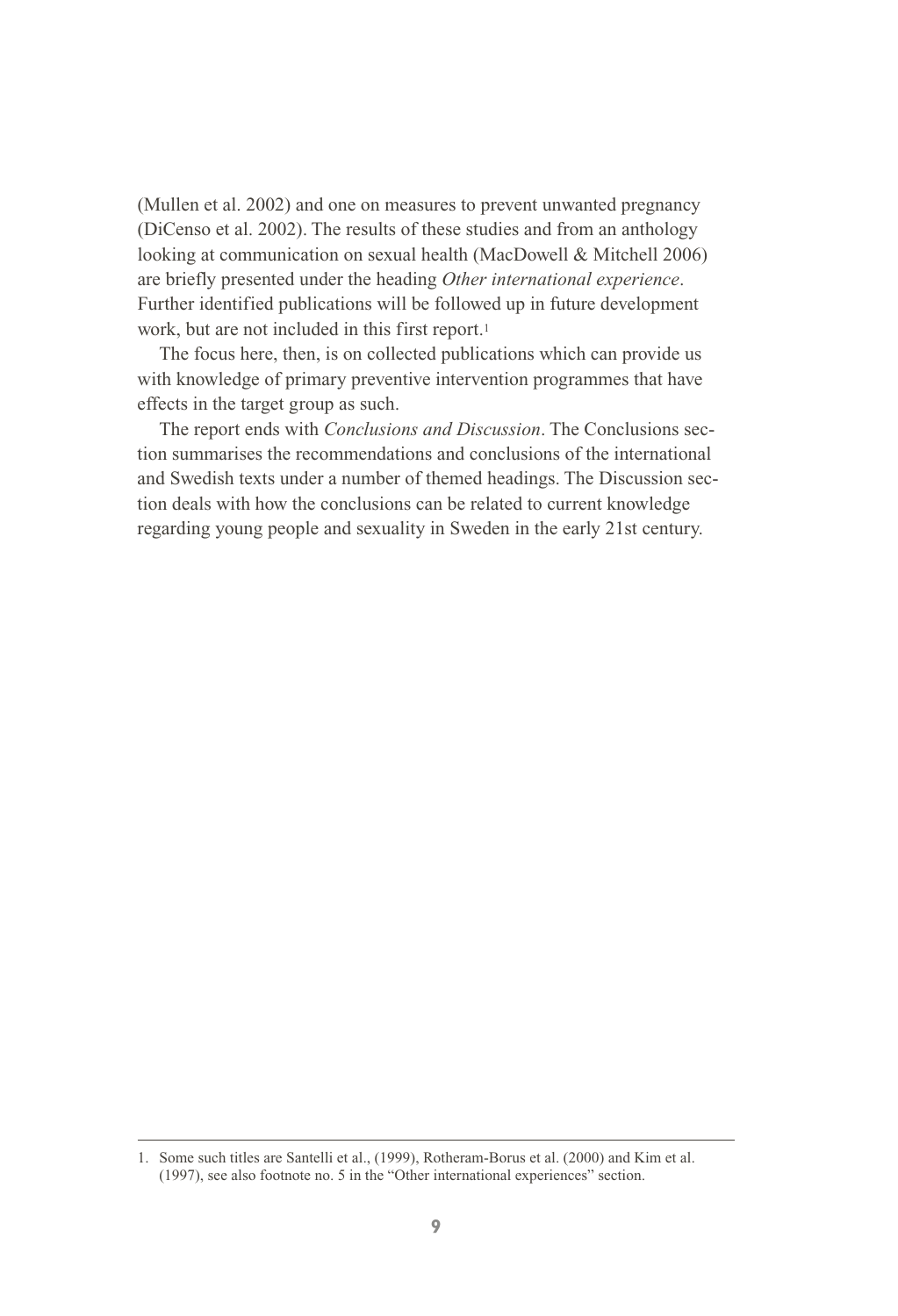(Mullen et al. 2002) and one on measures to prevent unwanted pregnancy (DiCenso et al. 2002). The results of these studies and from an anthology looking at communication on sexual health (MacDowell & Mitchell 2006) are briefly presented under the heading *Other international experience*. Further identified publications will be followed up in future development work, but are not included in this first report.[1]

The focus here, then, is on collected publications which can provide us with knowledge of primary preventive intervention programmes that have effects in the target group as such.

The report ends with *Conclusions and Discussion*. The Conclusions section summarises the recommendations and conclusions of the international and Swedish texts under a number of themed headings. The Discussion section deals with how the conclusions can be related to current knowledge regarding young people and sexuality in Sweden in the early 21st century.

---

1. Some such titles are Santelli et al., (1999), Rotheram-Borus et al. (2000) and Kim et al. (1997), see also footnote no. 5 in the "Other international experiences" section.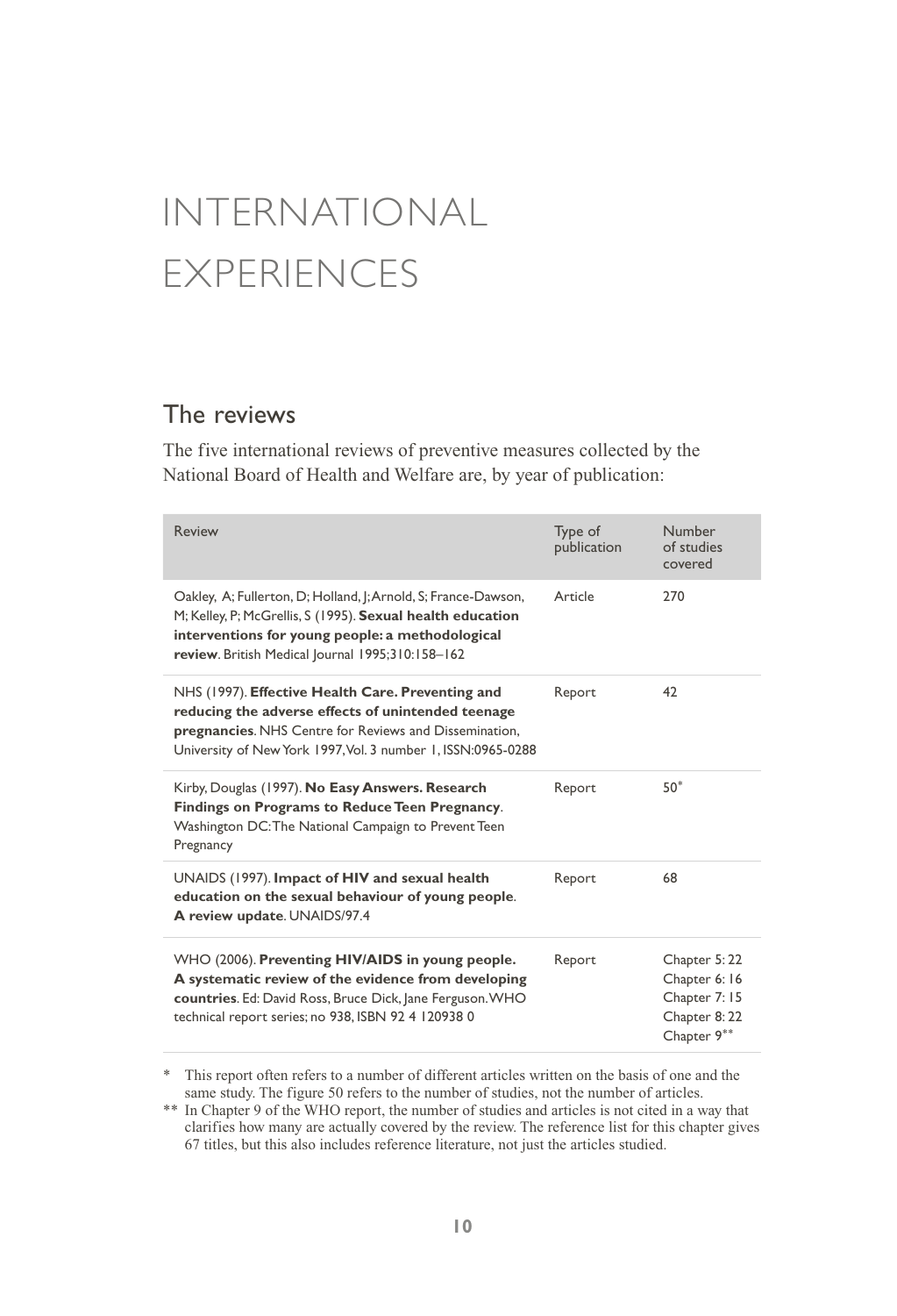# INTERNATIONAL EXPERIENCES

## The reviews

The five international reviews of preventive measures collected by the National Board of Health and Welfare are, by year of publication:

| Review | Type of publication | Number of studies covered |
|---|---|---|
| Oakley, A; Fullerton, D; Holland, J; Arnold, S; France-Dawson, M; Kelley, P; McGrellis, S (1995). **Sexual health education interventions for young people: a methodological review**. British Medical Journal 1995;310:158–162 | Article | 270 |
| NHS (1997). **Effective Health Care. Preventing and reducing the adverse effects of unintended teenage pregnancies**. NHS Centre for Reviews and Dissemination, University of New York 1997, Vol. 3 number 1, ISSN:0965-0288 | Report | 42 |
| Kirby, Douglas (1997). **No Easy Answers. Research Findings on Programs to Reduce Teen Pregnancy**. Washington DC: The National Campaign to Prevent Teen Pregnancy | Report | 50* |
| UNAIDS (1997). **Impact of HIV and sexual health education on the sexual behaviour of young people. A review update**. UNAIDS/97.4 | Report | 68 |
| WHO (2006). **Preventing HIV/AIDS in young people. A systematic review of the evidence from developing countries**. Ed: David Ross, Bruce Dick, Jane Ferguson. WHO technical report series; no 938, ISBN 92 4 120938 0 | Report | Chapter 5: 22<br>Chapter 6: 16<br>Chapter 7: 15<br>Chapter 8: 22<br>Chapter 9** |

\* This report often refers to a number of different articles written on the basis of one and the same study. The figure 50 refers to the number of studies, not the number of articles.

\*\* In Chapter 9 of the WHO report, the number of studies and articles is not cited in a way that clarifies how many are actually covered by the review. The reference list for this chapter gives 67 titles, but this also includes reference literature, not just the articles studied.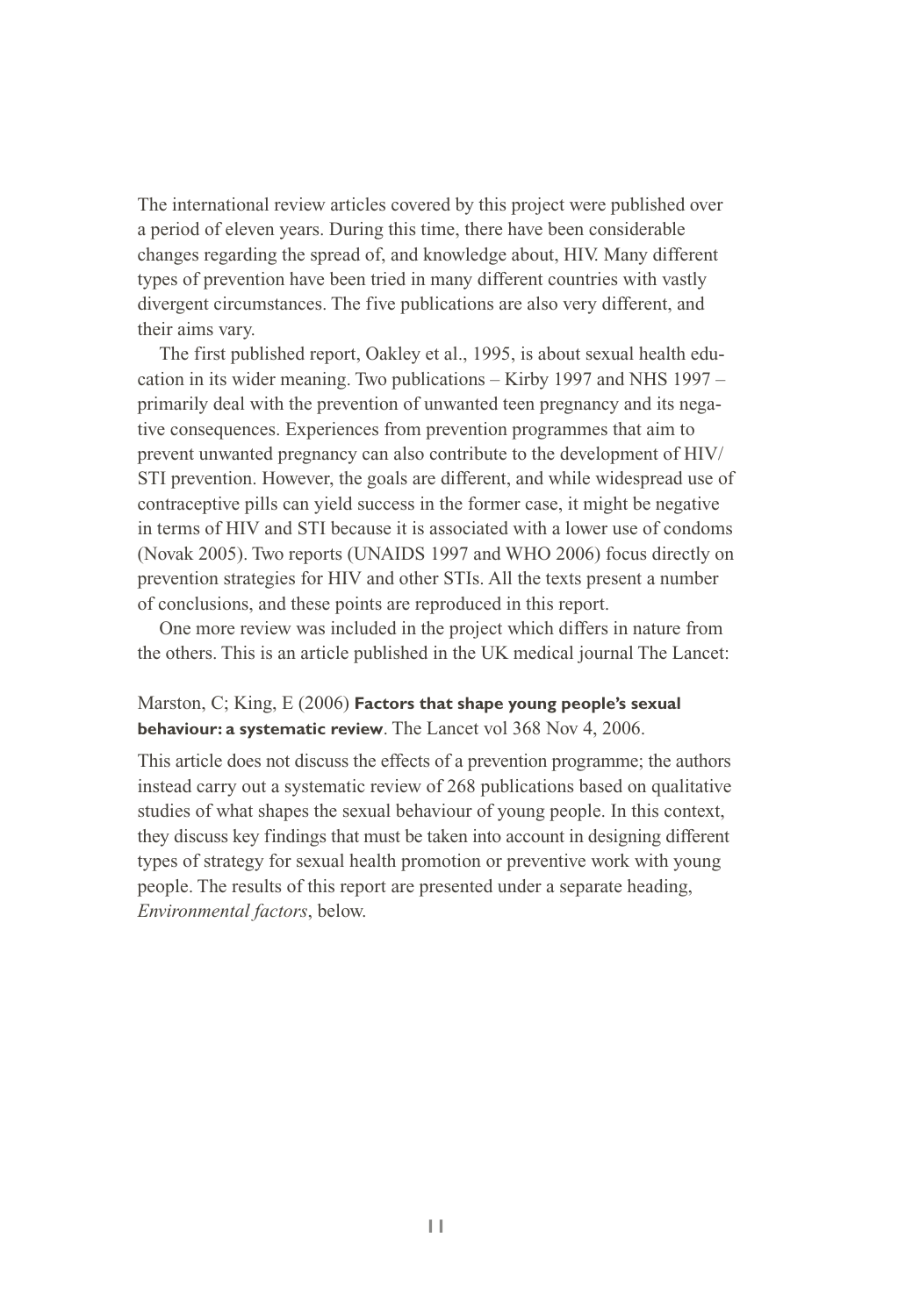The international review articles covered by this project were published over a period of eleven years. During this time, there have been considerable changes regarding the spread of, and knowledge about, HIV. Many different types of prevention have been tried in many different countries with vastly divergent circumstances. The five publications are also very different, and their aims vary.

The first published report, Oakley et al., 1995, is about sexual health education in its wider meaning. Two publications – Kirby 1997 and NHS 1997 – primarily deal with the prevention of unwanted teen pregnancy and its negative consequences. Experiences from prevention programmes that aim to prevent unwanted pregnancy can also contribute to the development of HIV/STI prevention. However, the goals are different, and while widespread use of contraceptive pills can yield success in the former case, it might be negative in terms of HIV and STI because it is associated with a lower use of condoms (Novak 2005). Two reports (UNAIDS 1997 and WHO 2006) focus directly on prevention strategies for HIV and other STIs. All the texts present a number of conclusions, and these points are reproduced in this report.

One more review was included in the project which differs in nature from the others. This is an article published in the UK medical journal The Lancet:

Marston, C; King, E (2006) **Factors that shape young people's sexual behaviour: a systematic review**. The Lancet vol 368 Nov 4, 2006.

This article does not discuss the effects of a prevention programme; the authors instead carry out a systematic review of 268 publications based on qualitative studies of what shapes the sexual behaviour of young people. In this context, they discuss key findings that must be taken into account in designing different types of strategy for sexual health promotion or preventive work with young people. The results of this report are presented under a separate heading, *Environmental factors*, below.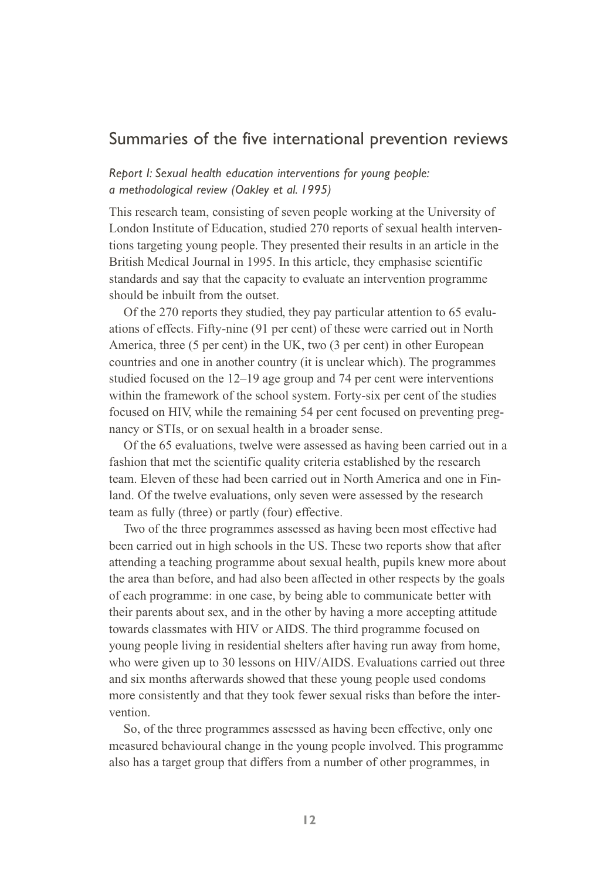## Summaries of the five international prevention reviews

### *Report I: Sexual health education interventions for young people: a methodological review (Oakley et al. 1995)*

This research team, consisting of seven people working at the University of London Institute of Education, studied 270 reports of sexual health interventions targeting young people. They presented their results in an article in the British Medical Journal in 1995. In this article, they emphasise scientific standards and say that the capacity to evaluate an intervention programme should be inbuilt from the outset.

Of the 270 reports they studied, they pay particular attention to 65 evaluations of effects. Fifty-nine (91 per cent) of these were carried out in North America, three (5 per cent) in the UK, two (3 per cent) in other European countries and one in another country (it is unclear which). The programmes studied focused on the 12–19 age group and 74 per cent were interventions within the framework of the school system. Forty-six per cent of the studies focused on HIV, while the remaining 54 per cent focused on preventing pregnancy or STIs, or on sexual health in a broader sense.

Of the 65 evaluations, twelve were assessed as having been carried out in a fashion that met the scientific quality criteria established by the research team. Eleven of these had been carried out in North America and one in Finland. Of the twelve evaluations, only seven were assessed by the research team as fully (three) or partly (four) effective.

Two of the three programmes assessed as having been most effective had been carried out in high schools in the US. These two reports show that after attending a teaching programme about sexual health, pupils knew more about the area than before, and had also been affected in other respects by the goals of each programme: in one case, by being able to communicate better with their parents about sex, and in the other by having a more accepting attitude towards classmates with HIV or AIDS. The third programme focused on young people living in residential shelters after having run away from home, who were given up to 30 lessons on HIV/AIDS. Evaluations carried out three and six months afterwards showed that these young people used condoms more consistently and that they took fewer sexual risks than before the intervention.

So, of the three programmes assessed as having been effective, only one measured behavioural change in the young people involved. This programme also has a target group that differs from a number of other programmes, in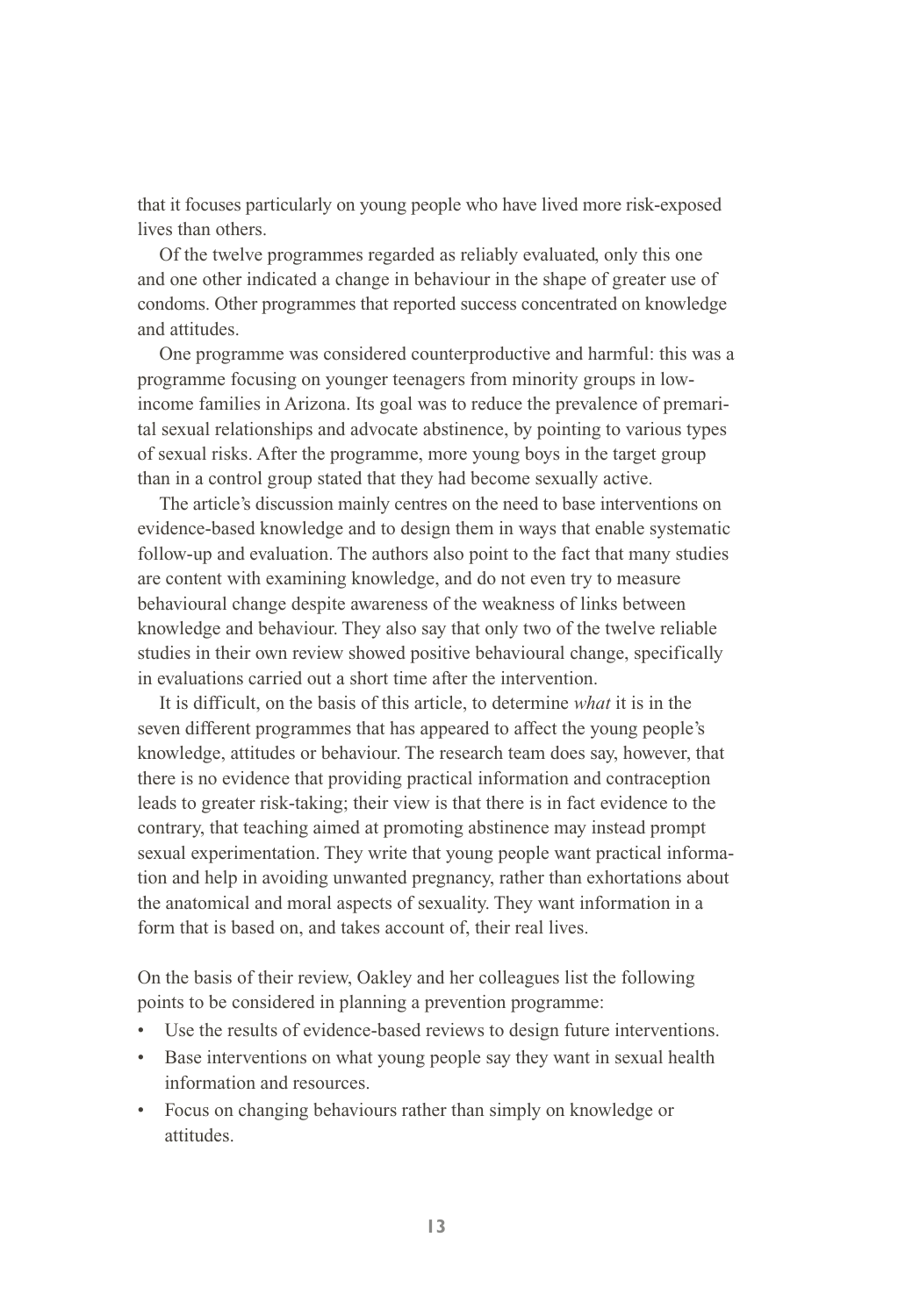that it focuses particularly on young people who have lived more risk-exposed lives than others.

Of the twelve programmes regarded as reliably evaluated, only this one and one other indicated a change in behaviour in the shape of greater use of condoms. Other programmes that reported success concentrated on knowledge and attitudes.

One programme was considered counterproductive and harmful: this was a programme focusing on younger teenagers from minority groups in low-income families in Arizona. Its goal was to reduce the prevalence of premarital sexual relationships and advocate abstinence, by pointing to various types of sexual risks. After the programme, more young boys in the target group than in a control group stated that they had become sexually active.

The article's discussion mainly centres on the need to base interventions on evidence-based knowledge and to design them in ways that enable systematic follow-up and evaluation. The authors also point to the fact that many studies are content with examining knowledge, and do not even try to measure behavioural change despite awareness of the weakness of links between knowledge and behaviour. They also say that only two of the twelve reliable studies in their own review showed positive behavioural change, specifically in evaluations carried out a short time after the intervention.

It is difficult, on the basis of this article, to determine *what* it is in the seven different programmes that has appeared to affect the young people's knowledge, attitudes or behaviour. The research team does say, however, that there is no evidence that providing practical information and contraception leads to greater risk-taking; their view is that there is in fact evidence to the contrary, that teaching aimed at promoting abstinence may instead prompt sexual experimentation. They write that young people want practical information and help in avoiding unwanted pregnancy, rather than exhortations about the anatomical and moral aspects of sexuality. They want information in a form that is based on, and takes account of, their real lives.

On the basis of their review, Oakley and her colleagues list the following points to be considered in planning a prevention programme:

- Use the results of evidence-based reviews to design future interventions.
- Base interventions on what young people say they want in sexual health information and resources.
- Focus on changing behaviours rather than simply on knowledge or attitudes.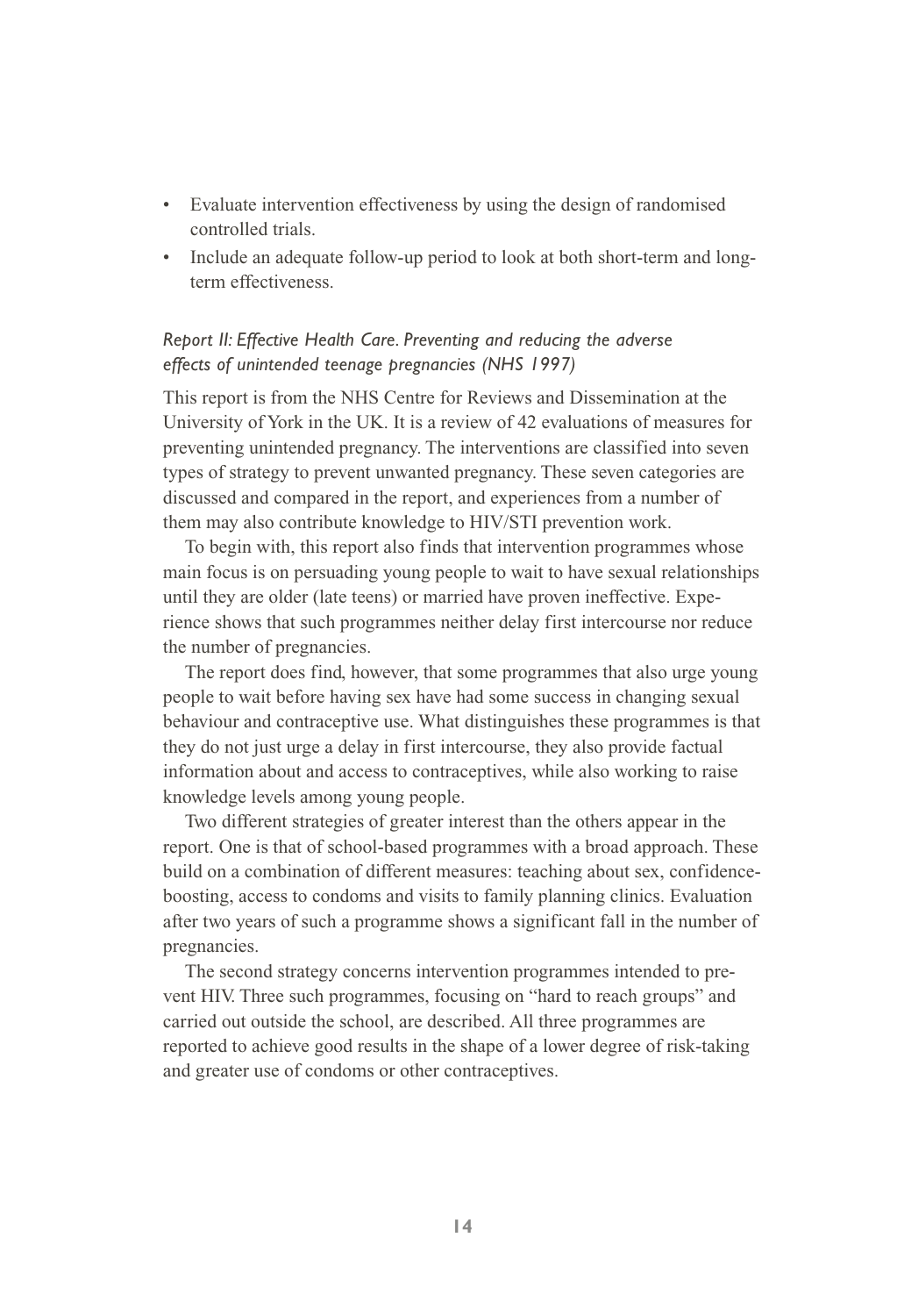- Evaluate intervention effectiveness by using the design of randomised controlled trials.
- Include an adequate follow-up period to look at both short-term and long-term effectiveness.

*Report II: Effective Health Care. Preventing and reducing the adverse effects of unintended teenage pregnancies (NHS 1997)*

This report is from the NHS Centre for Reviews and Dissemination at the University of York in the UK. It is a review of 42 evaluations of measures for preventing unintended pregnancy. The interventions are classified into seven types of strategy to prevent unwanted pregnancy. These seven categories are discussed and compared in the report, and experiences from a number of them may also contribute knowledge to HIV/STI prevention work.

To begin with, this report also finds that intervention programmes whose main focus is on persuading young people to wait to have sexual relationships until they are older (late teens) or married have proven ineffective. Experience shows that such programmes neither delay first intercourse nor reduce the number of pregnancies.

The report does find, however, that some programmes that also urge young people to wait before having sex have had some success in changing sexual behaviour and contraceptive use. What distinguishes these programmes is that they do not just urge a delay in first intercourse, they also provide factual information about and access to contraceptives, while also working to raise knowledge levels among young people.

Two different strategies of greater interest than the others appear in the report. One is that of school-based programmes with a broad approach. These build on a combination of different measures: teaching about sex, confidence-boosting, access to condoms and visits to family planning clinics. Evaluation after two years of such a programme shows a significant fall in the number of pregnancies.

The second strategy concerns intervention programmes intended to prevent HIV. Three such programmes, focusing on "hard to reach groups" and carried out outside the school, are described. All three programmes are reported to achieve good results in the shape of a lower degree of risk-taking and greater use of condoms or other contraceptives.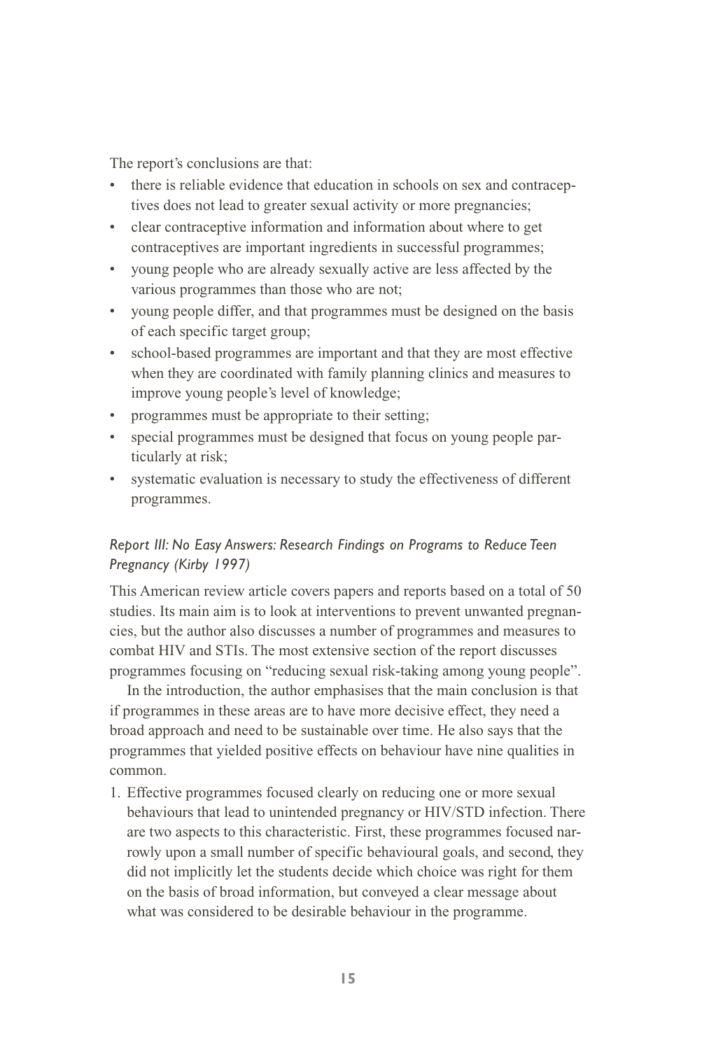The report's conclusions are that:

- there is reliable evidence that education in schools on sex and contraceptives does not lead to greater sexual activity or more pregnancies;
- clear contraceptive information and information about where to get contraceptives are important ingredients in successful programmes;
- young people who are already sexually active are less affected by the various programmes than those who are not;
- young people differ, and that programmes must be designed on the basis of each specific target group;
- school-based programmes are important and that they are most effective when they are coordinated with family planning clinics and measures to improve young people's level of knowledge;
- programmes must be appropriate to their setting;
- special programmes must be designed that focus on young people particularly at risk;
- systematic evaluation is necessary to study the effectiveness of different programmes.

### *Report III: No Easy Answers: Research Findings on Programs to Reduce Teen Pregnancy (Kirby 1997)*

This American review article covers papers and reports based on a total of 50 studies. Its main aim is to look at interventions to prevent unwanted pregnancies, but the author also discusses a number of programmes and measures to combat HIV and STIs. The most extensive section of the report discusses programmes focusing on "reducing sexual risk-taking among young people".

In the introduction, the author emphasises that the main conclusion is that if programmes in these areas are to have more decisive effect, they need a broad approach and need to be sustainable over time. He also says that the programmes that yielded positive effects on behaviour have nine qualities in common.

1. Effective programmes focused clearly on reducing one or more sexual behaviours that lead to unintended pregnancy or HIV/STD infection. There are two aspects to this characteristic. First, these programmes focused narrowly upon a small number of specific behavioural goals, and second, they did not implicitly let the students decide which choice was right for them on the basis of broad information, but conveyed a clear message about what was considered to be desirable behaviour in the programme.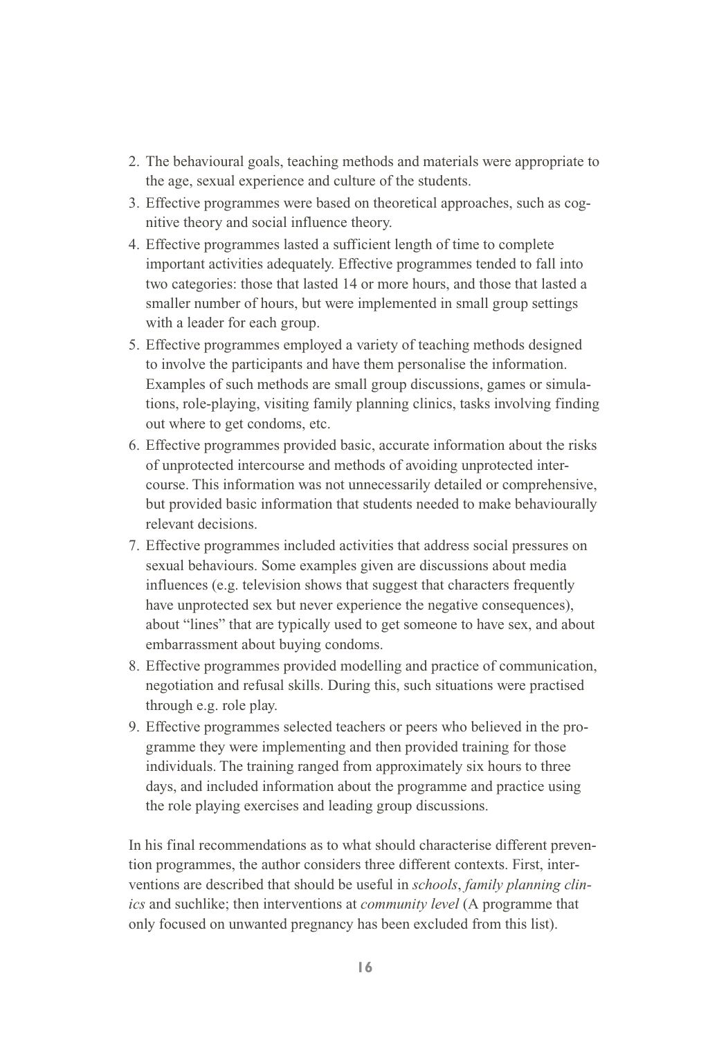2. The behavioural goals, teaching methods and materials were appropriate to the age, sexual experience and culture of the students.
3. Effective programmes were based on theoretical approaches, such as cognitive theory and social influence theory.
4. Effective programmes lasted a sufficient length of time to complete important activities adequately. Effective programmes tended to fall into two categories: those that lasted 14 or more hours, and those that lasted a smaller number of hours, but were implemented in small group settings with a leader for each group.
5. Effective programmes employed a variety of teaching methods designed to involve the participants and have them personalise the information. Examples of such methods are small group discussions, games or simulations, role-playing, visiting family planning clinics, tasks involving finding out where to get condoms, etc.
6. Effective programmes provided basic, accurate information about the risks of unprotected intercourse and methods of avoiding unprotected intercourse. This information was not unnecessarily detailed or comprehensive, but provided basic information that students needed to make behaviourally relevant decisions.
7. Effective programmes included activities that address social pressures on sexual behaviours. Some examples given are discussions about media influences (e.g. television shows that suggest that characters frequently have unprotected sex but never experience the negative consequences), about "lines" that are typically used to get someone to have sex, and about embarrassment about buying condoms.
8. Effective programmes provided modelling and practice of communication, negotiation and refusal skills. During this, such situations were practised through e.g. role play.
9. Effective programmes selected teachers or peers who believed in the programme they were implementing and then provided training for those individuals. The training ranged from approximately six hours to three days, and included information about the programme and practice using the role playing exercises and leading group discussions.

In his final recommendations as to what should characterise different prevention programmes, the author considers three different contexts. First, interventions are described that should be useful in *schools*, *family planning clinics* and suchlike; then interventions at *community level* (A programme that only focused on unwanted pregnancy has been excluded from this list).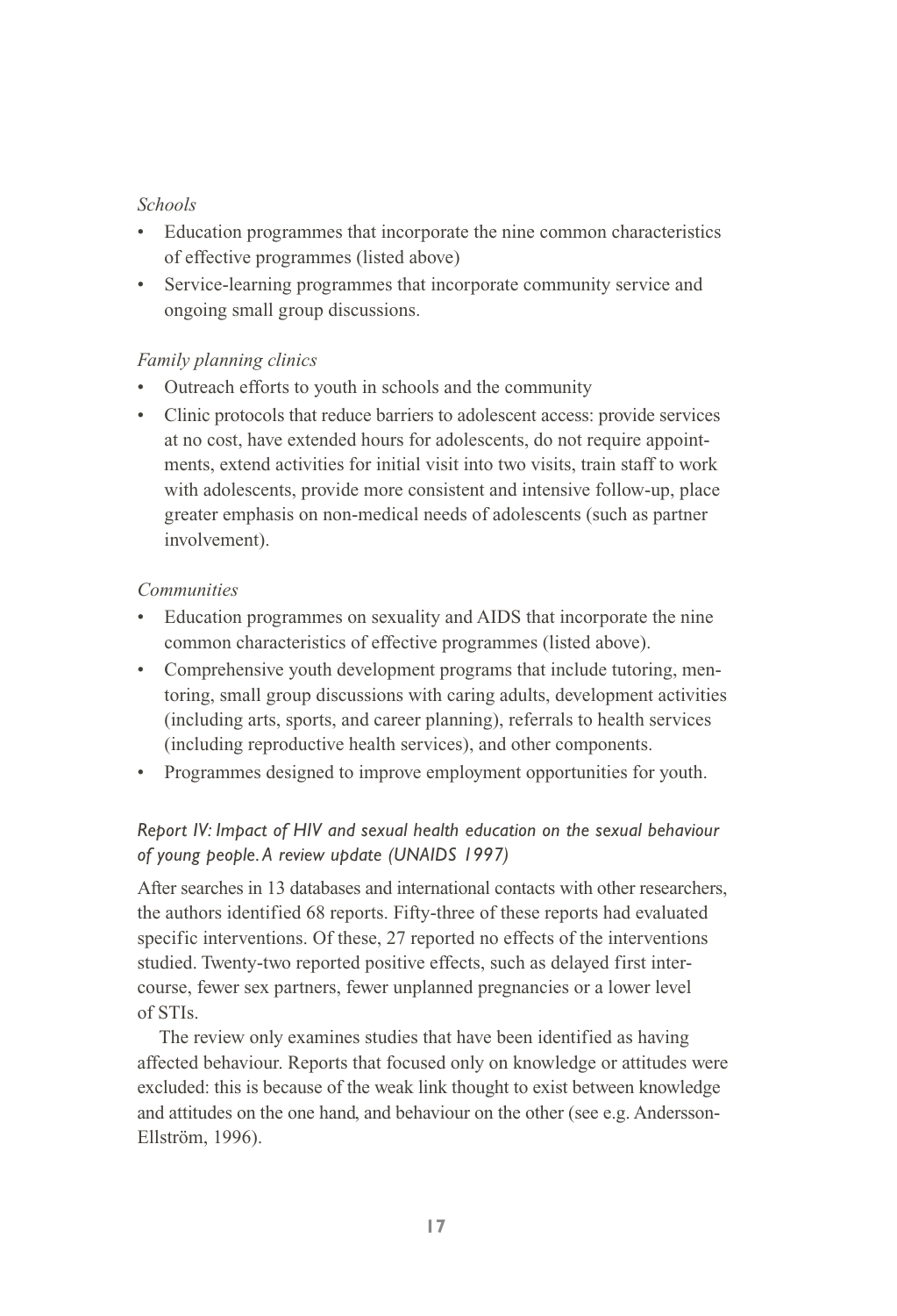*Schools*

- Education programmes that incorporate the nine common characteristics of effective programmes (listed above)
- Service-learning programmes that incorporate community service and ongoing small group discussions.

*Family planning clinics*

- Outreach efforts to youth in schools and the community
- Clinic protocols that reduce barriers to adolescent access: provide services at no cost, have extended hours for adolescents, do not require appointments, extend activities for initial visit into two visits, train staff to work with adolescents, provide more consistent and intensive follow-up, place greater emphasis on non-medical needs of adolescents (such as partner involvement).

*Communities*

- Education programmes on sexuality and AIDS that incorporate the nine common characteristics of effective programmes (listed above).
- Comprehensive youth development programs that include tutoring, mentoring, small group discussions with caring adults, development activities (including arts, sports, and career planning), referrals to health services (including reproductive health services), and other components.
- Programmes designed to improve employment opportunities for youth.

### *Report IV: Impact of HIV and sexual health education on the sexual behaviour of young people. A review update (UNAIDS 1997)*

After searches in 13 databases and international contacts with other researchers, the authors identified 68 reports. Fifty-three of these reports had evaluated specific interventions. Of these, 27 reported no effects of the interventions studied. Twenty-two reported positive effects, such as delayed first intercourse, fewer sex partners, fewer unplanned pregnancies or a lower level of STIs.

The review only examines studies that have been identified as having affected behaviour. Reports that focused only on knowledge or attitudes were excluded: this is because of the weak link thought to exist between knowledge and attitudes on the one hand, and behaviour on the other (see e.g. Andersson-Ellström, 1996).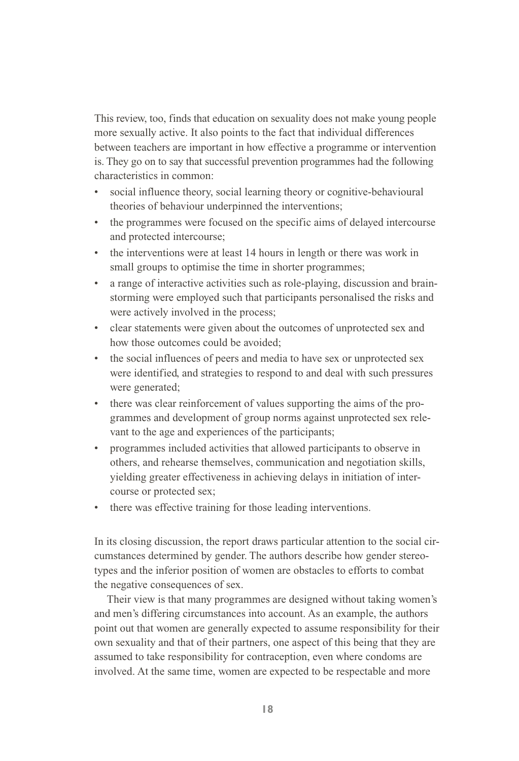This review, too, finds that education on sexuality does not make young people more sexually active. It also points to the fact that individual differences between teachers are important in how effective a programme or intervention is. They go on to say that successful prevention programmes had the following characteristics in common:

- social influence theory, social learning theory or cognitive-behavioural theories of behaviour underpinned the interventions;
- the programmes were focused on the specific aims of delayed intercourse and protected intercourse;
- the interventions were at least 14 hours in length or there was work in small groups to optimise the time in shorter programmes;
- a range of interactive activities such as role-playing, discussion and brainstorming were employed such that participants personalised the risks and were actively involved in the process;
- clear statements were given about the outcomes of unprotected sex and how those outcomes could be avoided;
- the social influences of peers and media to have sex or unprotected sex were identified, and strategies to respond to and deal with such pressures were generated;
- there was clear reinforcement of values supporting the aims of the programmes and development of group norms against unprotected sex relevant to the age and experiences of the participants;
- programmes included activities that allowed participants to observe in others, and rehearse themselves, communication and negotiation skills, yielding greater effectiveness in achieving delays in initiation of intercourse or protected sex;
- there was effective training for those leading interventions.

In its closing discussion, the report draws particular attention to the social circumstances determined by gender. The authors describe how gender stereotypes and the inferior position of women are obstacles to efforts to combat the negative consequences of sex.

Their view is that many programmes are designed without taking women's and men's differing circumstances into account. As an example, the authors point out that women are generally expected to assume responsibility for their own sexuality and that of their partners, one aspect of this being that they are assumed to take responsibility for contraception, even where condoms are involved. At the same time, women are expected to be respectable and more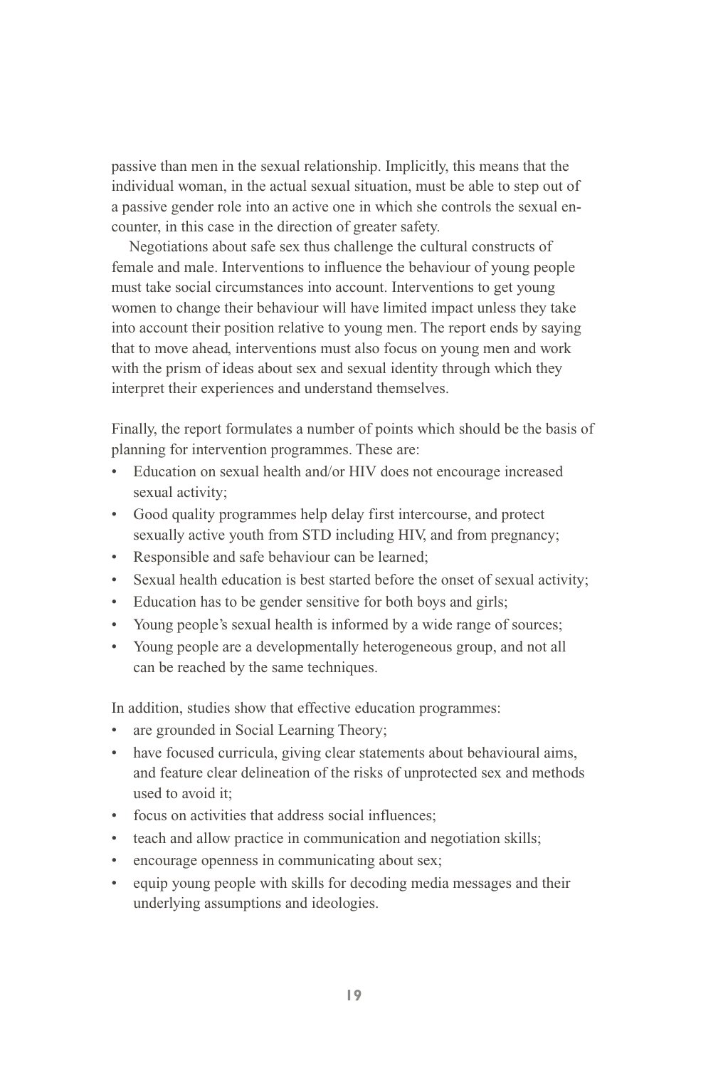passive than men in the sexual relationship. Implicitly, this means that the individual woman, in the actual sexual situation, must be able to step out of a passive gender role into an active one in which she controls the sexual encounter, in this case in the direction of greater safety.

Negotiations about safe sex thus challenge the cultural constructs of female and male. Interventions to influence the behaviour of young people must take social circumstances into account. Interventions to get young women to change their behaviour will have limited impact unless they take into account their position relative to young men. The report ends by saying that to move ahead, interventions must also focus on young men and work with the prism of ideas about sex and sexual identity through which they interpret their experiences and understand themselves.

Finally, the report formulates a number of points which should be the basis of planning for intervention programmes. These are:

- Education on sexual health and/or HIV does not encourage increased sexual activity;
- Good quality programmes help delay first intercourse, and protect sexually active youth from STD including HIV, and from pregnancy;
- Responsible and safe behaviour can be learned;
- Sexual health education is best started before the onset of sexual activity;
- Education has to be gender sensitive for both boys and girls;
- Young people's sexual health is informed by a wide range of sources;
- Young people are a developmentally heterogeneous group, and not all can be reached by the same techniques.

In addition, studies show that effective education programmes:

- are grounded in Social Learning Theory;
- have focused curricula, giving clear statements about behavioural aims, and feature clear delineation of the risks of unprotected sex and methods used to avoid it;
- focus on activities that address social influences;
- teach and allow practice in communication and negotiation skills;
- encourage openness in communicating about sex;
- equip young people with skills for decoding media messages and their underlying assumptions and ideologies.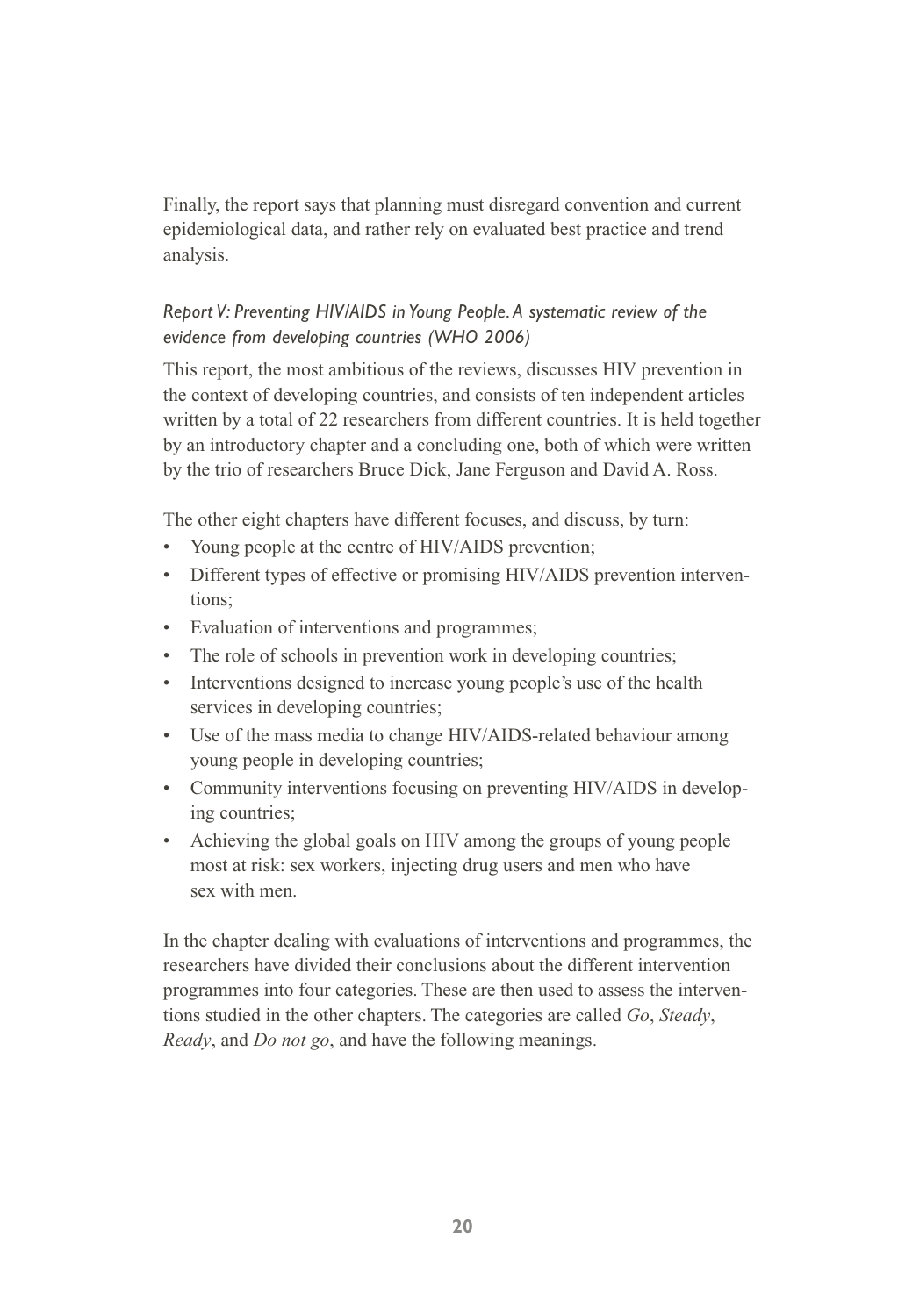Finally, the report says that planning must disregard convention and current epidemiological data, and rather rely on evaluated best practice and trend analysis.

### *Report V: Preventing HIV/AIDS in Young People. A systematic review of the evidence from developing countries (WHO 2006)*

This report, the most ambitious of the reviews, discusses HIV prevention in the context of developing countries, and consists of ten independent articles written by a total of 22 researchers from different countries. It is held together by an introductory chapter and a concluding one, both of which were written by the trio of researchers Bruce Dick, Jane Ferguson and David A. Ross.

The other eight chapters have different focuses, and discuss, by turn:

- Young people at the centre of HIV/AIDS prevention;
- Different types of effective or promising HIV/AIDS prevention interventions;
- Evaluation of interventions and programmes;
- The role of schools in prevention work in developing countries;
- Interventions designed to increase young people's use of the health services in developing countries;
- Use of the mass media to change HIV/AIDS-related behaviour among young people in developing countries;
- Community interventions focusing on preventing HIV/AIDS in developing countries;
- Achieving the global goals on HIV among the groups of young people most at risk: sex workers, injecting drug users and men who have sex with men.

In the chapter dealing with evaluations of interventions and programmes, the researchers have divided their conclusions about the different intervention programmes into four categories. These are then used to assess the interventions studied in the other chapters. The categories are called *Go*, *Steady*, *Ready*, and *Do not go*, and have the following meanings.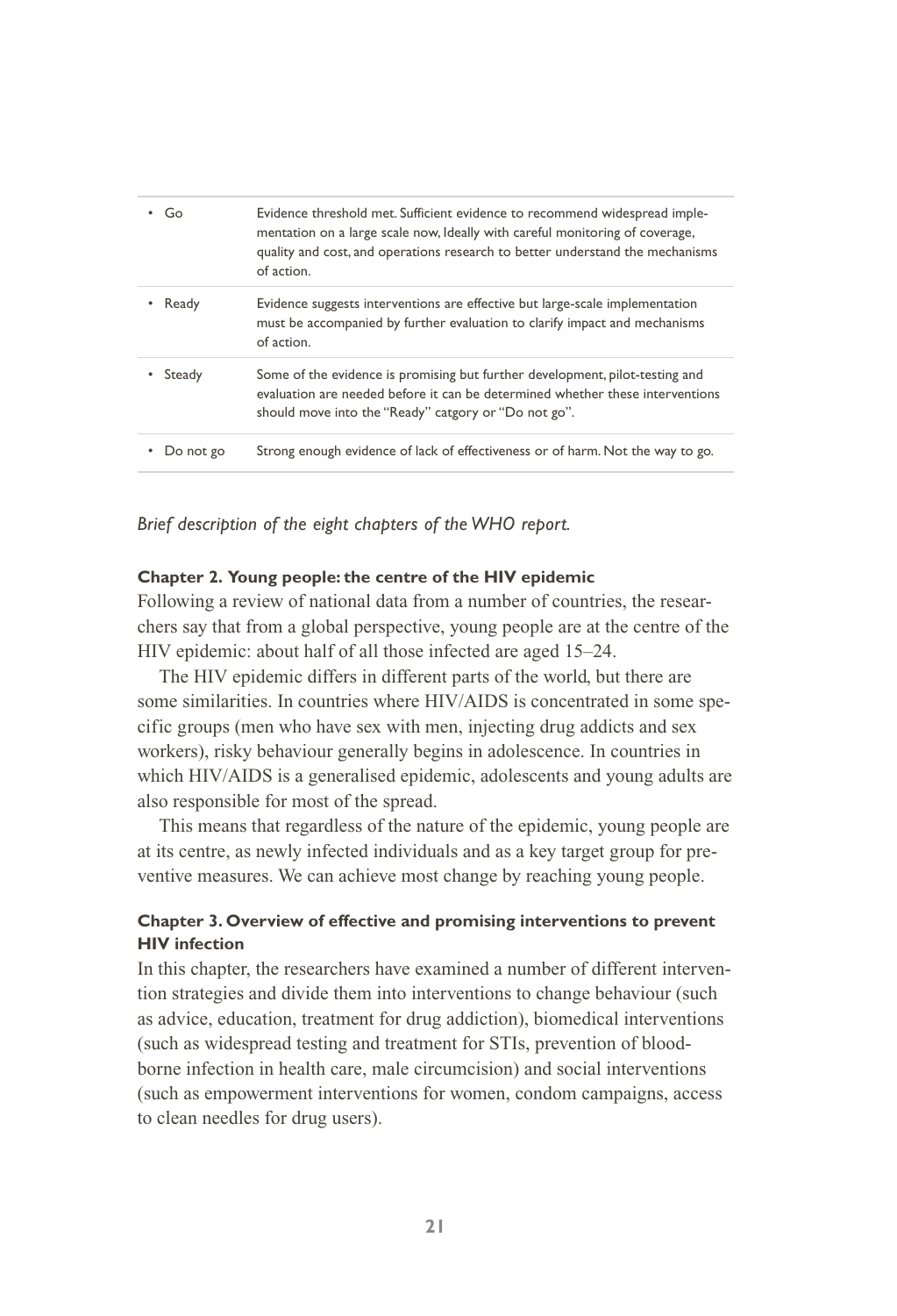| | |
|---|---|
| • Go | Evidence threshold met. Sufficient evidence to recommend widespread implementation on a large scale now, Ideally with careful monitoring of coverage, quality and cost, and operations research to better understand the mechanisms of action. |
| • Ready | Evidence suggests interventions are effective but large-scale implementation must be accompanied by further evaluation to clarify impact and mechanisms of action. |
| • Steady | Some of the evidence is promising but further development, pilot-testing and evaluation are needed before it can be determined whether these interventions should move into the "Ready" catgory or "Do not go". |
| • Do not go | Strong enough evidence of lack of effectiveness or of harm. Not the way to go. |

*Brief description of the eight chapters of the WHO report.*

**Chapter 2. Young people: the centre of the HIV epidemic**

Following a review of national data from a number of countries, the researchers say that from a global perspective, young people are at the centre of the HIV epidemic: about half of all those infected are aged 15–24.

The HIV epidemic differs in different parts of the world, but there are some similarities. In countries where HIV/AIDS is concentrated in some specific groups (men who have sex with men, injecting drug addicts and sex workers), risky behaviour generally begins in adolescence. In countries in which HIV/AIDS is a generalised epidemic, adolescents and young adults are also responsible for most of the spread.

This means that regardless of the nature of the epidemic, young people are at its centre, as newly infected individuals and as a key target group for preventive measures. We can achieve most change by reaching young people.

**Chapter 3. Overview of effective and promising interventions to prevent HIV infection**

In this chapter, the researchers have examined a number of different intervention strategies and divide them into interventions to change behaviour (such as advice, education, treatment for drug addiction), biomedical interventions (such as widespread testing and treatment for STIs, prevention of blood-borne infection in health care, male circumcision) and social interventions (such as empowerment interventions for women, condom campaigns, access to clean needles for drug users).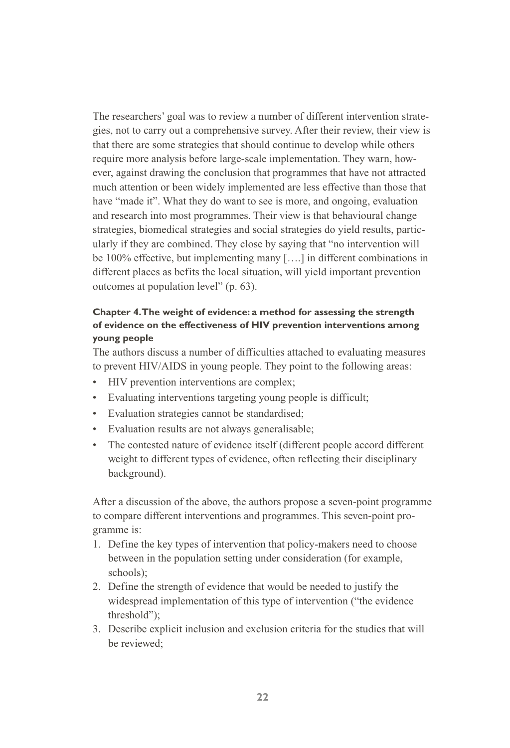The researchers' goal was to review a number of different intervention strategies, not to carry out a comprehensive survey. After their review, their view is that there are some strategies that should continue to develop while others require more analysis before large-scale implementation. They warn, however, against drawing the conclusion that programmes that have not attracted much attention or been widely implemented are less effective than those that have "made it". What they do want to see is more, and ongoing, evaluation and research into most programmes. Their view is that behavioural change strategies, biomedical strategies and social strategies do yield results, particularly if they are combined. They close by saying that "no intervention will be 100% effective, but implementing many [….] in different combinations in different places as befits the local situation, will yield important prevention outcomes at population level" (p. 63).

#### Chapter 4. The weight of evidence: a method for assessing the strength of evidence on the effectiveness of HIV prevention interventions among young people

The authors discuss a number of difficulties attached to evaluating measures to prevent HIV/AIDS in young people. They point to the following areas:

- HIV prevention interventions are complex;
- Evaluating interventions targeting young people is difficult;
- Evaluation strategies cannot be standardised;
- Evaluation results are not always generalisable;
- The contested nature of evidence itself (different people accord different weight to different types of evidence, often reflecting their disciplinary background).

After a discussion of the above, the authors propose a seven-point programme to compare different interventions and programmes. This seven-point programme is:

1. Define the key types of intervention that policy-makers need to choose between in the population setting under consideration (for example, schools);
2. Define the strength of evidence that would be needed to justify the widespread implementation of this type of intervention ("the evidence threshold");
3. Describe explicit inclusion and exclusion criteria for the studies that will be reviewed;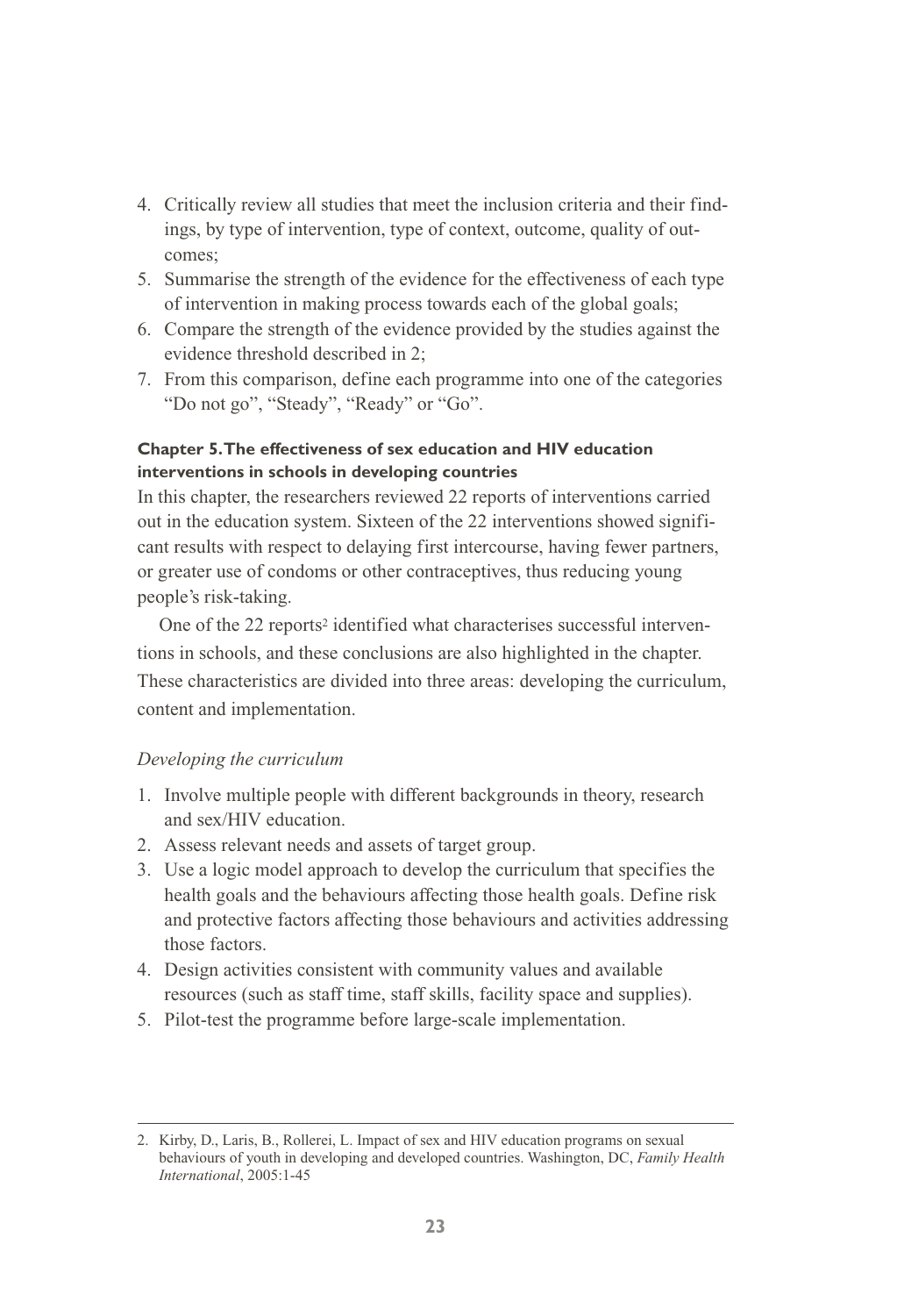4. Critically review all studies that meet the inclusion criteria and their findings, by type of intervention, type of context, outcome, quality of outcomes;
5. Summarise the strength of the evidence for the effectiveness of each type of intervention in making process towards each of the global goals;
6. Compare the strength of the evidence provided by the studies against the evidence threshold described in 2;
7. From this comparison, define each programme into one of the categories "Do not go", "Steady", "Ready" or "Go".

#### Chapter 5. The effectiveness of sex education and HIV education interventions in schools in developing countries

In this chapter, the researchers reviewed 22 reports of interventions carried out in the education system. Sixteen of the 22 interventions showed significant results with respect to delaying first intercourse, having fewer partners, or greater use of condoms or other contraceptives, thus reducing young people's risk-taking.

One of the 22 reports[2] identified what characterises successful interventions in schools, and these conclusions are also highlighted in the chapter. These characteristics are divided into three areas: developing the curriculum, content and implementation.

*Developing the curriculum*

1. Involve multiple people with different backgrounds in theory, research and sex/HIV education.
2. Assess relevant needs and assets of target group.
3. Use a logic model approach to develop the curriculum that specifies the health goals and the behaviours affecting those health goals. Define risk and protective factors affecting those behaviours and activities addressing those factors.
4. Design activities consistent with community values and available resources (such as staff time, staff skills, facility space and supplies).
5. Pilot-test the programme before large-scale implementation.

---

2. Kirby, D., Laris, B., Rollerei, L. Impact of sex and HIV education programs on sexual behaviours of youth in developing and developed countries. Washington, DC, *Family Health International*, 2005:1-45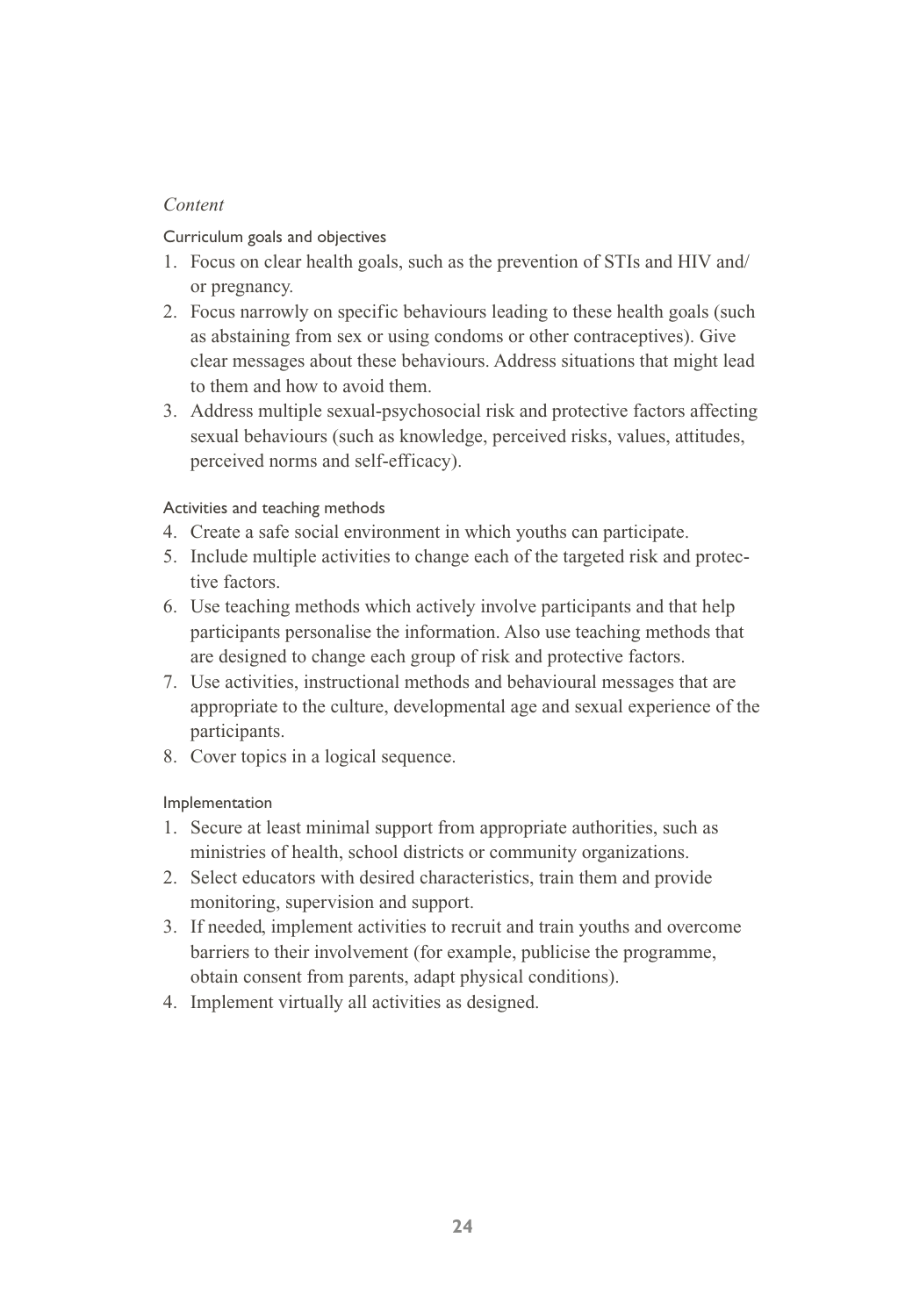*Content*

#### Curriculum goals and objectives

1. Focus on clear health goals, such as the prevention of STIs and HIV and/or pregnancy.
2. Focus narrowly on specific behaviours leading to these health goals (such as abstaining from sex or using condoms or other contraceptives). Give clear messages about these behaviours. Address situations that might lead to them and how to avoid them.
3. Address multiple sexual-psychosocial risk and protective factors affecting sexual behaviours (such as knowledge, perceived risks, values, attitudes, perceived norms and self-efficacy).

#### Activities and teaching methods

4. Create a safe social environment in which youths can participate.
5. Include multiple activities to change each of the targeted risk and protective factors.
6. Use teaching methods which actively involve participants and that help participants personalise the information. Also use teaching methods that are designed to change each group of risk and protective factors.
7. Use activities, instructional methods and behavioural messages that are appropriate to the culture, developmental age and sexual experience of the participants.
8. Cover topics in a logical sequence.

#### Implementation

1. Secure at least minimal support from appropriate authorities, such as ministries of health, school districts or community organizations.
2. Select educators with desired characteristics, train them and provide monitoring, supervision and support.
3. If needed, implement activities to recruit and train youths and overcome barriers to their involvement (for example, publicise the programme, obtain consent from parents, adapt physical conditions).
4. Implement virtually all activities as designed.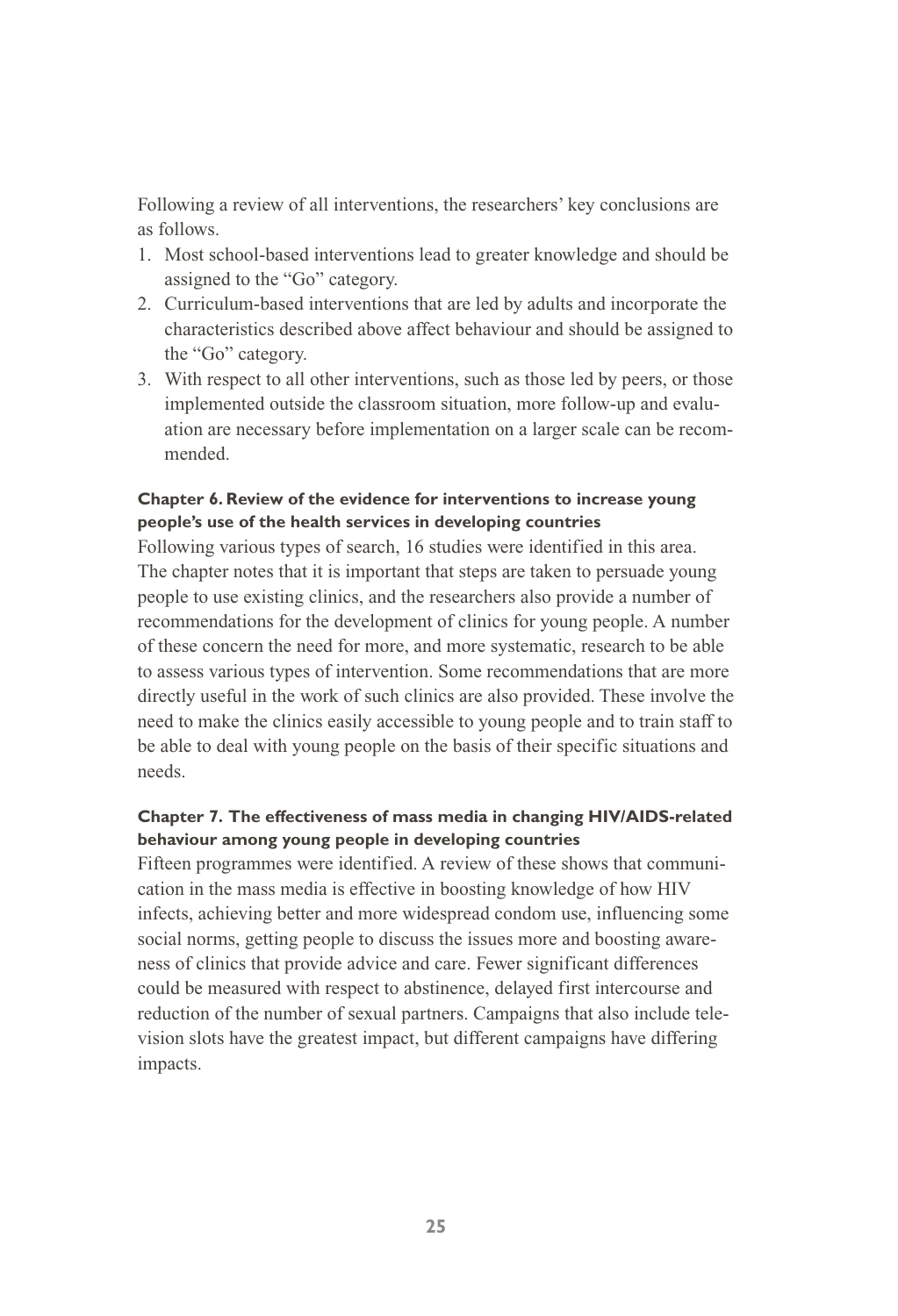Following a review of all interventions, the researchers' key conclusions are as follows.

1. Most school-based interventions lead to greater knowledge and should be assigned to the "Go" category.
2. Curriculum-based interventions that are led by adults and incorporate the characteristics described above affect behaviour and should be assigned to the "Go" category.
3. With respect to all other interventions, such as those led by peers, or those implemented outside the classroom situation, more follow-up and evaluation are necessary before implementation on a larger scale can be recommended.

#### Chapter 6. Review of the evidence for interventions to increase young people's use of the health services in developing countries

Following various types of search, 16 studies were identified in this area. The chapter notes that it is important that steps are taken to persuade young people to use existing clinics, and the researchers also provide a number of recommendations for the development of clinics for young people. A number of these concern the need for more, and more systematic, research to be able to assess various types of intervention. Some recommendations that are more directly useful in the work of such clinics are also provided. These involve the need to make the clinics easily accessible to young people and to train staff to be able to deal with young people on the basis of their specific situations and needs.

#### Chapter 7. The effectiveness of mass media in changing HIV/AIDS-related behaviour among young people in developing countries

Fifteen programmes were identified. A review of these shows that communication in the mass media is effective in boosting knowledge of how HIV infects, achieving better and more widespread condom use, influencing some social norms, getting people to discuss the issues more and boosting awareness of clinics that provide advice and care. Fewer significant differences could be measured with respect to abstinence, delayed first intercourse and reduction of the number of sexual partners. Campaigns that also include television slots have the greatest impact, but different campaigns have differing impacts.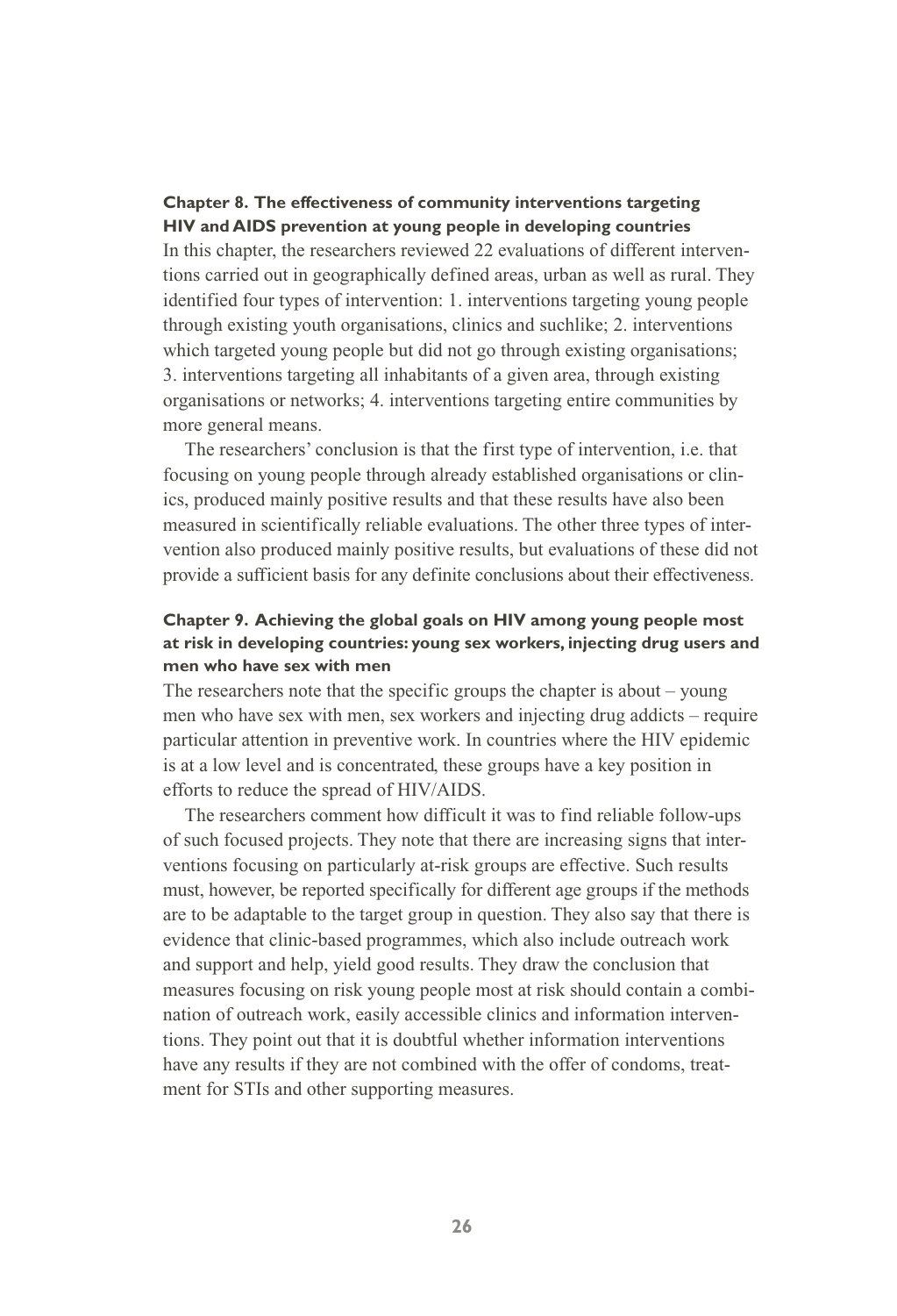#### Chapter 8. The effectiveness of community interventions targeting HIV and AIDS prevention at young people in developing countries

In this chapter, the researchers reviewed 22 evaluations of different interventions carried out in geographically defined areas, urban as well as rural. They identified four types of intervention: 1. interventions targeting young people through existing youth organisations, clinics and suchlike; 2. interventions which targeted young people but did not go through existing organisations; 3. interventions targeting all inhabitants of a given area, through existing organisations or networks; 4. interventions targeting entire communities by more general means.

The researchers' conclusion is that the first type of intervention, i.e. that focusing on young people through already established organisations or clinics, produced mainly positive results and that these results have also been measured in scientifically reliable evaluations. The other three types of intervention also produced mainly positive results, but evaluations of these did not provide a sufficient basis for any definite conclusions about their effectiveness.

#### Chapter 9. Achieving the global goals on HIV among young people most at risk in developing countries: young sex workers, injecting drug users and men who have sex with men

The researchers note that the specific groups the chapter is about – young men who have sex with men, sex workers and injecting drug addicts – require particular attention in preventive work. In countries where the HIV epidemic is at a low level and is concentrated, these groups have a key position in efforts to reduce the spread of HIV/AIDS.

The researchers comment how difficult it was to find reliable follow-ups of such focused projects. They note that there are increasing signs that interventions focusing on particularly at-risk groups are effective. Such results must, however, be reported specifically for different age groups if the methods are to be adaptable to the target group in question. They also say that there is evidence that clinic-based programmes, which also include outreach work and support and help, yield good results. They draw the conclusion that measures focusing on risk young people most at risk should contain a combination of outreach work, easily accessible clinics and information interventions. They point out that it is doubtful whether information interventions have any results if they are not combined with the offer of condoms, treatment for STIs and other supporting measures.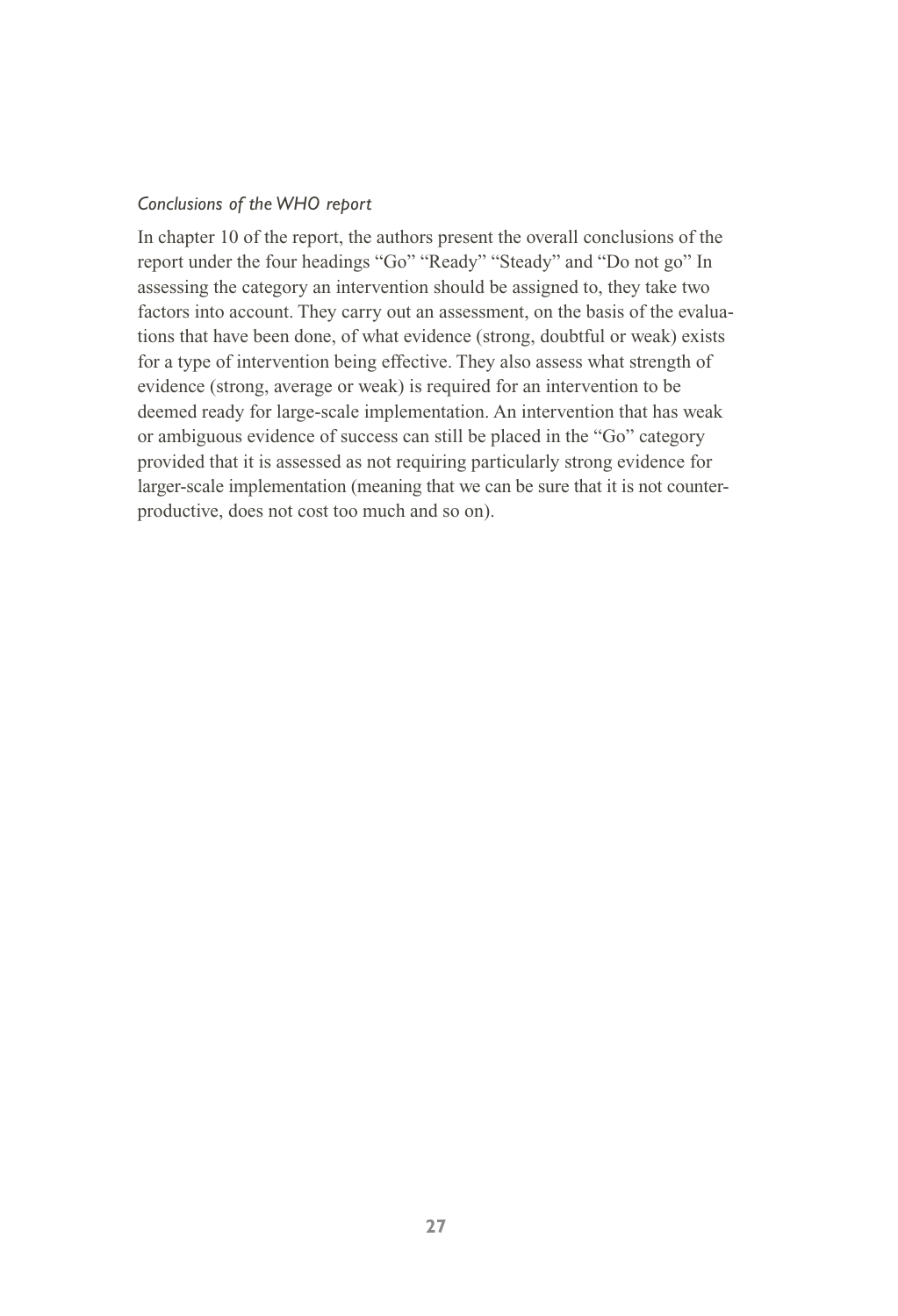*Conclusions of the WHO report*

In chapter 10 of the report, the authors present the overall conclusions of the report under the four headings "Go" "Ready" "Steady" and "Do not go" In assessing the category an intervention should be assigned to, they take two factors into account. They carry out an assessment, on the basis of the evaluations that have been done, of what evidence (strong, doubtful or weak) exists for a type of intervention being effective. They also assess what strength of evidence (strong, average or weak) is required for an intervention to be deemed ready for large-scale implementation. An intervention that has weak or ambiguous evidence of success can still be placed in the "Go" category provided that it is assessed as not requiring particularly strong evidence for larger-scale implementation (meaning that we can be sure that it is not counter-productive, does not cost too much and so on).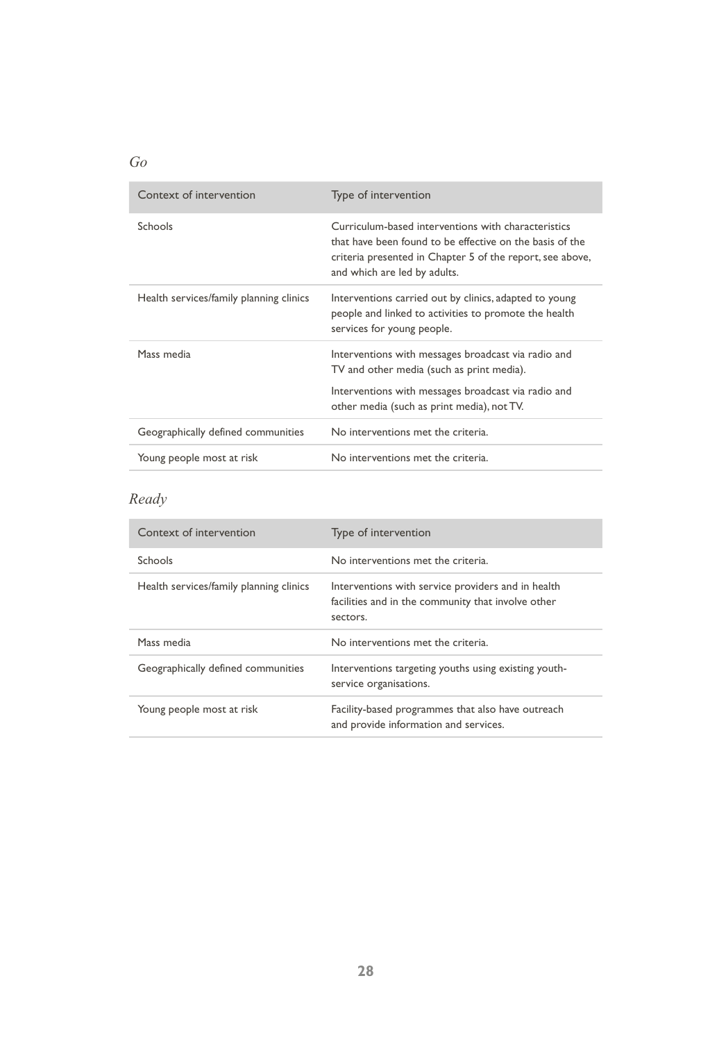*Go*

| Context of intervention | Type of intervention |
|---|---|
| Schools | Curriculum-based interventions with characteristics that have been found to be effective on the basis of the criteria presented in Chapter 5 of the report, see above, and which are led by adults. |
| Health services/family planning clinics | Interventions carried out by clinics, adapted to young people and linked to activities to promote the health services for young people. |
| Mass media | Interventions with messages broadcast via radio and TV and other media (such as print media).<br><br>Interventions with messages broadcast via radio and other media (such as print media), not TV. |
| Geographically defined communities | No interventions met the criteria. |
| Young people most at risk | No interventions met the criteria. |

*Ready*

| Context of intervention | Type of intervention |
|---|---|
| Schools | No interventions met the criteria. |
| Health services/family planning clinics | Interventions with service providers and in health facilities and in the community that involve other sectors. |
| Mass media | No interventions met the criteria. |
| Geographically defined communities | Interventions targeting youths using existing youth-service organisations. |
| Young people most at risk | Facility-based programmes that also have outreach and provide information and services. |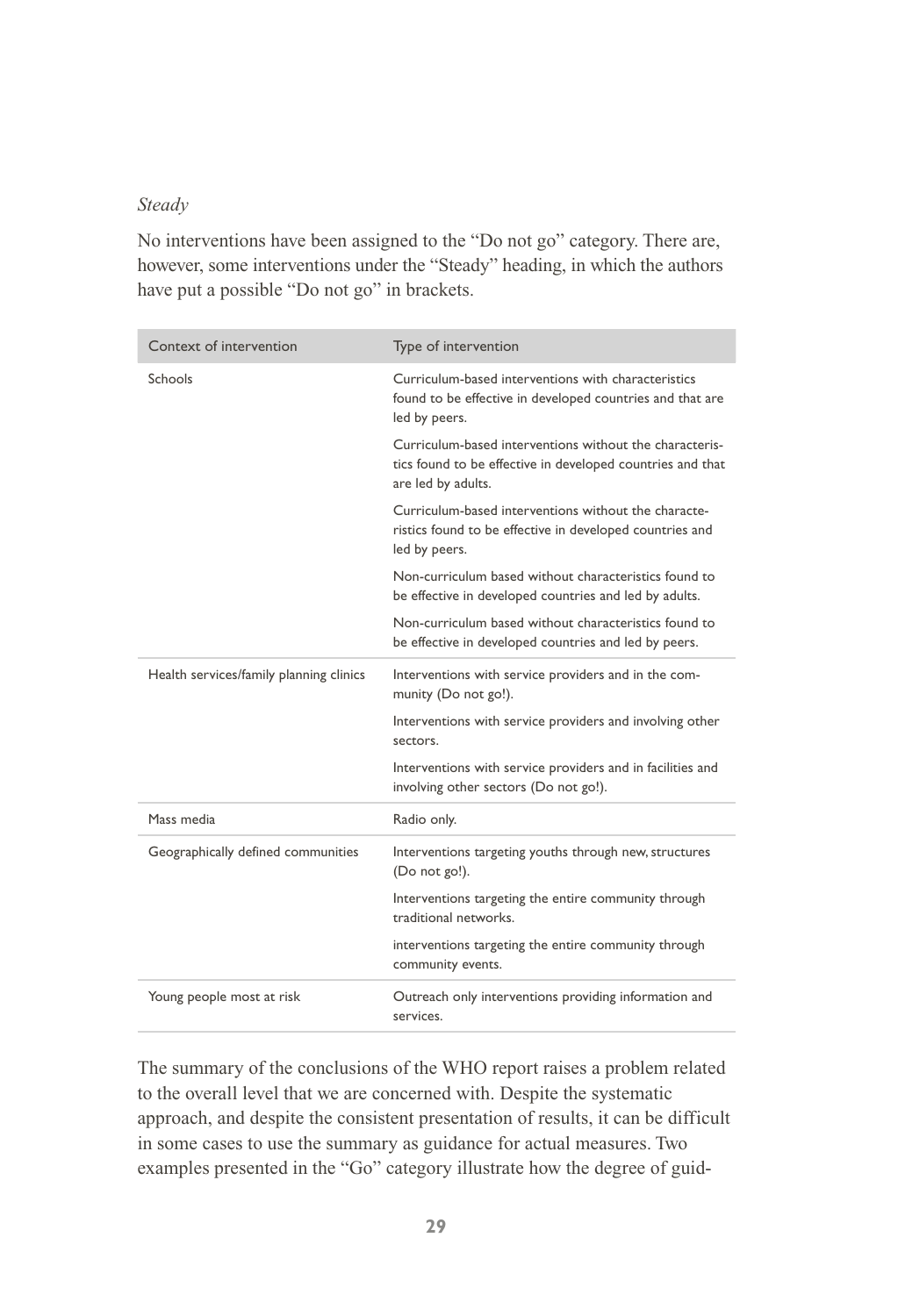*Steady*

No interventions have been assigned to the "Do not go" category. There are, however, some interventions under the "Steady" heading, in which the authors have put a possible "Do not go" in brackets.

| Context of intervention | Type of intervention |
|---|---|
| Schools | Curriculum-based interventions with characteristics found to be effective in developed countries and that are led by peers. |
| | Curriculum-based interventions without the characteristics found to be effective in developed countries and that are led by adults. |
| | Curriculum-based interventions without the characteristics found to be effective in developed countries and led by peers. |
| | Non-curriculum based without characteristics found to be effective in developed countries and led by adults. |
| | Non-curriculum based without characteristics found to be effective in developed countries and led by peers. |
| Health services/family planning clinics | Interventions with service providers and in the community (Do not go!). |
| | Interventions with service providers and involving other sectors. |
| | Interventions with service providers and in facilities and involving other sectors (Do not go!). |
| Mass media | Radio only. |
| Geographically defined communities | Interventions targeting youths through new, structures (Do not go!). |
| | Interventions targeting the entire community through traditional networks. |
| | interventions targeting the entire community through community events. |
| Young people most at risk | Outreach only interventions providing information and services. |

The summary of the conclusions of the WHO report raises a problem related to the overall level that we are concerned with. Despite the systematic approach, and despite the consistent presentation of results, it can be difficult in some cases to use the summary as guidance for actual measures. Two examples presented in the "Go" category illustrate how the degree of guid-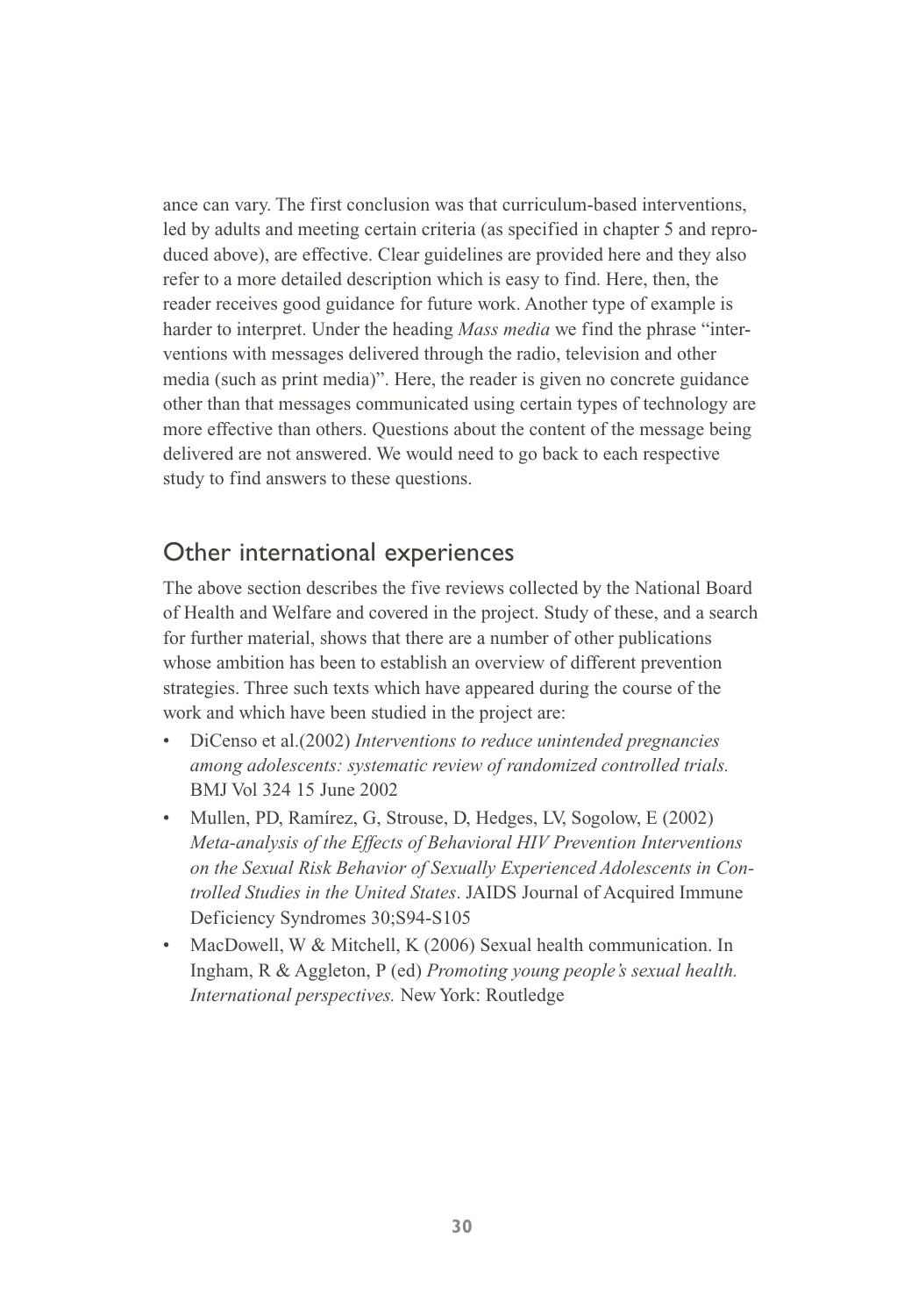ance can vary. The first conclusion was that curriculum-based interventions, led by adults and meeting certain criteria (as specified in chapter 5 and reproduced above), are effective. Clear guidelines are provided here and they also refer to a more detailed description which is easy to find. Here, then, the reader receives good guidance for future work. Another type of example is harder to interpret. Under the heading *Mass media* we find the phrase "interventions with messages delivered through the radio, television and other media (such as print media)". Here, the reader is given no concrete guidance other than that messages communicated using certain types of technology are more effective than others. Questions about the content of the message being delivered are not answered. We would need to go back to each respective study to find answers to these questions.

## Other international experiences

The above section describes the five reviews collected by the National Board of Health and Welfare and covered in the project. Study of these, and a search for further material, shows that there are a number of other publications whose ambition has been to establish an overview of different prevention strategies. Three such texts which have appeared during the course of the work and which have been studied in the project are:

- DiCenso et al.(2002) *Interventions to reduce unintended pregnancies among adolescents: systematic review of randomized controlled trials.* BMJ Vol 324 15 June 2002
- Mullen, PD, Ramírez, G, Strouse, D, Hedges, LV, Sogolow, E (2002) *Meta-analysis of the Effects of Behavioral HIV Prevention Interventions on the Sexual Risk Behavior of Sexually Experienced Adolescents in Controlled Studies in the United States*. JAIDS Journal of Acquired Immune Deficiency Syndromes 30;S94-S105
- MacDowell, W & Mitchell, K (2006) Sexual health communication. In Ingham, R & Aggleton, P (ed) *Promoting young people's sexual health. International perspectives.* New York: Routledge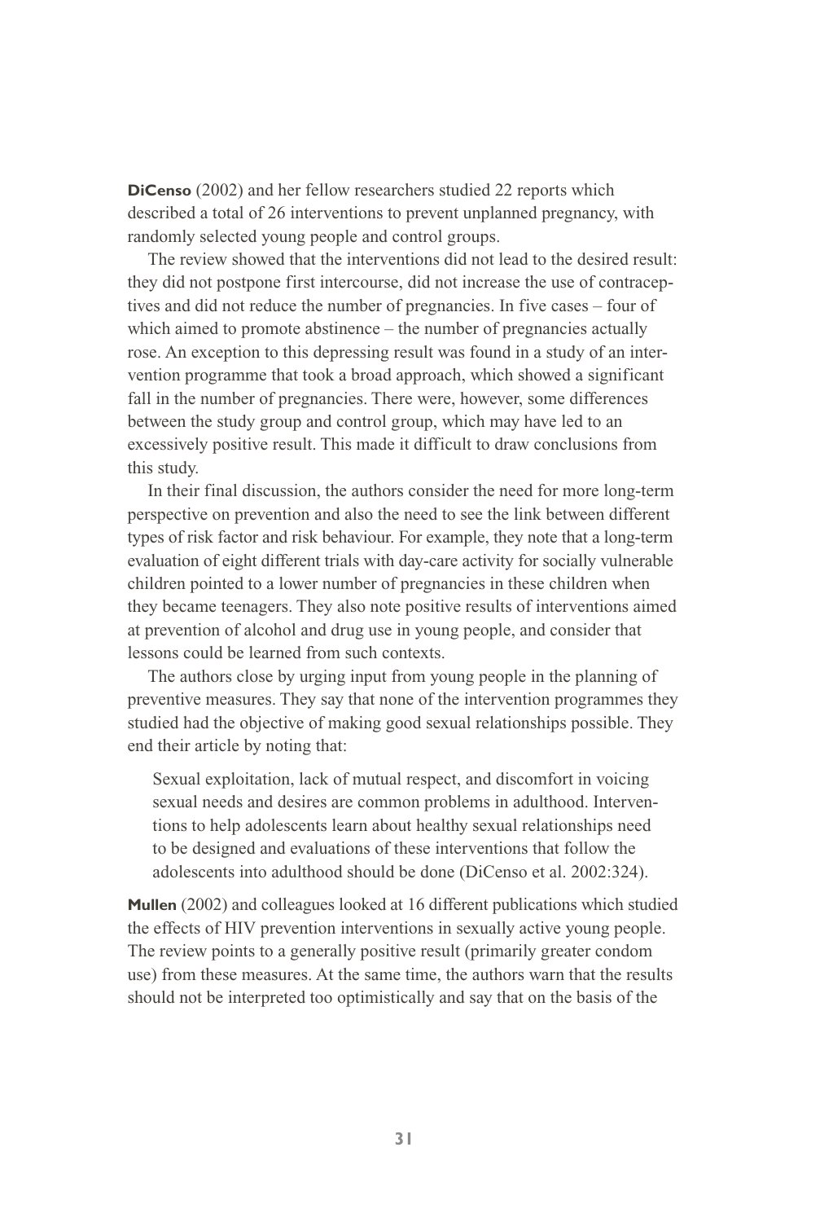**DiCenso** (2002) and her fellow researchers studied 22 reports which described a total of 26 interventions to prevent unplanned pregnancy, with randomly selected young people and control groups.

The review showed that the interventions did not lead to the desired result: they did not postpone first intercourse, did not increase the use of contraceptives and did not reduce the number of pregnancies. In five cases – four of which aimed to promote abstinence – the number of pregnancies actually rose. An exception to this depressing result was found in a study of an intervention programme that took a broad approach, which showed a significant fall in the number of pregnancies. There were, however, some differences between the study group and control group, which may have led to an excessively positive result. This made it difficult to draw conclusions from this study.

In their final discussion, the authors consider the need for more long-term perspective on prevention and also the need to see the link between different types of risk factor and risk behaviour. For example, they note that a long-term evaluation of eight different trials with day-care activity for socially vulnerable children pointed to a lower number of pregnancies in these children when they became teenagers. They also note positive results of interventions aimed at prevention of alcohol and drug use in young people, and consider that lessons could be learned from such contexts.

The authors close by urging input from young people in the planning of preventive measures. They say that none of the intervention programmes they studied had the objective of making good sexual relationships possible. They end their article by noting that:

> Sexual exploitation, lack of mutual respect, and discomfort in voicing sexual needs and desires are common problems in adulthood. Interventions to help adolescents learn about healthy sexual relationships need to be designed and evaluations of these interventions that follow the adolescents into adulthood should be done (DiCenso et al. 2002:324).

**Mullen** (2002) and colleagues looked at 16 different publications which studied the effects of HIV prevention interventions in sexually active young people. The review points to a generally positive result (primarily greater condom use) from these measures. At the same time, the authors warn that the results should not be interpreted too optimistically and say that on the basis of the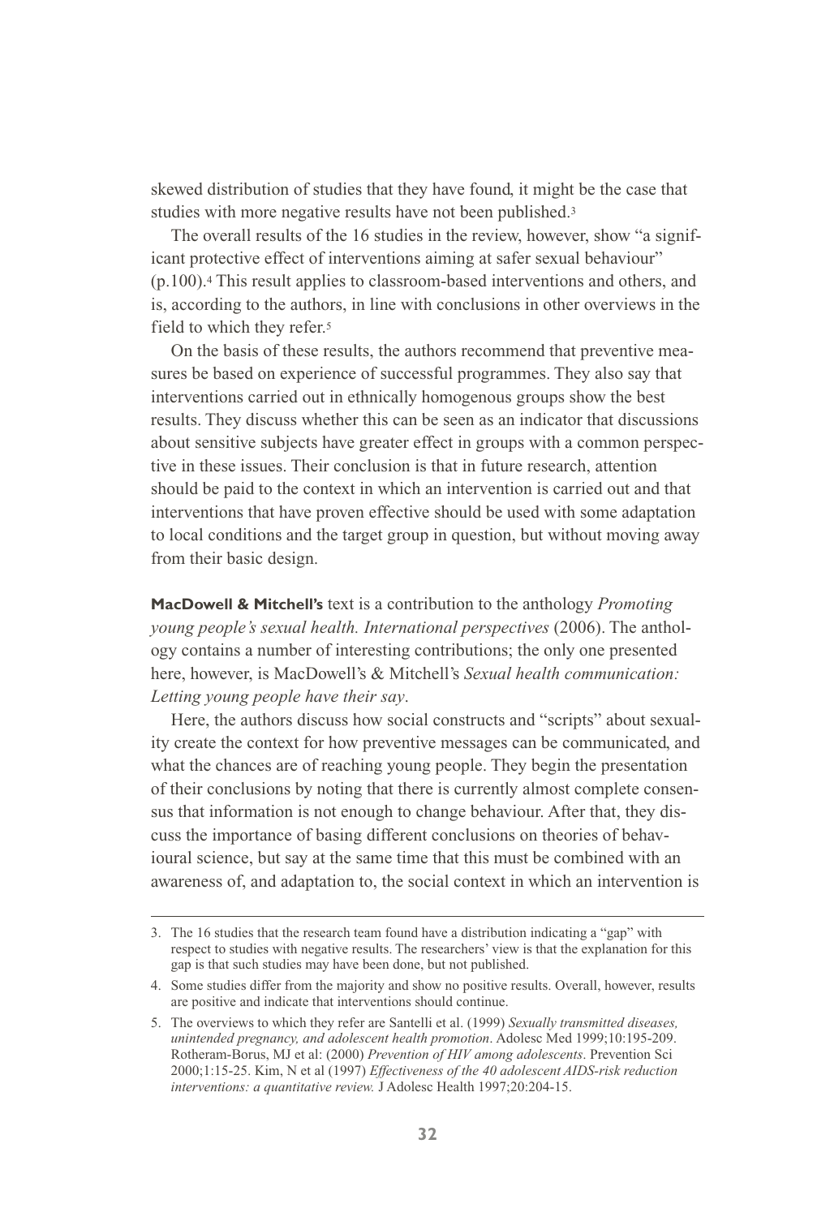skewed distribution of studies that they have found, it might be the case that studies with more negative results have not been published.[3]

The overall results of the 16 studies in the review, however, show "a significant protective effect of interventions aiming at safer sexual behaviour" (p.100).[4] This result applies to classroom-based interventions and others, and is, according to the authors, in line with conclusions in other overviews in the field to which they refer.[5]

On the basis of these results, the authors recommend that preventive measures be based on experience of successful programmes. They also say that interventions carried out in ethnically homogenous groups show the best results. They discuss whether this can be seen as an indicator that discussions about sensitive subjects have greater effect in groups with a common perspective in these issues. Their conclusion is that in future research, attention should be paid to the context in which an intervention is carried out and that interventions that have proven effective should be used with some adaptation to local conditions and the target group in question, but without moving away from their basic design.

**MacDowell & Mitchell's** text is a contribution to the anthology *Promoting young people's sexual health. International perspectives* (2006). The anthology contains a number of interesting contributions; the only one presented here, however, is MacDowell's & Mitchell's *Sexual health communication: Letting young people have their say*.

Here, the authors discuss how social constructs and "scripts" about sexuality create the context for how preventive messages can be communicated, and what the chances are of reaching young people. They begin the presentation of their conclusions by noting that there is currently almost complete consensus that information is not enough to change behaviour. After that, they discuss the importance of basing different conclusions on theories of behavioural science, but say at the same time that this must be combined with an awareness of, and adaptation to, the social context in which an intervention is

---

3. The 16 studies that the research team found have a distribution indicating a "gap" with respect to studies with negative results. The researchers' view is that the explanation for this gap is that such studies may have been done, but not published.

4. Some studies differ from the majority and show no positive results. Overall, however, results are positive and indicate that interventions should continue.

5. The overviews to which they refer are Santelli et al. (1999) *Sexually transmitted diseases, unintended pregnancy, and adolescent health promotion*. Adolesc Med 1999;10:195-209. Rotheram-Borus, MJ et al: (2000) *Prevention of HIV among adolescents*. Prevention Sci 2000;1:15-25. Kim, N et al (1997) *Effectiveness of the 40 adolescent AIDS-risk reduction interventions: a quantitative review.* J Adolesc Health 1997;20:204-15.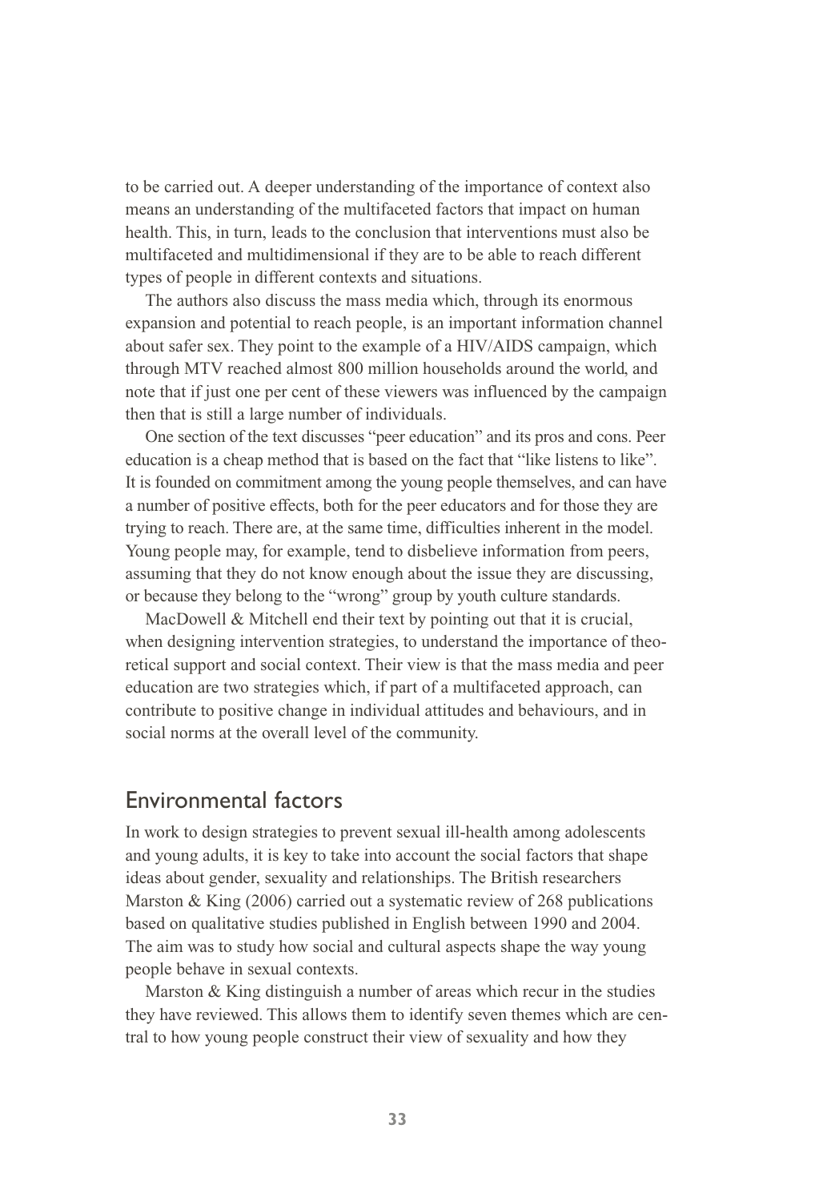to be carried out. A deeper understanding of the importance of context also means an understanding of the multifaceted factors that impact on human health. This, in turn, leads to the conclusion that interventions must also be multifaceted and multidimensional if they are to be able to reach different types of people in different contexts and situations.

The authors also discuss the mass media which, through its enormous expansion and potential to reach people, is an important information channel about safer sex. They point to the example of a HIV/AIDS campaign, which through MTV reached almost 800 million households around the world, and note that if just one per cent of these viewers was influenced by the campaign then that is still a large number of individuals.

One section of the text discusses "peer education" and its pros and cons. Peer education is a cheap method that is based on the fact that "like listens to like". It is founded on commitment among the young people themselves, and can have a number of positive effects, both for the peer educators and for those they are trying to reach. There are, at the same time, difficulties inherent in the model. Young people may, for example, tend to disbelieve information from peers, assuming that they do not know enough about the issue they are discussing, or because they belong to the "wrong" group by youth culture standards.

MacDowell & Mitchell end their text by pointing out that it is crucial, when designing intervention strategies, to understand the importance of theoretical support and social context. Their view is that the mass media and peer education are two strategies which, if part of a multifaceted approach, can contribute to positive change in individual attitudes and behaviours, and in social norms at the overall level of the community.

## Environmental factors

In work to design strategies to prevent sexual ill-health among adolescents and young adults, it is key to take into account the social factors that shape ideas about gender, sexuality and relationships. The British researchers Marston & King (2006) carried out a systematic review of 268 publications based on qualitative studies published in English between 1990 and 2004. The aim was to study how social and cultural aspects shape the way young people behave in sexual contexts.

Marston & King distinguish a number of areas which recur in the studies they have reviewed. This allows them to identify seven themes which are central to how young people construct their view of sexuality and how they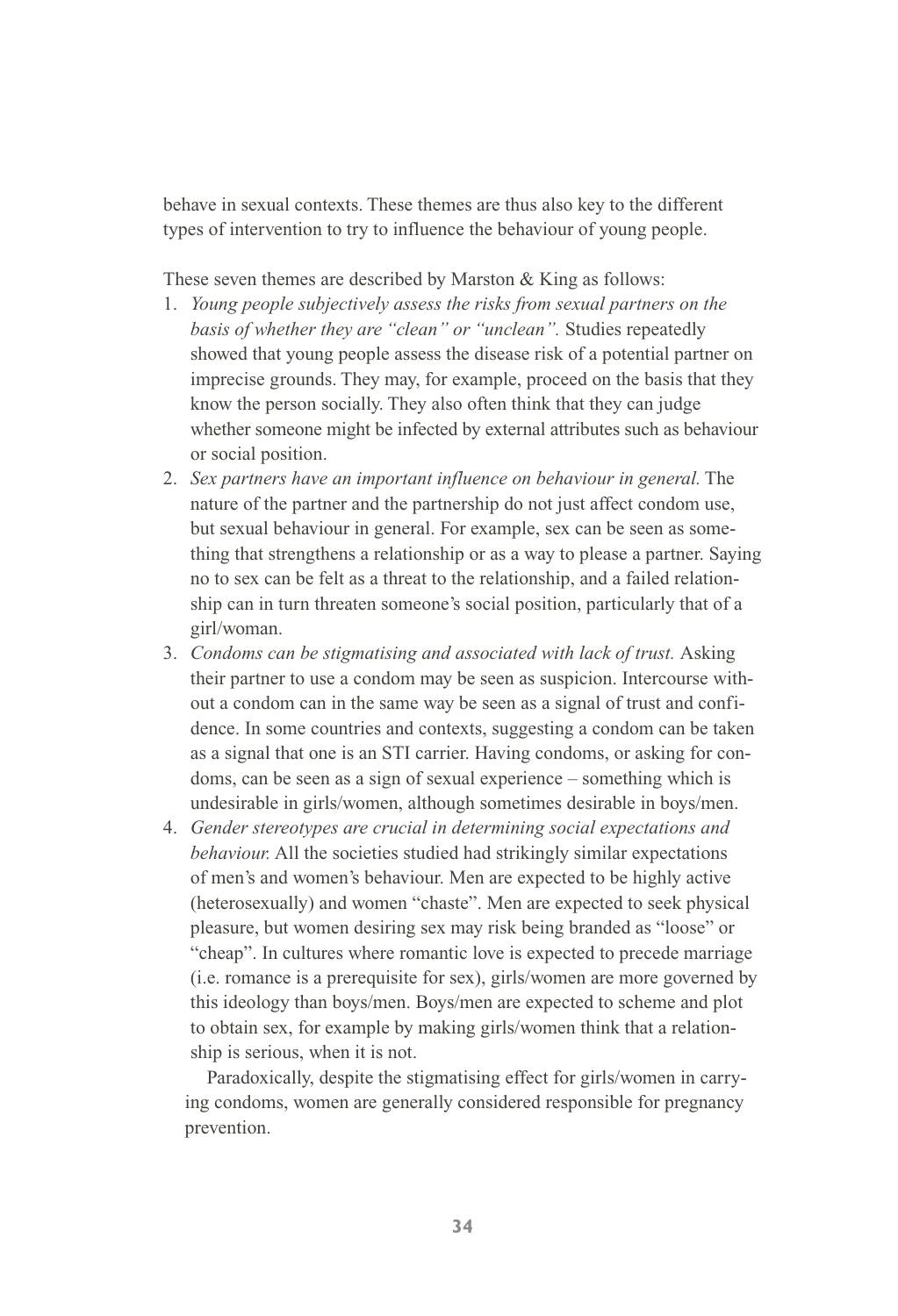behave in sexual contexts. These themes are thus also key to the different types of intervention to try to influence the behaviour of young people.

These seven themes are described by Marston & King as follows:

1. *Young people subjectively assess the risks from sexual partners on the basis of whether they are "clean" or "unclean".* Studies repeatedly showed that young people assess the disease risk of a potential partner on imprecise grounds. They may, for example, proceed on the basis that they know the person socially. They also often think that they can judge whether someone might be infected by external attributes such as behaviour or social position.
2. *Sex partners have an important influence on behaviour in general.* The nature of the partner and the partnership do not just affect condom use, but sexual behaviour in general. For example, sex can be seen as something that strengthens a relationship or as a way to please a partner. Saying no to sex can be felt as a threat to the relationship, and a failed relationship can in turn threaten someone's social position, particularly that of a girl/woman.
3. *Condoms can be stigmatising and associated with lack of trust.* Asking their partner to use a condom may be seen as suspicion. Intercourse without a condom can in the same way be seen as a signal of trust and confidence. In some countries and contexts, suggesting a condom can be taken as a signal that one is an STI carrier. Having condoms, or asking for condoms, can be seen as a sign of sexual experience – something which is undesirable in girls/women, although sometimes desirable in boys/men.
4. *Gender stereotypes are crucial in determining social expectations and behaviour.* All the societies studied had strikingly similar expectations of men's and women's behaviour. Men are expected to be highly active (heterosexually) and women "chaste". Men are expected to seek physical pleasure, but women desiring sex may risk being branded as "loose" or "cheap". In cultures where romantic love is expected to precede marriage (i.e. romance is a prerequisite for sex), girls/women are more governed by this ideology than boys/men. Boys/men are expected to scheme and plot to obtain sex, for example by making girls/women think that a relationship is serious, when it is not.

   Paradoxically, despite the stigmatising effect for girls/women in carrying condoms, women are generally considered responsible for pregnancy prevention.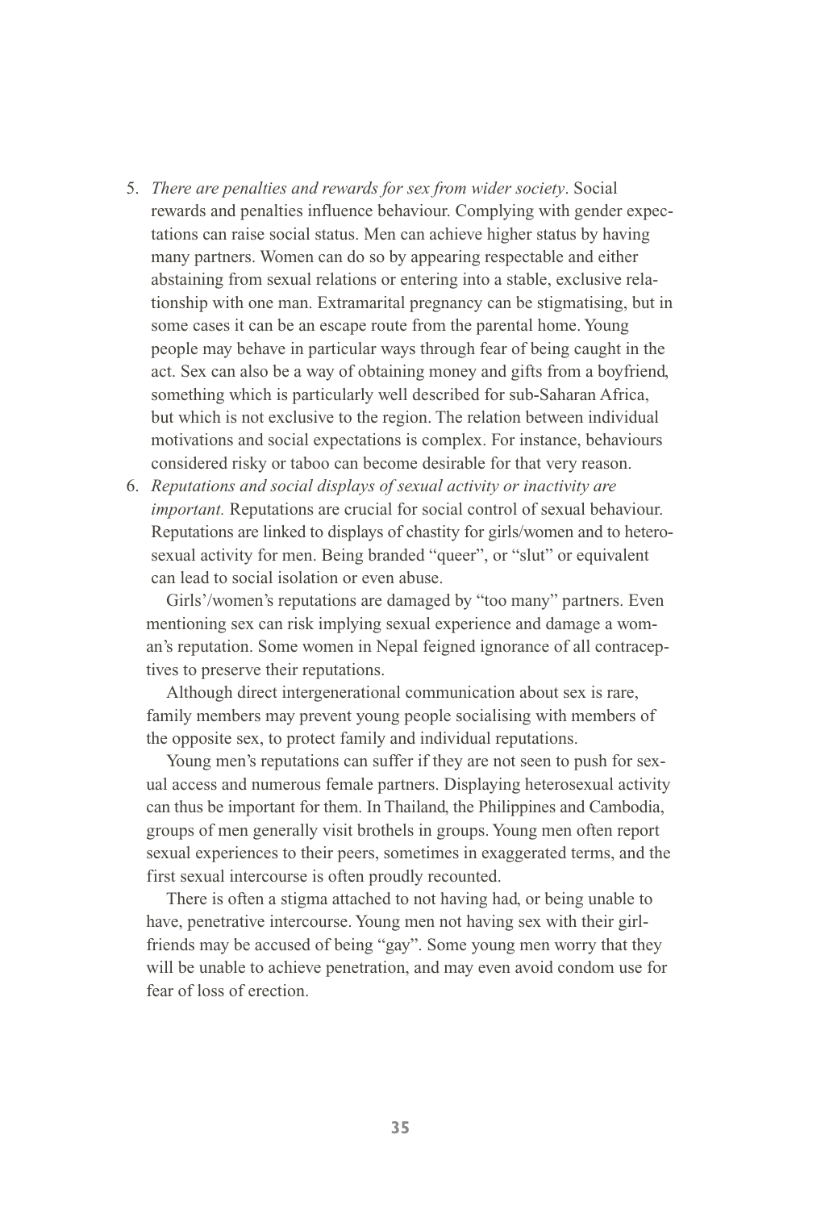5. *There are penalties and rewards for sex from wider society*. Social rewards and penalties influence behaviour. Complying with gender expectations can raise social status. Men can achieve higher status by having many partners. Women can do so by appearing respectable and either abstaining from sexual relations or entering into a stable, exclusive relationship with one man. Extramarital pregnancy can be stigmatising, but in some cases it can be an escape route from the parental home. Young people may behave in particular ways through fear of being caught in the act. Sex can also be a way of obtaining money and gifts from a boyfriend, something which is particularly well described for sub-Saharan Africa, but which is not exclusive to the region. The relation between individual motivations and social expectations is complex. For instance, behaviours considered risky or taboo can become desirable for that very reason.
6. *Reputations and social displays of sexual activity or inactivity are important.* Reputations are crucial for social control of sexual behaviour. Reputations are linked to displays of chastity for girls/women and to heterosexual activity for men. Being branded "queer", or "slut" or equivalent can lead to social isolation or even abuse.

   Girls'/women's reputations are damaged by "too many" partners. Even mentioning sex can risk implying sexual experience and damage a woman's reputation. Some women in Nepal feigned ignorance of all contraceptives to preserve their reputations.

   Although direct intergenerational communication about sex is rare, family members may prevent young people socialising with members of the opposite sex, to protect family and individual reputations.

   Young men's reputations can suffer if they are not seen to push for sexual access and numerous female partners. Displaying heterosexual activity can thus be important for them. In Thailand, the Philippines and Cambodia, groups of men generally visit brothels in groups. Young men often report sexual experiences to their peers, sometimes in exaggerated terms, and the first sexual intercourse is often proudly recounted.

   There is often a stigma attached to not having had, or being unable to have, penetrative intercourse. Young men not having sex with their girlfriends may be accused of being "gay". Some young men worry that they will be unable to achieve penetration, and may even avoid condom use for fear of loss of erection.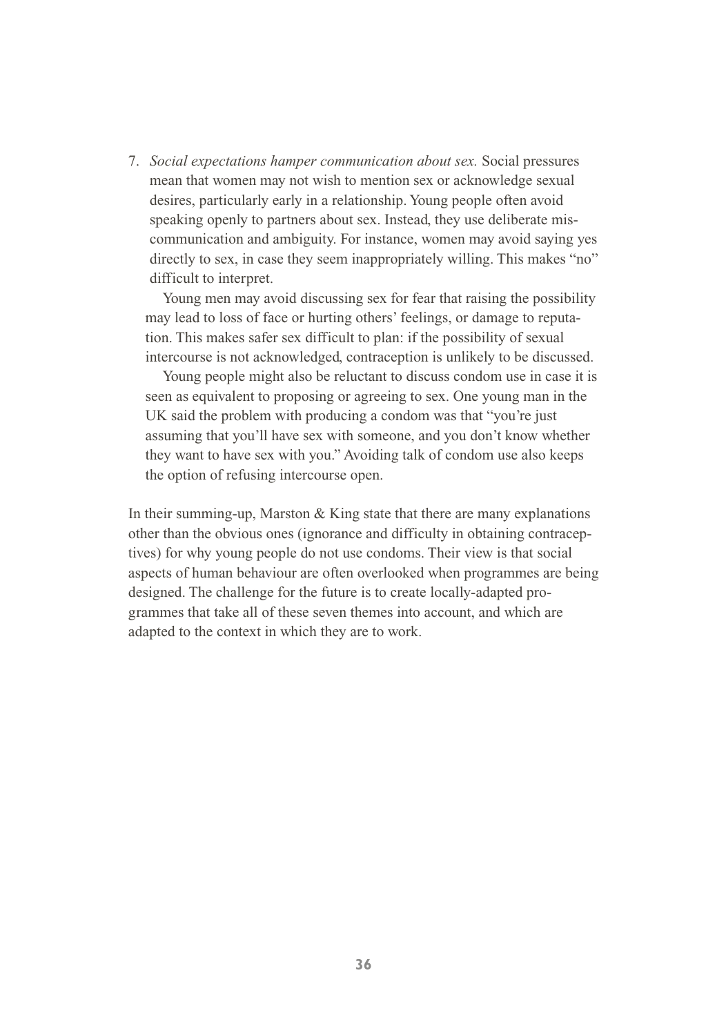7. *Social expectations hamper communication about sex.* Social pressures mean that women may not wish to mention sex or acknowledge sexual desires, particularly early in a relationship. Young people often avoid speaking openly to partners about sex. Instead, they use deliberate mis-communication and ambiguity. For instance, women may avoid saying yes directly to sex, in case they seem inappropriately willing. This makes "no" difficult to interpret.

   Young men may avoid discussing sex for fear that raising the possibility may lead to loss of face or hurting others' feelings, or damage to reputation. This makes safer sex difficult to plan: if the possibility of sexual intercourse is not acknowledged, contraception is unlikely to be discussed.

   Young people might also be reluctant to discuss condom use in case it is seen as equivalent to proposing or agreeing to sex. One young man in the UK said the problem with producing a condom was that "you're just assuming that you'll have sex with someone, and you don't know whether they want to have sex with you." Avoiding talk of condom use also keeps the option of refusing intercourse open.

In their summing-up, Marston & King state that there are many explanations other than the obvious ones (ignorance and difficulty in obtaining contraceptives) for why young people do not use condoms. Their view is that social aspects of human behaviour are often overlooked when programmes are being designed. The challenge for the future is to create locally-adapted programmes that take all of these seven themes into account, and which are adapted to the context in which they are to work.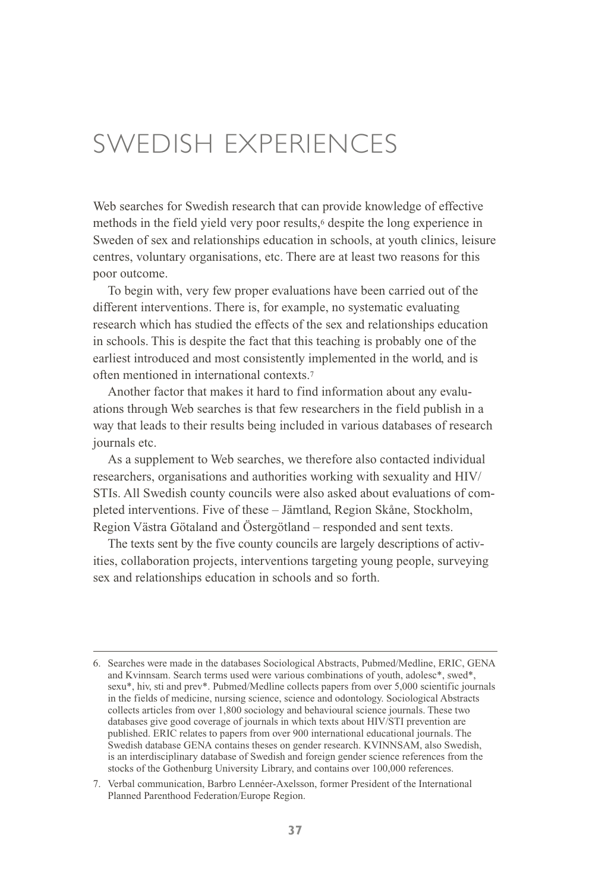# SWEDISH EXPERIENCES

Web searches for Swedish research that can provide knowledge of effective methods in the field yield very poor results,[6] despite the long experience in Sweden of sex and relationships education in schools, at youth clinics, leisure centres, voluntary organisations, etc. There are at least two reasons for this poor outcome.

To begin with, very few proper evaluations have been carried out of the different interventions. There is, for example, no systematic evaluating research which has studied the effects of the sex and relationships education in schools. This is despite the fact that this teaching is probably one of the earliest introduced and most consistently implemented in the world, and is often mentioned in international contexts.[7]

Another factor that makes it hard to find information about any evaluations through Web searches is that few researchers in the field publish in a way that leads to their results being included in various databases of research journals etc.

As a supplement to Web searches, we therefore also contacted individual researchers, organisations and authorities working with sexuality and HIV/STIs. All Swedish county councils were also asked about evaluations of completed interventions. Five of these – Jämtland, Region Skåne, Stockholm, Region Västra Götaland and Östergötland – responded and sent texts.

The texts sent by the five county councils are largely descriptions of activities, collaboration projects, interventions targeting young people, surveying sex and relationships education in schools and so forth.

---

6. Searches were made in the databases Sociological Abstracts, Pubmed/Medline, ERIC, GENA and Kvinnsam. Search terms used were various combinations of youth, adolesc*, swed*, sexu*, hiv, sti and prev*. Pubmed/Medline collects papers from over 5,000 scientific journals in the fields of medicine, nursing science, science and odontology. Sociological Abstracts collects articles from over 1,800 sociology and behavioural science journals. These two databases give good coverage of journals in which texts about HIV/STI prevention are published. ERIC relates to papers from over 900 international educational journals. The Swedish database GENA contains theses on gender research. KVINNSAM, also Swedish, is an interdisciplinary database of Swedish and foreign gender science references from the stocks of the Gothenburg University Library, and contains over 100,000 references.

7. Verbal communication, Barbro Lennéer-Axelsson, former President of the International Planned Parenthood Federation/Europe Region.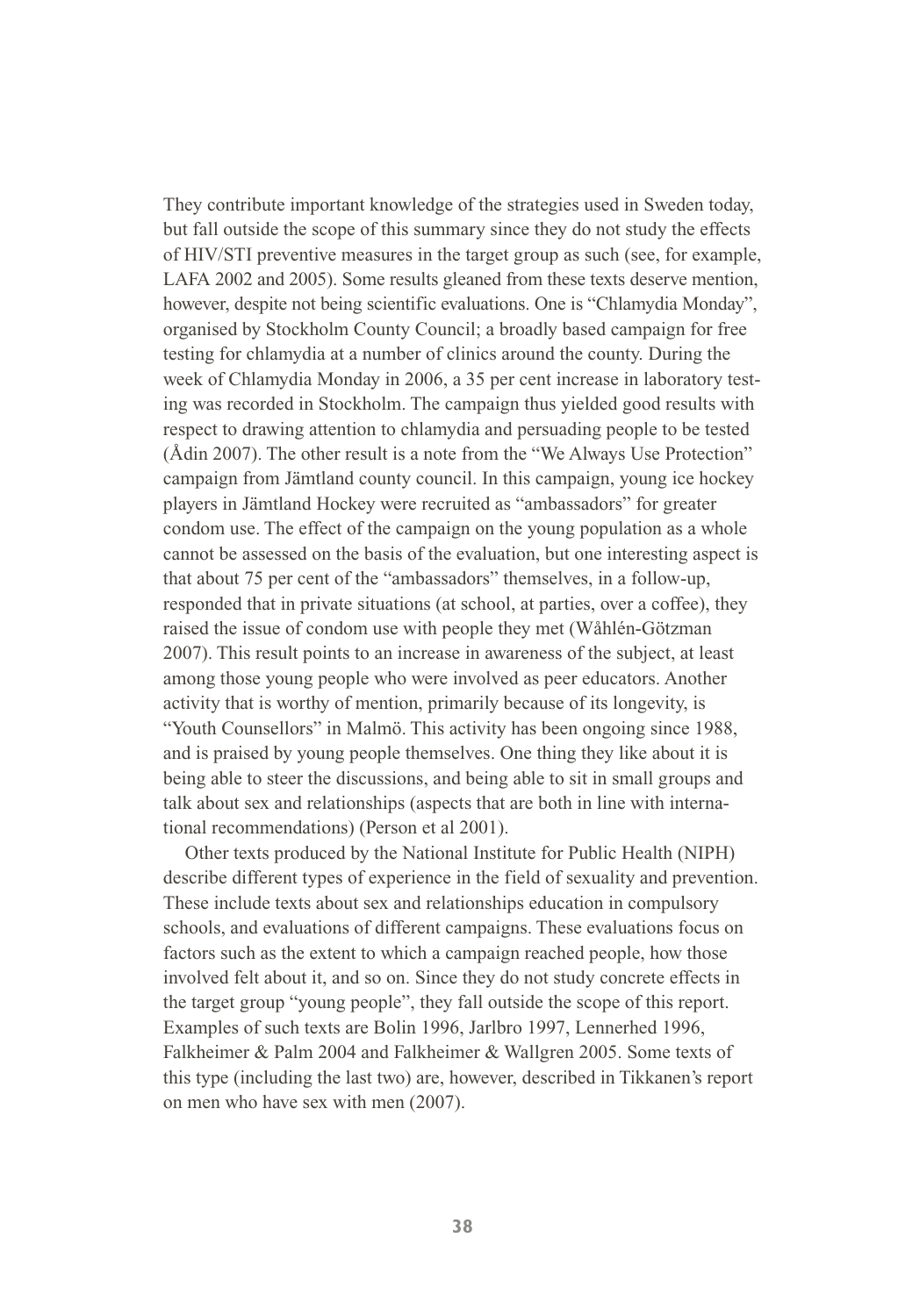They contribute important knowledge of the strategies used in Sweden today, but fall outside the scope of this summary since they do not study the effects of HIV/STI preventive measures in the target group as such (see, for example, LAFA 2002 and 2005). Some results gleaned from these texts deserve mention, however, despite not being scientific evaluations. One is "Chlamydia Monday", organised by Stockholm County Council; a broadly based campaign for free testing for chlamydia at a number of clinics around the county. During the week of Chlamydia Monday in 2006, a 35 per cent increase in laboratory testing was recorded in Stockholm. The campaign thus yielded good results with respect to drawing attention to chlamydia and persuading people to be tested (Ådin 2007). The other result is a note from the "We Always Use Protection" campaign from Jämtland county council. In this campaign, young ice hockey players in Jämtland Hockey were recruited as "ambassadors" for greater condom use. The effect of the campaign on the young population as a whole cannot be assessed on the basis of the evaluation, but one interesting aspect is that about 75 per cent of the "ambassadors" themselves, in a follow-up, responded that in private situations (at school, at parties, over a coffee), they raised the issue of condom use with people they met (Wåhlén-Götzman 2007). This result points to an increase in awareness of the subject, at least among those young people who were involved as peer educators. Another activity that is worthy of mention, primarily because of its longevity, is "Youth Counsellors" in Malmö. This activity has been ongoing since 1988, and is praised by young people themselves. One thing they like about it is being able to steer the discussions, and being able to sit in small groups and talk about sex and relationships (aspects that are both in line with international recommendations) (Person et al 2001).

Other texts produced by the National Institute for Public Health (NIPH) describe different types of experience in the field of sexuality and prevention. These include texts about sex and relationships education in compulsory schools, and evaluations of different campaigns. These evaluations focus on factors such as the extent to which a campaign reached people, how those involved felt about it, and so on. Since they do not study concrete effects in the target group "young people", they fall outside the scope of this report. Examples of such texts are Bolin 1996, Jarlbro 1997, Lennerhed 1996, Falkheimer & Palm 2004 and Falkheimer & Wallgren 2005. Some texts of this type (including the last two) are, however, described in Tikkanen's report on men who have sex with men (2007).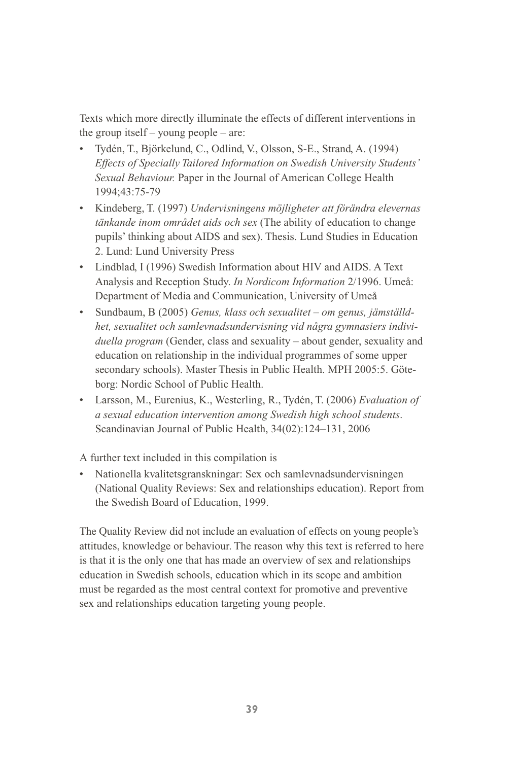Texts which more directly illuminate the effects of different interventions in the group itself – young people – are:

- Tydén, T., Björkelund, C., Odlind, V., Olsson, S-E., Strand, A. (1994) *Effects of Specially Tailored Information on Swedish University Students' Sexual Behaviour.* Paper in the Journal of American College Health 1994;43:75-79
- Kindeberg, T. (1997) *Undervisningens möjligheter att förändra elevernas tänkande inom området aids och sex* (The ability of education to change pupils' thinking about AIDS and sex). Thesis. Lund Studies in Education 2. Lund: Lund University Press
- Lindblad, I (1996) Swedish Information about HIV and AIDS. A Text Analysis and Reception Study. *In Nordicom Information* 2/1996. Umeå: Department of Media and Communication, University of Umeå
- Sundbaum, B (2005) *Genus, klass och sexualitet – om genus, jämställdhet, sexualitet och samlevnadsundervisning vid några gymnasiers individuella program* (Gender, class and sexuality – about gender, sexuality and education on relationship in the individual programmes of some upper secondary schools). Master Thesis in Public Health. MPH 2005:5. Göteborg: Nordic School of Public Health.
- Larsson, M., Eurenius, K., Westerling, R., Tydén, T. (2006) *Evaluation of a sexual education intervention among Swedish high school students*. Scandinavian Journal of Public Health, 34(02):124–131, 2006

A further text included in this compilation is

- Nationella kvalitetsgranskningar: Sex och samlevnadsundervisningen (National Quality Reviews: Sex and relationships education). Report from the Swedish Board of Education, 1999.

The Quality Review did not include an evaluation of effects on young people's attitudes, knowledge or behaviour. The reason why this text is referred to here is that it is the only one that has made an overview of sex and relationships education in Swedish schools, education which in its scope and ambition must be regarded as the most central context for promotive and preventive sex and relationships education targeting young people.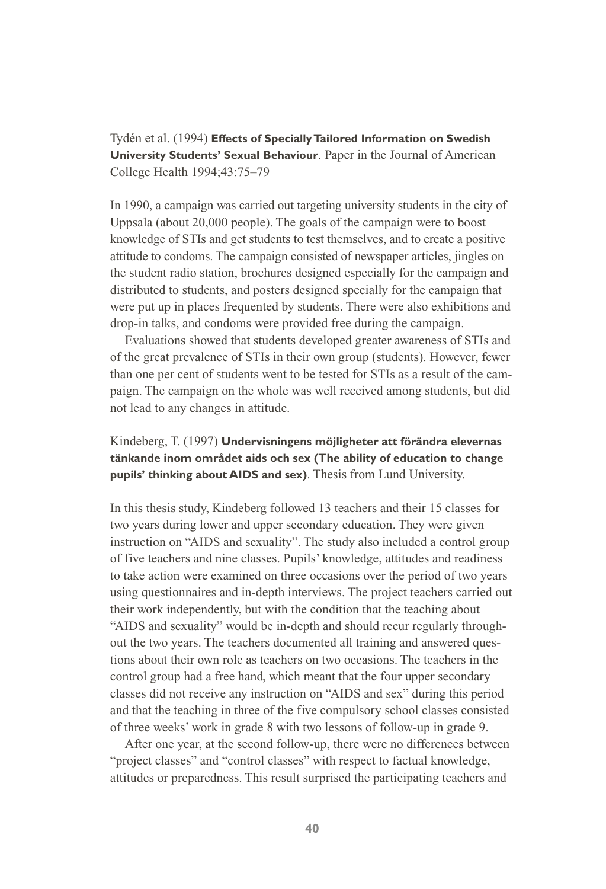Tydén et al. (1994) **Effects of Specially Tailored Information on Swedish University Students' Sexual Behaviour**. Paper in the Journal of American College Health 1994;43:75–79

In 1990, a campaign was carried out targeting university students in the city of Uppsala (about 20,000 people). The goals of the campaign were to boost knowledge of STIs and get students to test themselves, and to create a positive attitude to condoms. The campaign consisted of newspaper articles, jingles on the student radio station, brochures designed especially for the campaign and distributed to students, and posters designed specially for the campaign that were put up in places frequented by students. There were also exhibitions and drop-in talks, and condoms were provided free during the campaign.

Evaluations showed that students developed greater awareness of STIs and of the great prevalence of STIs in their own group (students). However, fewer than one per cent of students went to be tested for STIs as a result of the campaign. The campaign on the whole was well received among students, but did not lead to any changes in attitude.

Kindeberg, T. (1997) **Undervisningens möjligheter att förändra elevernas tänkande inom området aids och sex (The ability of education to change pupils' thinking about AIDS and sex)**. Thesis from Lund University.

In this thesis study, Kindeberg followed 13 teachers and their 15 classes for two years during lower and upper secondary education. They were given instruction on "AIDS and sexuality". The study also included a control group of five teachers and nine classes. Pupils' knowledge, attitudes and readiness to take action were examined on three occasions over the period of two years using questionnaires and in-depth interviews. The project teachers carried out their work independently, but with the condition that the teaching about "AIDS and sexuality" would be in-depth and should recur regularly throughout the two years. The teachers documented all training and answered questions about their own role as teachers on two occasions. The teachers in the control group had a free hand, which meant that the four upper secondary classes did not receive any instruction on "AIDS and sex" during this period and that the teaching in three of the five compulsory school classes consisted of three weeks' work in grade 8 with two lessons of follow-up in grade 9.

After one year, at the second follow-up, there were no differences between "project classes" and "control classes" with respect to factual knowledge, attitudes or preparedness. This result surprised the participating teachers and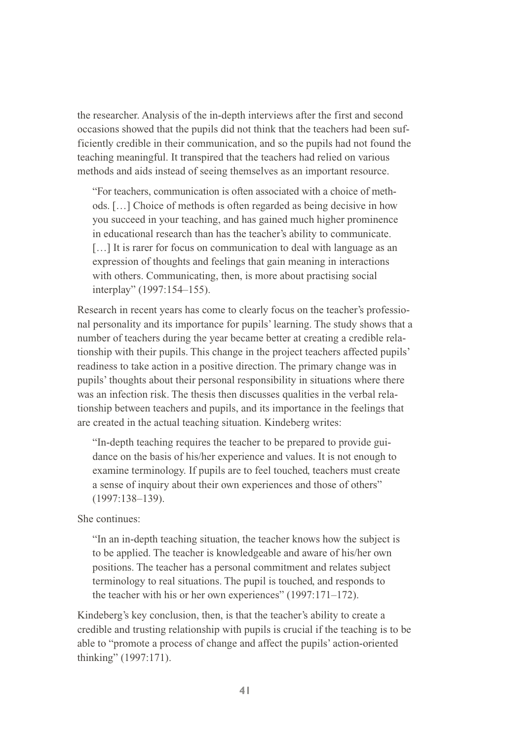the researcher. Analysis of the in-depth interviews after the first and second occasions showed that the pupils did not think that the teachers had been sufficiently credible in their communication, and so the pupils had not found the teaching meaningful. It transpired that the teachers had relied on various methods and aids instead of seeing themselves as an important resource.

> "For teachers, communication is often associated with a choice of methods. […] Choice of methods is often regarded as being decisive in how you succeed in your teaching, and has gained much higher prominence in educational research than has the teacher's ability to communicate. […] It is rarer for focus on communication to deal with language as an expression of thoughts and feelings that gain meaning in interactions with others. Communicating, then, is more about practising social interplay" (1997:154–155).

Research in recent years has come to clearly focus on the teacher's professional personality and its importance for pupils' learning. The study shows that a number of teachers during the year became better at creating a credible relationship with their pupils. This change in the project teachers affected pupils' readiness to take action in a positive direction. The primary change was in pupils' thoughts about their personal responsibility in situations where there was an infection risk. The thesis then discusses qualities in the verbal relationship between teachers and pupils, and its importance in the feelings that are created in the actual teaching situation. Kindeberg writes:

> "In-depth teaching requires the teacher to be prepared to provide guidance on the basis of his/her experience and values. It is not enough to examine terminology. If pupils are to feel touched, teachers must create a sense of inquiry about their own experiences and those of others" (1997:138–139).

She continues:

> "In an in-depth teaching situation, the teacher knows how the subject is to be applied. The teacher is knowledgeable and aware of his/her own positions. The teacher has a personal commitment and relates subject terminology to real situations. The pupil is touched, and responds to the teacher with his or her own experiences" (1997:171–172).

Kindeberg's key conclusion, then, is that the teacher's ability to create a credible and trusting relationship with pupils is crucial if the teaching is to be able to "promote a process of change and affect the pupils' action-oriented thinking" (1997:171).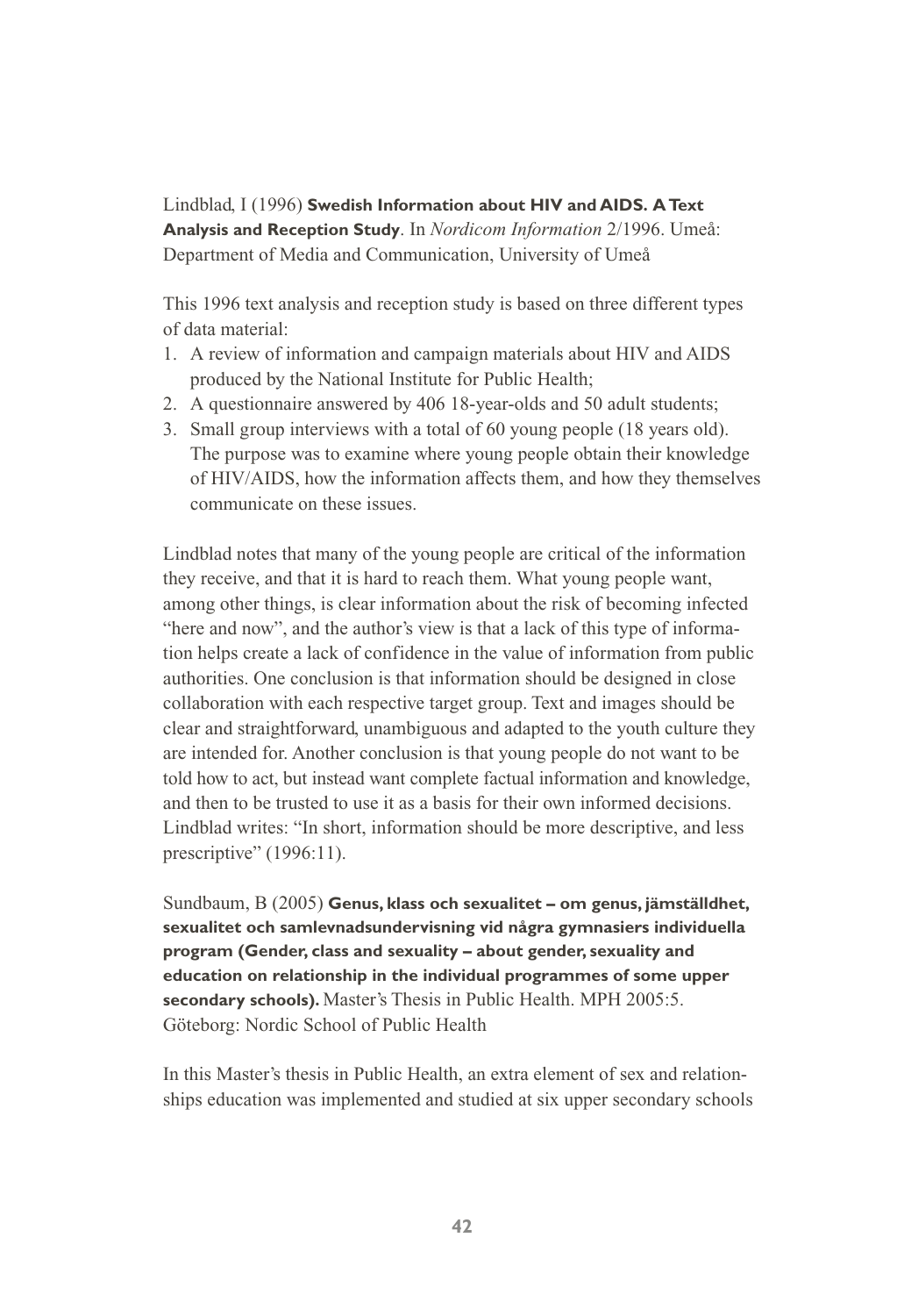Lindblad, I (1996) **Swedish Information about HIV and AIDS. A Text Analysis and Reception Study**. In *Nordicom Information* 2/1996. Umeå: Department of Media and Communication, University of Umeå

This 1996 text analysis and reception study is based on three different types of data material:

1. A review of information and campaign materials about HIV and AIDS produced by the National Institute for Public Health;
2. A questionnaire answered by 406 18-year-olds and 50 adult students;
3. Small group interviews with a total of 60 young people (18 years old). The purpose was to examine where young people obtain their knowledge of HIV/AIDS, how the information affects them, and how they themselves communicate on these issues.

Lindblad notes that many of the young people are critical of the information they receive, and that it is hard to reach them. What young people want, among other things, is clear information about the risk of becoming infected "here and now", and the author's view is that a lack of this type of information helps create a lack of confidence in the value of information from public authorities. One conclusion is that information should be designed in close collaboration with each respective target group. Text and images should be clear and straightforward, unambiguous and adapted to the youth culture they are intended for. Another conclusion is that young people do not want to be told how to act, but instead want complete factual information and knowledge, and then to be trusted to use it as a basis for their own informed decisions. Lindblad writes: "In short, information should be more descriptive, and less prescriptive" (1996:11).

Sundbaum, B (2005) **Genus, klass och sexualitet – om genus, jämställdhet, sexualitet och samlevnadsundervisning vid några gymnasiers individuella program (Gender, class and sexuality – about gender, sexuality and education on relationship in the individual programmes of some upper secondary schools).** Master's Thesis in Public Health. MPH 2005:5. Göteborg: Nordic School of Public Health

In this Master's thesis in Public Health, an extra element of sex and relationships education was implemented and studied at six upper secondary schools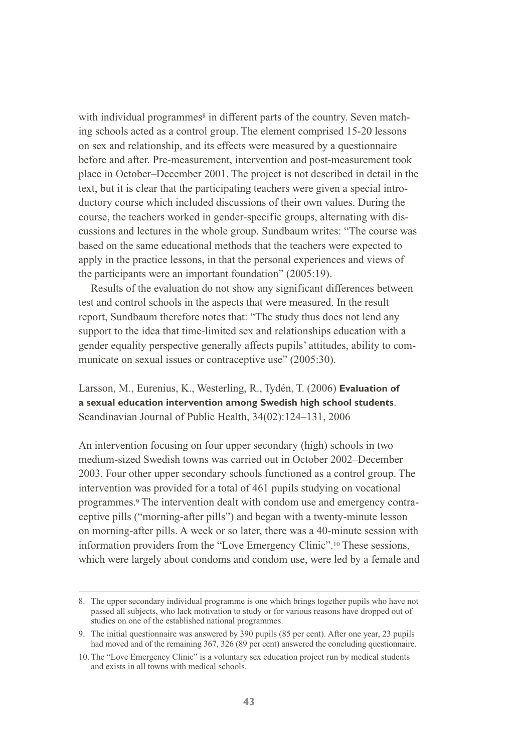with individual programmes[8] in different parts of the country. Seven matching schools acted as a control group. The element comprised 15-20 lessons on sex and relationship, and its effects were measured by a questionnaire before and after. Pre-measurement, intervention and post-measurement took place in October–December 2001. The project is not described in detail in the text, but it is clear that the participating teachers were given a special introductory course which included discussions of their own values. During the course, the teachers worked in gender-specific groups, alternating with discussions and lectures in the whole group. Sundbaum writes: "The course was based on the same educational methods that the teachers were expected to apply in the practice lessons, in that the personal experiences and views of the participants were an important foundation" (2005:19).

Results of the evaluation do not show any significant differences between test and control schools in the aspects that were measured. In the result report, Sundbaum therefore notes that: "The study thus does not lend any support to the idea that time-limited sex and relationships education with a gender equality perspective generally affects pupils' attitudes, ability to communicate on sexual issues or contraceptive use" (2005:30).

Larsson, M., Eurenius, K., Westerling, R., Tydén, T. (2006) **Evaluation of a sexual education intervention among Swedish high school students**. Scandinavian Journal of Public Health, 34(02):124–131, 2006

An intervention focusing on four upper secondary (high) schools in two medium-sized Swedish towns was carried out in October 2002–December 2003. Four other upper secondary schools functioned as a control group. The intervention was provided for a total of 461 pupils studying on vocational programmes.[9] The intervention dealt with condom use and emergency contraceptive pills ("morning-after pills") and began with a twenty-minute lesson on morning-after pills. A week or so later, there was a 40-minute session with information providers from the "Love Emergency Clinic".[10] These sessions, which were largely about condoms and condom use, were led by a female and

---

8. The upper secondary individual programme is one which brings together pupils who have not passed all subjects, who lack motivation to study or for various reasons have dropped out of studies on one of the established national programmes.

9. The initial questionnaire was answered by 390 pupils (85 per cent). After one year, 23 pupils had moved and of the remaining 367, 326 (89 per cent) answered the concluding questionnaire.

10. The "Love Emergency Clinic" is a voluntary sex education project run by medical students and exists in all towns with medical schools.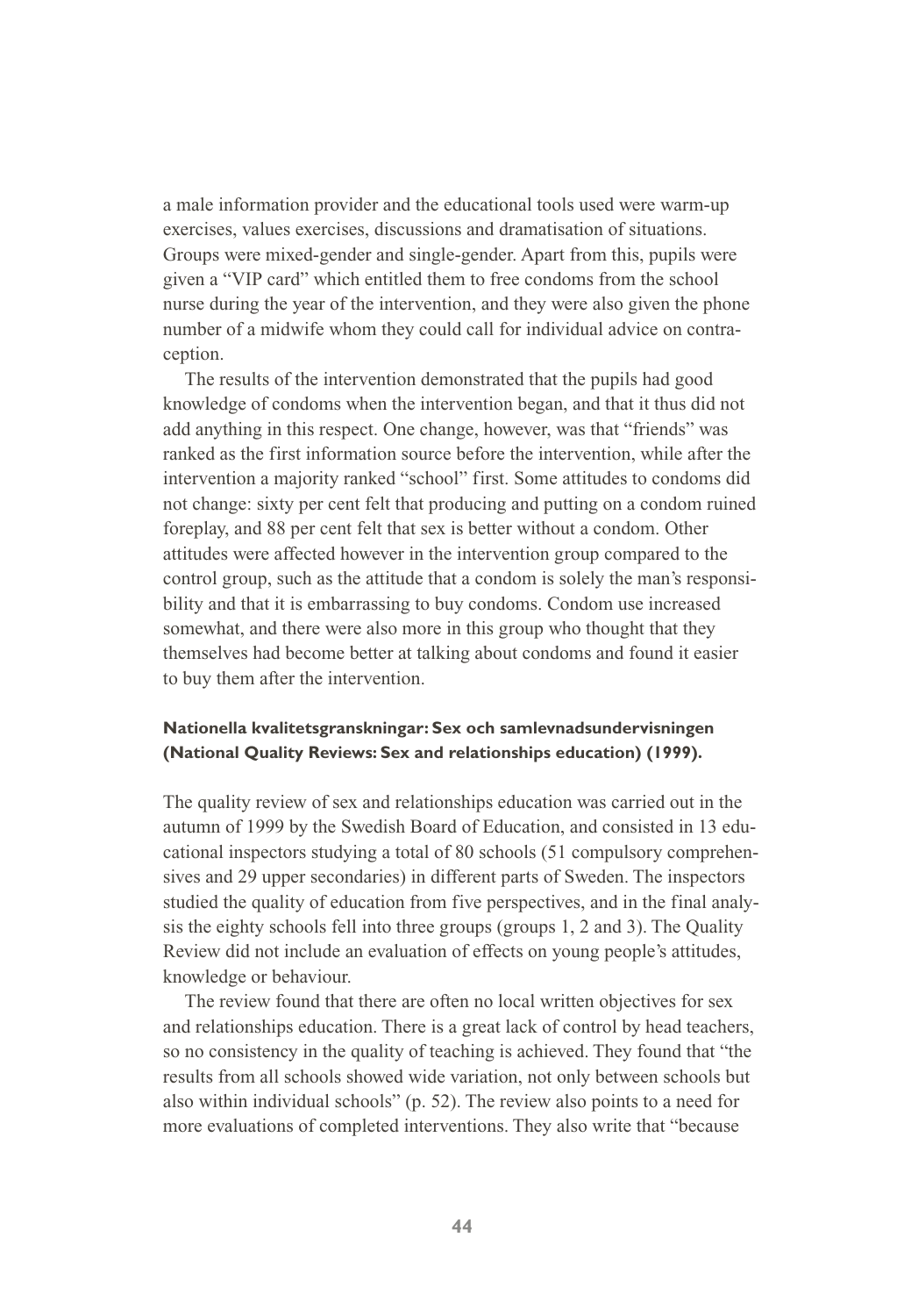a male information provider and the educational tools used were warm-up exercises, values exercises, discussions and dramatisation of situations. Groups were mixed-gender and single-gender. Apart from this, pupils were given a "VIP card" which entitled them to free condoms from the school nurse during the year of the intervention, and they were also given the phone number of a midwife whom they could call for individual advice on contraception.

The results of the intervention demonstrated that the pupils had good knowledge of condoms when the intervention began, and that it thus did not add anything in this respect. One change, however, was that "friends" was ranked as the first information source before the intervention, while after the intervention a majority ranked "school" first. Some attitudes to condoms did not change: sixty per cent felt that producing and putting on a condom ruined foreplay, and 88 per cent felt that sex is better without a condom. Other attitudes were affected however in the intervention group compared to the control group, such as the attitude that a condom is solely the man's responsibility and that it is embarrassing to buy condoms. Condom use increased somewhat, and there were also more in this group who thought that they themselves had become better at talking about condoms and found it easier to buy them after the intervention.

**Nationella kvalitetsgranskningar: Sex och samlevnadsundervisningen (National Quality Reviews: Sex and relationships education) (1999).**

The quality review of sex and relationships education was carried out in the autumn of 1999 by the Swedish Board of Education, and consisted in 13 educational inspectors studying a total of 80 schools (51 compulsory comprehensives and 29 upper secondaries) in different parts of Sweden. The inspectors studied the quality of education from five perspectives, and in the final analysis the eighty schools fell into three groups (groups 1, 2 and 3). The Quality Review did not include an evaluation of effects on young people's attitudes, knowledge or behaviour.

The review found that there are often no local written objectives for sex and relationships education. There is a great lack of control by head teachers, so no consistency in the quality of teaching is achieved. They found that "the results from all schools showed wide variation, not only between schools but also within individual schools" (p. 52). The review also points to a need for more evaluations of completed interventions. They also write that "because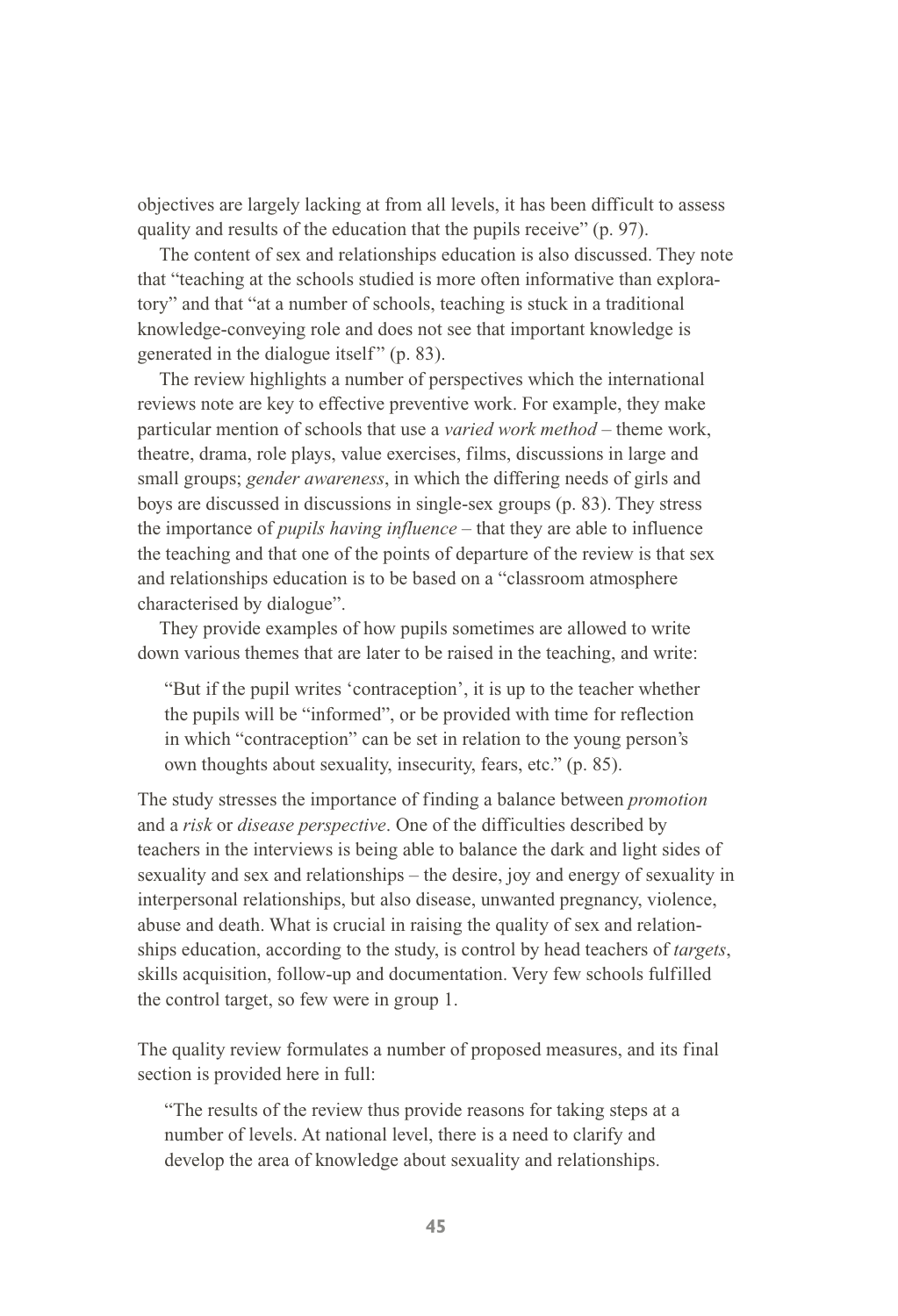objectives are largely lacking at from all levels, it has been difficult to assess quality and results of the education that the pupils receive" (p. 97).

The content of sex and relationships education is also discussed. They note that "teaching at the schools studied is more often informative than exploratory" and that "at a number of schools, teaching is stuck in a traditional knowledge-conveying role and does not see that important knowledge is generated in the dialogue itself" (p. 83).

The review highlights a number of perspectives which the international reviews note are key to effective preventive work. For example, they make particular mention of schools that use a *varied work method* – theme work, theatre, drama, role plays, value exercises, films, discussions in large and small groups; *gender awareness*, in which the differing needs of girls and boys are discussed in discussions in single-sex groups (p. 83). They stress the importance of *pupils having influence* – that they are able to influence the teaching and that one of the points of departure of the review is that sex and relationships education is to be based on a "classroom atmosphere characterised by dialogue".

They provide examples of how pupils sometimes are allowed to write down various themes that are later to be raised in the teaching, and write:

> "But if the pupil writes 'contraception', it is up to the teacher whether the pupils will be "informed", or be provided with time for reflection in which "contraception" can be set in relation to the young person's own thoughts about sexuality, insecurity, fears, etc." (p. 85).

The study stresses the importance of finding a balance between *promotion* and a *risk* or *disease perspective*. One of the difficulties described by teachers in the interviews is being able to balance the dark and light sides of sexuality and sex and relationships – the desire, joy and energy of sexuality in interpersonal relationships, but also disease, unwanted pregnancy, violence, abuse and death. What is crucial in raising the quality of sex and relationships education, according to the study, is control by head teachers of *targets*, skills acquisition, follow-up and documentation. Very few schools fulfilled the control target, so few were in group 1.

The quality review formulates a number of proposed measures, and its final section is provided here in full:

> "The results of the review thus provide reasons for taking steps at a number of levels. At national level, there is a need to clarify and develop the area of knowledge about sexuality and relationships.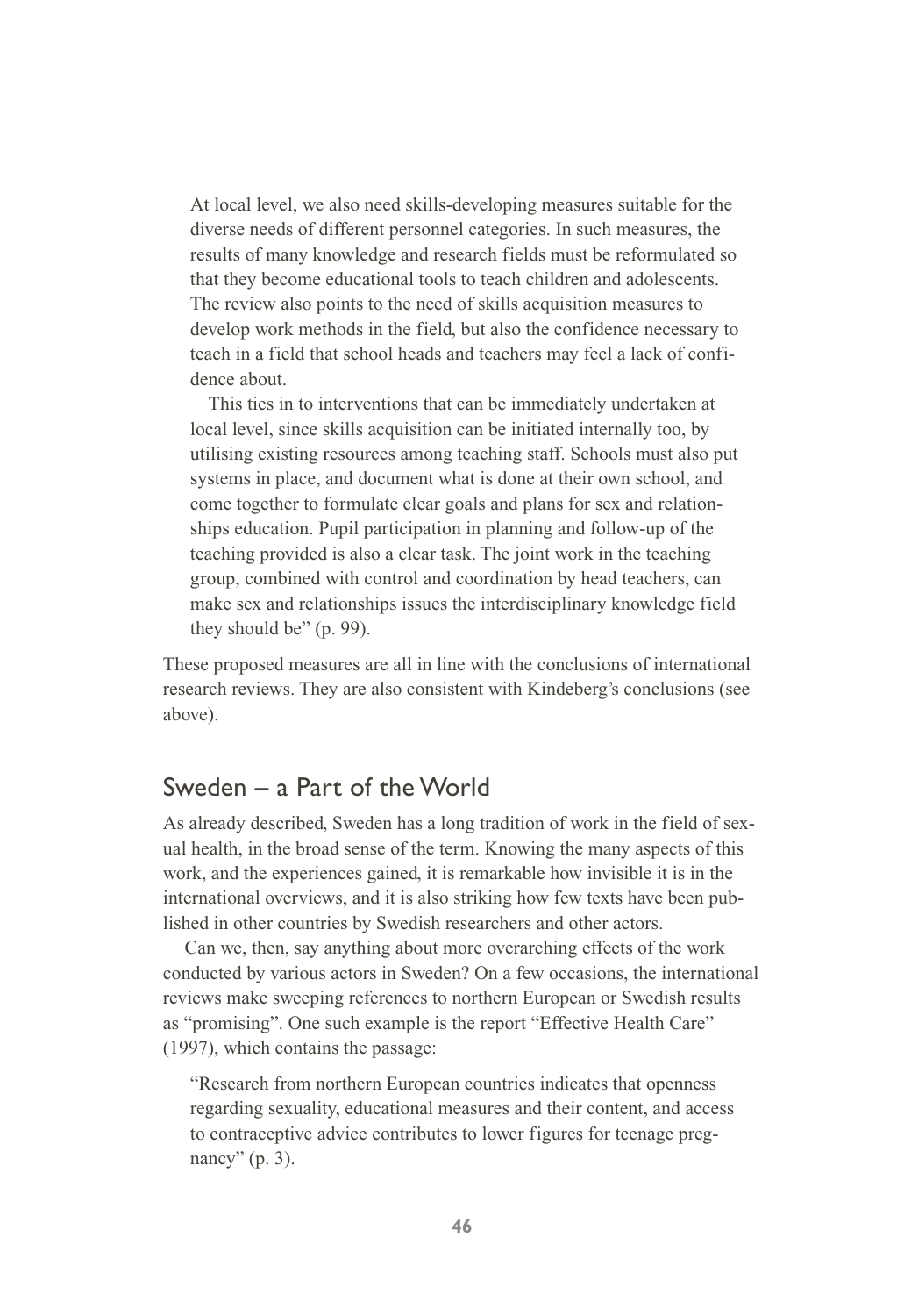> At local level, we also need skills-developing measures suitable for the diverse needs of different personnel categories. In such measures, the results of many knowledge and research fields must be reformulated so that they become educational tools to teach children and adolescents. The review also points to the need of skills acquisition measures to develop work methods in the field, but also the confidence necessary to teach in a field that school heads and teachers may feel a lack of confidence about.
>
> This ties in to interventions that can be immediately undertaken at local level, since skills acquisition can be initiated internally too, by utilising existing resources among teaching staff. Schools must also put systems in place, and document what is done at their own school, and come together to formulate clear goals and plans for sex and relationships education. Pupil participation in planning and follow-up of the teaching provided is also a clear task. The joint work in the teaching group, combined with control and coordination by head teachers, can make sex and relationships issues the interdisciplinary knowledge field they should be" (p. 99).

These proposed measures are all in line with the conclusions of international research reviews. They are also consistent with Kindeberg's conclusions (see above).

## Sweden – a Part of the World

As already described, Sweden has a long tradition of work in the field of sexual health, in the broad sense of the term. Knowing the many aspects of this work, and the experiences gained, it is remarkable how invisible it is in the international overviews, and it is also striking how few texts have been published in other countries by Swedish researchers and other actors.

Can we, then, say anything about more overarching effects of the work conducted by various actors in Sweden? On a few occasions, the international reviews make sweeping references to northern European or Swedish results as "promising". One such example is the report "Effective Health Care" (1997), which contains the passage:

> "Research from northern European countries indicates that openness regarding sexuality, educational measures and their content, and access to contraceptive advice contributes to lower figures for teenage pregnancy" (p. 3).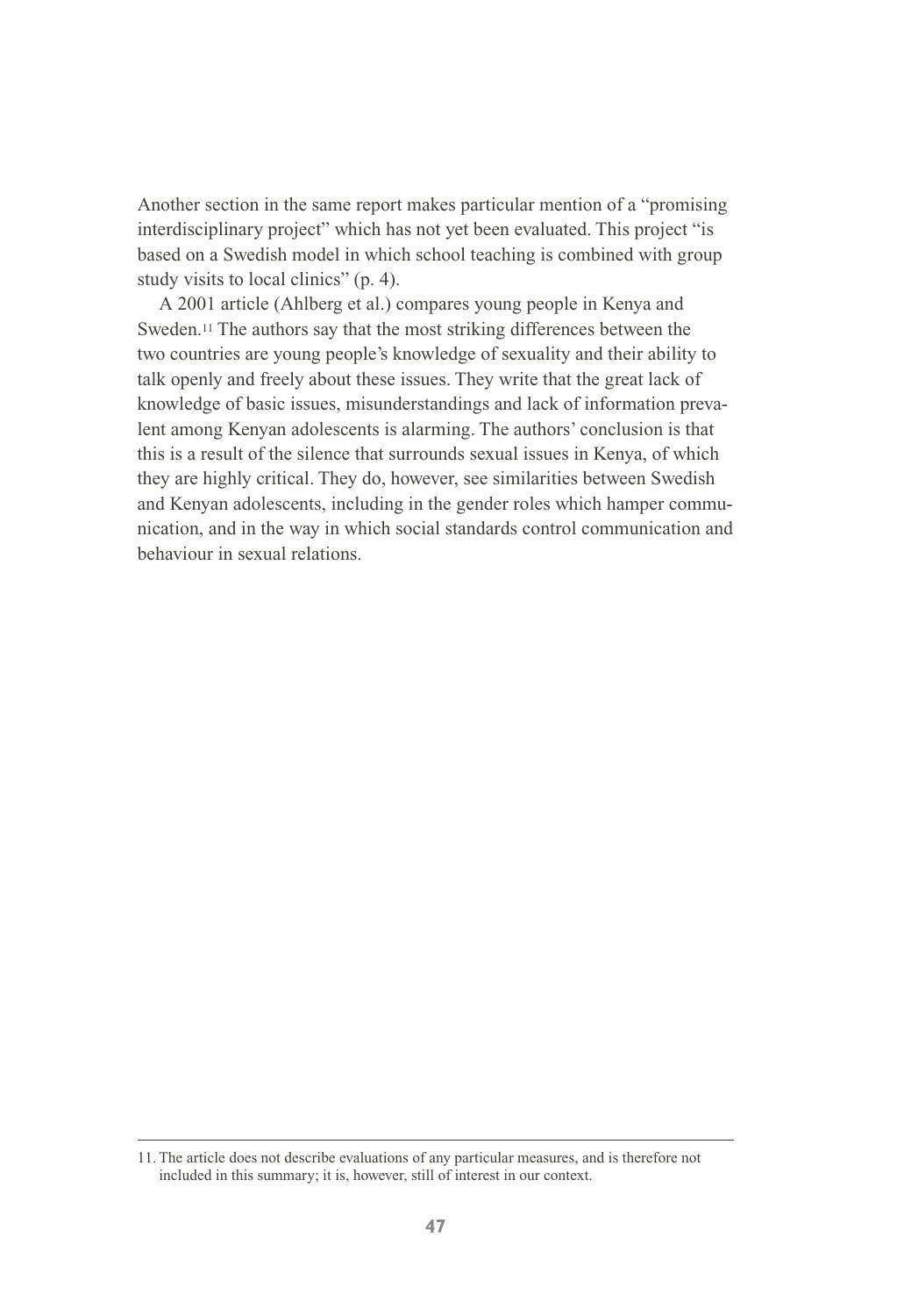Another section in the same report makes particular mention of a "promising interdisciplinary project" which has not yet been evaluated. This project "is based on a Swedish model in which school teaching is combined with group study visits to local clinics" (p. 4).

A 2001 article (Ahlberg et al.) compares young people in Kenya and Sweden.[11] The authors say that the most striking differences between the two countries are young people's knowledge of sexuality and their ability to talk openly and freely about these issues. They write that the great lack of knowledge of basic issues, misunderstandings and lack of information prevalent among Kenyan adolescents is alarming. The authors' conclusion is that this is a result of the silence that surrounds sexual issues in Kenya, of which they are highly critical. They do, however, see similarities between Swedish and Kenyan adolescents, including in the gender roles which hamper communication, and in the way in which social standards control communication and behaviour in sexual relations.

---

11. The article does not describe evaluations of any particular measures, and is therefore not included in this summary; it is, however, still of interest in our context.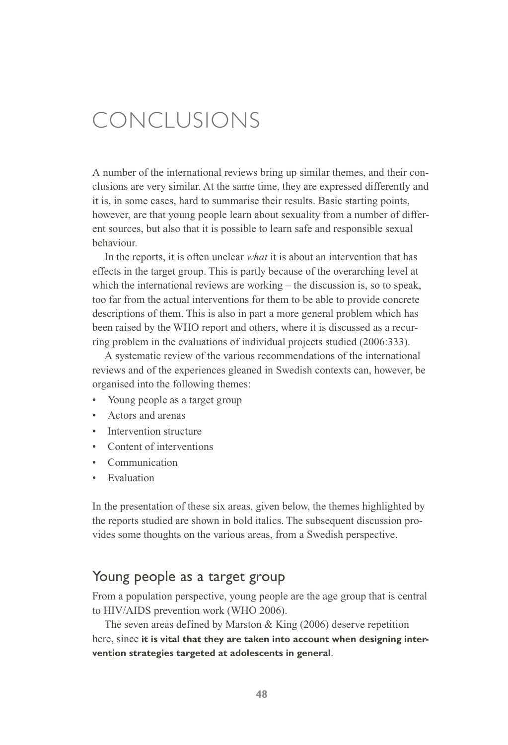# CONCLUSIONS

A number of the international reviews bring up similar themes, and their conclusions are very similar. At the same time, they are expressed differently and it is, in some cases, hard to summarise their results. Basic starting points, however, are that young people learn about sexuality from a number of different sources, but also that it is possible to learn safe and responsible sexual behaviour.

In the reports, it is often unclear *what* it is about an intervention that has effects in the target group. This is partly because of the overarching level at which the international reviews are working – the discussion is, so to speak, too far from the actual interventions for them to be able to provide concrete descriptions of them. This is also in part a more general problem which has been raised by the WHO report and others, where it is discussed as a recurring problem in the evaluations of individual projects studied (2006:333).

A systematic review of the various recommendations of the international reviews and of the experiences gleaned in Swedish contexts can, however, be organised into the following themes:

- Young people as a target group
- Actors and arenas
- Intervention structure
- Content of interventions
- Communication
- Evaluation

In the presentation of these six areas, given below, the themes highlighted by the reports studied are shown in bold italics. The subsequent discussion provides some thoughts on the various areas, from a Swedish perspective.

## Young people as a target group

From a population perspective, young people are the age group that is central to HIV/AIDS prevention work (WHO 2006).

The seven areas defined by Marston & King (2006) deserve repetition here, since **it is vital that they are taken into account when designing intervention strategies targeted at adolescents in general**.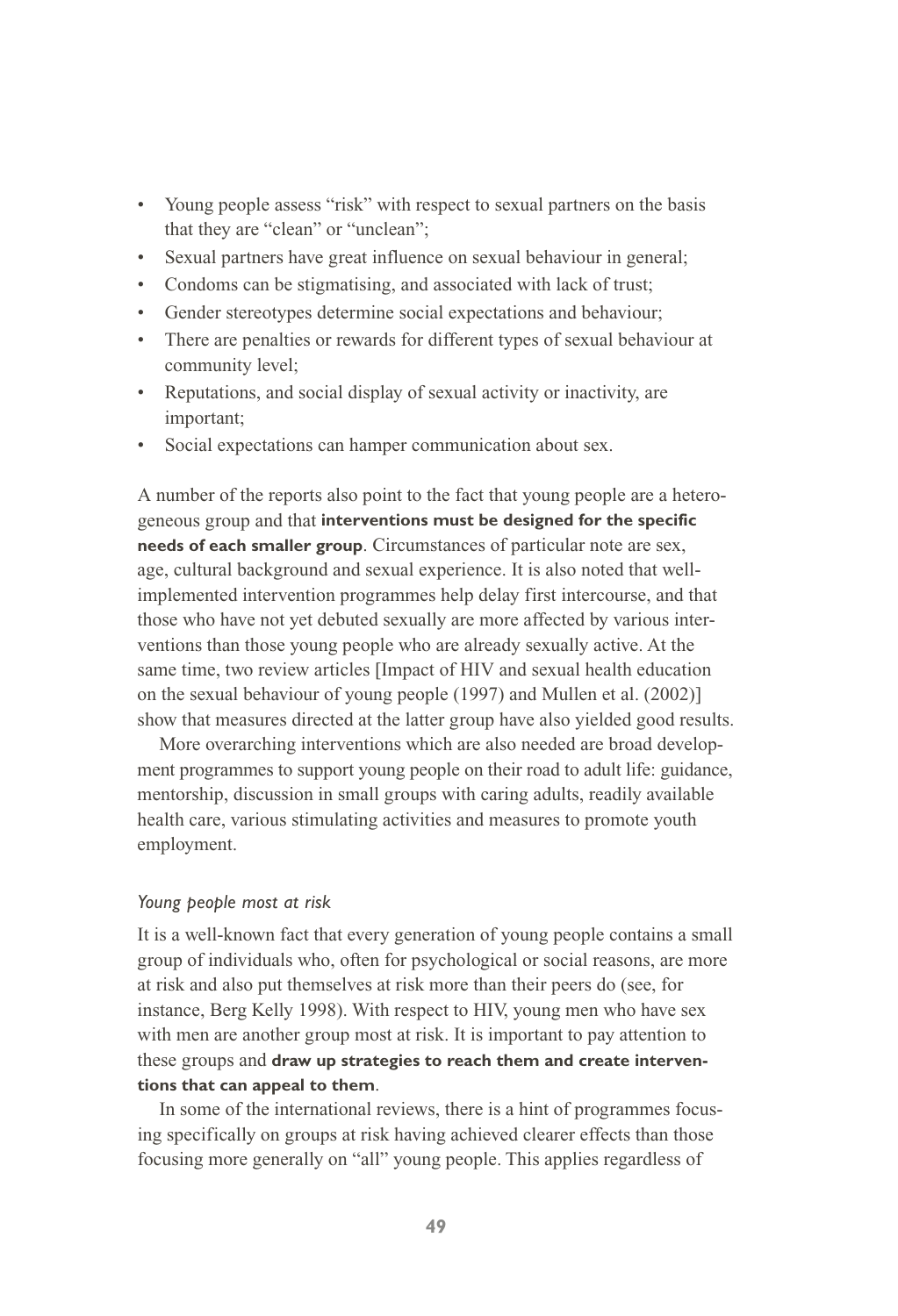- Young people assess "risk" with respect to sexual partners on the basis that they are "clean" or "unclean";
- Sexual partners have great influence on sexual behaviour in general;
- Condoms can be stigmatising, and associated with lack of trust;
- Gender stereotypes determine social expectations and behaviour;
- There are penalties or rewards for different types of sexual behaviour at community level;
- Reputations, and social display of sexual activity or inactivity, are important;
- Social expectations can hamper communication about sex.

A number of the reports also point to the fact that young people are a heterogeneous group and that **interventions must be designed for the specific needs of each smaller group**. Circumstances of particular note are sex, age, cultural background and sexual experience. It is also noted that well-implemented intervention programmes help delay first intercourse, and that those who have not yet debuted sexually are more affected by various interventions than those young people who are already sexually active. At the same time, two review articles [Impact of HIV and sexual health education on the sexual behaviour of young people (1997) and Mullen et al. (2002)] show that measures directed at the latter group have also yielded good results.

More overarching interventions which are also needed are broad development programmes to support young people on their road to adult life: guidance, mentorship, discussion in small groups with caring adults, readily available health care, various stimulating activities and measures to promote youth employment.

*Young people most at risk*

It is a well-known fact that every generation of young people contains a small group of individuals who, often for psychological or social reasons, are more at risk and also put themselves at risk more than their peers do (see, for instance, Berg Kelly 1998). With respect to HIV, young men who have sex with men are another group most at risk. It is important to pay attention to these groups and **draw up strategies to reach them and create interventions that can appeal to them**.

In some of the international reviews, there is a hint of programmes focusing specifically on groups at risk having achieved clearer effects than those focusing more generally on "all" young people. This applies regardless of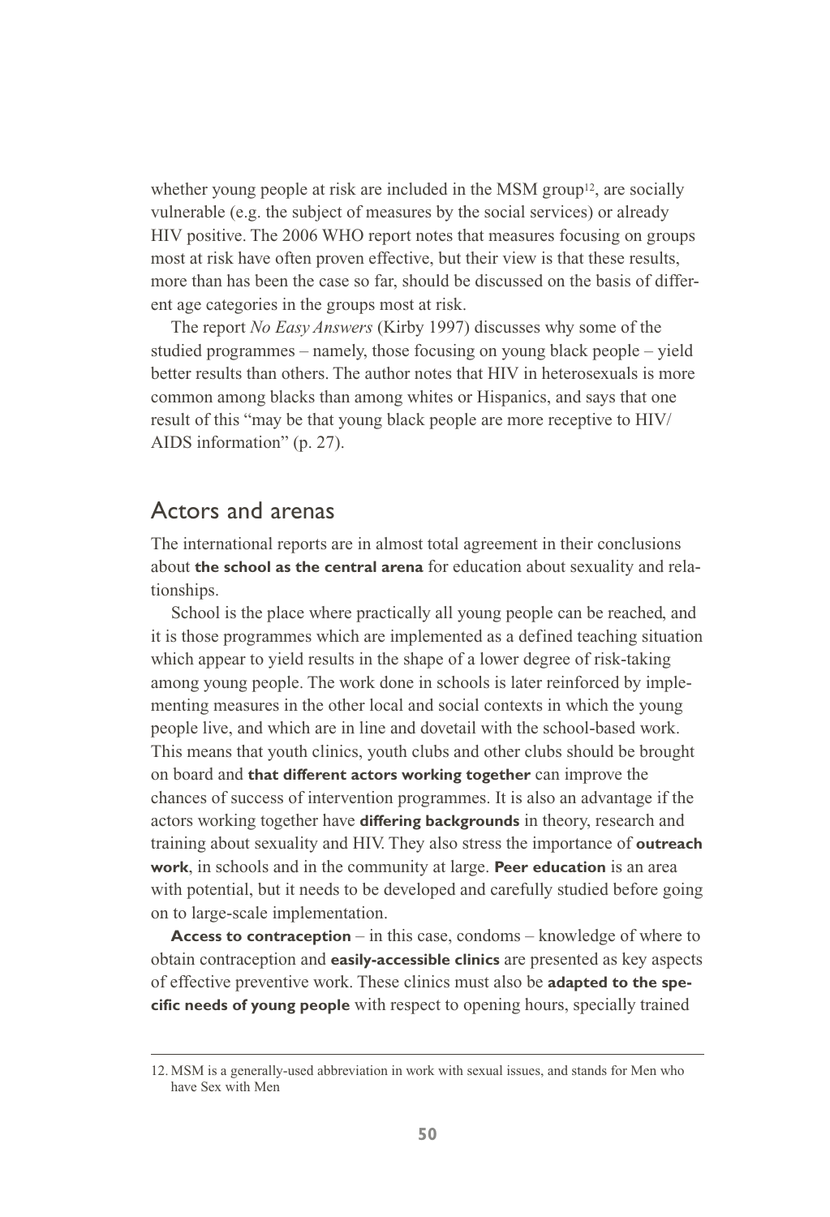whether young people at risk are included in the MSM group[12], are socially vulnerable (e.g. the subject of measures by the social services) or already HIV positive. The 2006 WHO report notes that measures focusing on groups most at risk have often proven effective, but their view is that these results, more than has been the case so far, should be discussed on the basis of different age categories in the groups most at risk.

The report *No Easy Answers* (Kirby 1997) discusses why some of the studied programmes – namely, those focusing on young black people – yield better results than others. The author notes that HIV in heterosexuals is more common among blacks than among whites or Hispanics, and says that one result of this "may be that young black people are more receptive to HIV/AIDS information" (p. 27).

## Actors and arenas

The international reports are in almost total agreement in their conclusions about **the school as the central arena** for education about sexuality and relationships.

School is the place where practically all young people can be reached, and it is those programmes which are implemented as a defined teaching situation which appear to yield results in the shape of a lower degree of risk-taking among young people. The work done in schools is later reinforced by implementing measures in the other local and social contexts in which the young people live, and which are in line and dovetail with the school-based work. This means that youth clinics, youth clubs and other clubs should be brought on board and **that different actors working together** can improve the chances of success of intervention programmes. It is also an advantage if the actors working together have **differing backgrounds** in theory, research and training about sexuality and HIV. They also stress the importance of **outreach work**, in schools and in the community at large. **Peer education** is an area with potential, but it needs to be developed and carefully studied before going on to large-scale implementation.

**Access to contraception** – in this case, condoms – knowledge of where to obtain contraception and **easily-accessible clinics** are presented as key aspects of effective preventive work. These clinics must also be **adapted to the specific needs of young people** with respect to opening hours, specially trained

---

12. MSM is a generally-used abbreviation in work with sexual issues, and stands for Men who have Sex with Men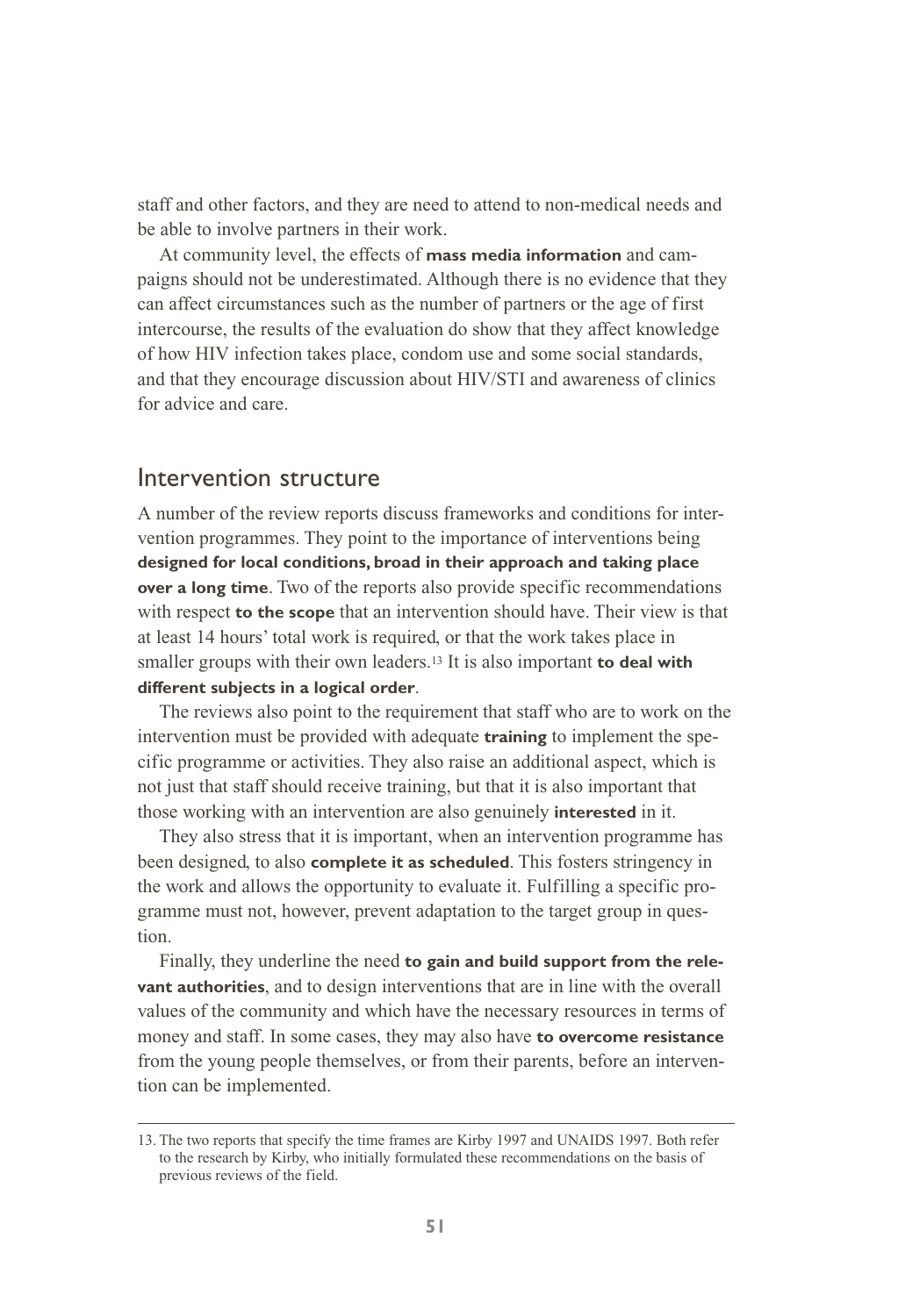staff and other factors, and they are need to attend to non-medical needs and be able to involve partners in their work.

At community level, the effects of **mass media information** and campaigns should not be underestimated. Although there is no evidence that they can affect circumstances such as the number of partners or the age of first intercourse, the results of the evaluation do show that they affect knowledge of how HIV infection takes place, condom use and some social standards, and that they encourage discussion about HIV/STI and awareness of clinics for advice and care.

## Intervention structure

A number of the review reports discuss frameworks and conditions for intervention programmes. They point to the importance of interventions being **designed for local conditions, broad in their approach and taking place over a long time**. Two of the reports also provide specific recommendations with respect **to the scope** that an intervention should have. Their view is that at least 14 hours' total work is required, or that the work takes place in smaller groups with their own leaders.[13] It is also important **to deal with different subjects in a logical order**.

The reviews also point to the requirement that staff who are to work on the intervention must be provided with adequate **training** to implement the specific programme or activities. They also raise an additional aspect, which is not just that staff should receive training, but that it is also important that those working with an intervention are also genuinely **interested** in it.

They also stress that it is important, when an intervention programme has been designed, to also **complete it as scheduled**. This fosters stringency in the work and allows the opportunity to evaluate it. Fulfilling a specific programme must not, however, prevent adaptation to the target group in question.

Finally, they underline the need **to gain and build support from the relevant authorities**, and to design interventions that are in line with the overall values of the community and which have the necessary resources in terms of money and staff. In some cases, they may also have **to overcome resistance** from the young people themselves, or from their parents, before an intervention can be implemented.

---

13. The two reports that specify the time frames are Kirby 1997 and UNAIDS 1997. Both refer to the research by Kirby, who initially formulated these recommendations on the basis of previous reviews of the field.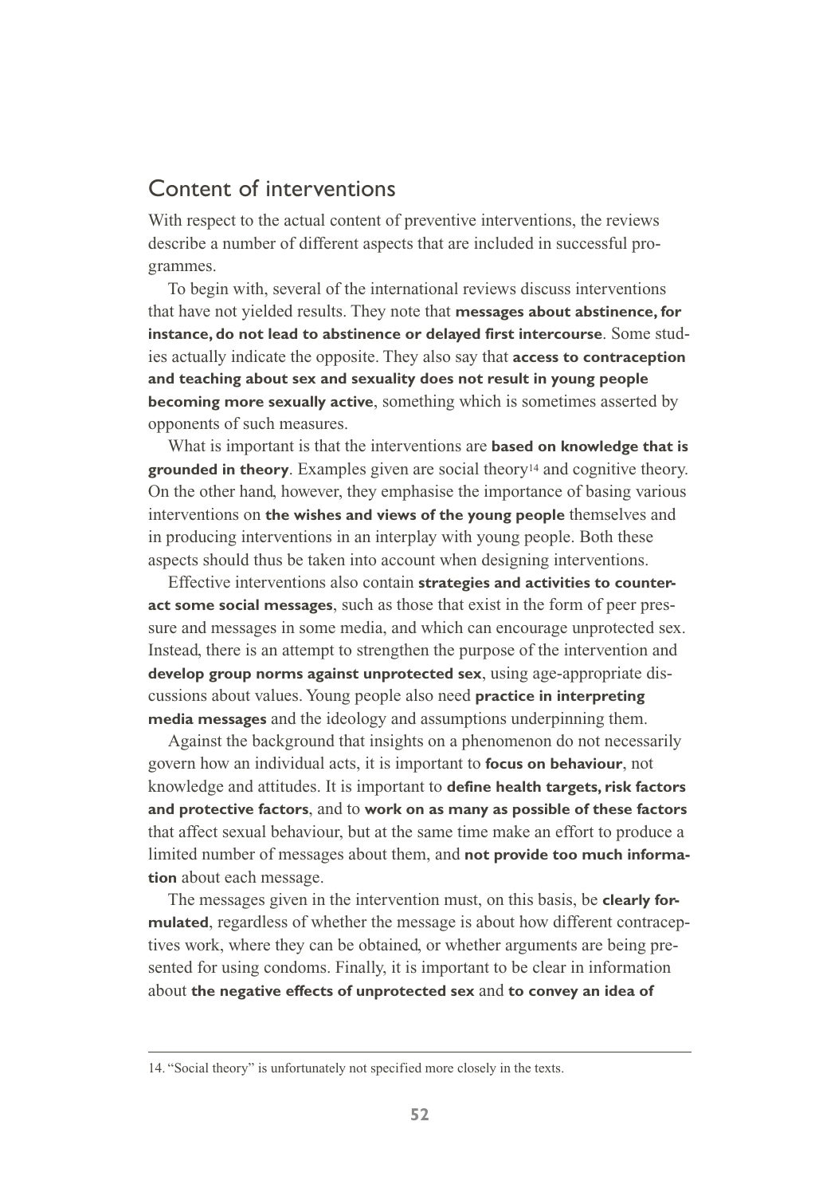## Content of interventions

With respect to the actual content of preventive interventions, the reviews describe a number of different aspects that are included in successful programmes.

To begin with, several of the international reviews discuss interventions that have not yielded results. They note that **messages about abstinence, for instance, do not lead to abstinence or delayed first intercourse**. Some studies actually indicate the opposite. They also say that **access to contraception and teaching about sex and sexuality does not result in young people becoming more sexually active**, something which is sometimes asserted by opponents of such measures.

What is important is that the interventions are **based on knowledge that is grounded in theory**. Examples given are social theory[14] and cognitive theory. On the other hand, however, they emphasise the importance of basing various interventions on **the wishes and views of the young people** themselves and in producing interventions in an interplay with young people. Both these aspects should thus be taken into account when designing interventions.

Effective interventions also contain **strategies and activities to counteract some social messages**, such as those that exist in the form of peer pressure and messages in some media, and which can encourage unprotected sex. Instead, there is an attempt to strengthen the purpose of the intervention and **develop group norms against unprotected sex**, using age-appropriate discussions about values. Young people also need **practice in interpreting media messages** and the ideology and assumptions underpinning them.

Against the background that insights on a phenomenon do not necessarily govern how an individual acts, it is important to **focus on behaviour**, not knowledge and attitudes. It is important to **define health targets, risk factors and protective factors**, and to **work on as many as possible of these factors** that affect sexual behaviour, but at the same time make an effort to produce a limited number of messages about them, and **not provide too much information** about each message.

The messages given in the intervention must, on this basis, be **clearly formulated**, regardless of whether the message is about how different contraceptives work, where they can be obtained, or whether arguments are being presented for using condoms. Finally, it is important to be clear in information about **the negative effects of unprotected sex** and **to convey an idea of**

14. "Social theory" is unfortunately not specified more closely in the texts.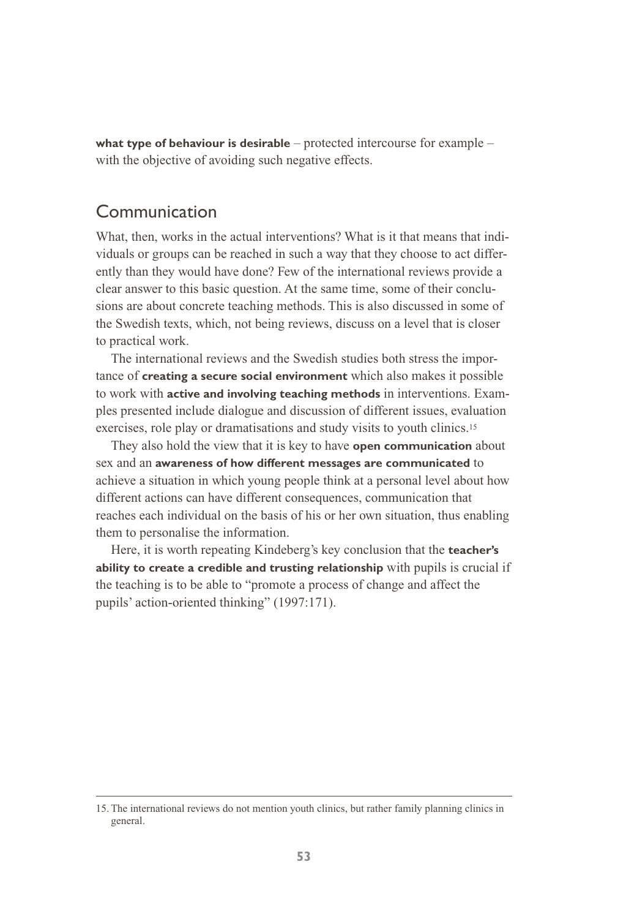**what type of behaviour is desirable** – protected intercourse for example – with the objective of avoiding such negative effects.

## Communication

What, then, works in the actual interventions? What is it that means that individuals or groups can be reached in such a way that they choose to act differently than they would have done? Few of the international reviews provide a clear answer to this basic question. At the same time, some of their conclusions are about concrete teaching methods. This is also discussed in some of the Swedish texts, which, not being reviews, discuss on a level that is closer to practical work.

The international reviews and the Swedish studies both stress the importance of **creating a secure social environment** which also makes it possible to work with **active and involving teaching methods** in interventions. Examples presented include dialogue and discussion of different issues, evaluation exercises, role play or dramatisations and study visits to youth clinics.[15]

They also hold the view that it is key to have **open communication** about sex and an **awareness of how different messages are communicated** to achieve a situation in which young people think at a personal level about how different actions can have different consequences, communication that reaches each individual on the basis of his or her own situation, thus enabling them to personalise the information.

Here, it is worth repeating Kindeberg's key conclusion that the **teacher's ability to create a credible and trusting relationship** with pupils is crucial if the teaching is to be able to "promote a process of change and affect the pupils' action-oriented thinking" (1997:171).

---

15. The international reviews do not mention youth clinics, but rather family planning clinics in general.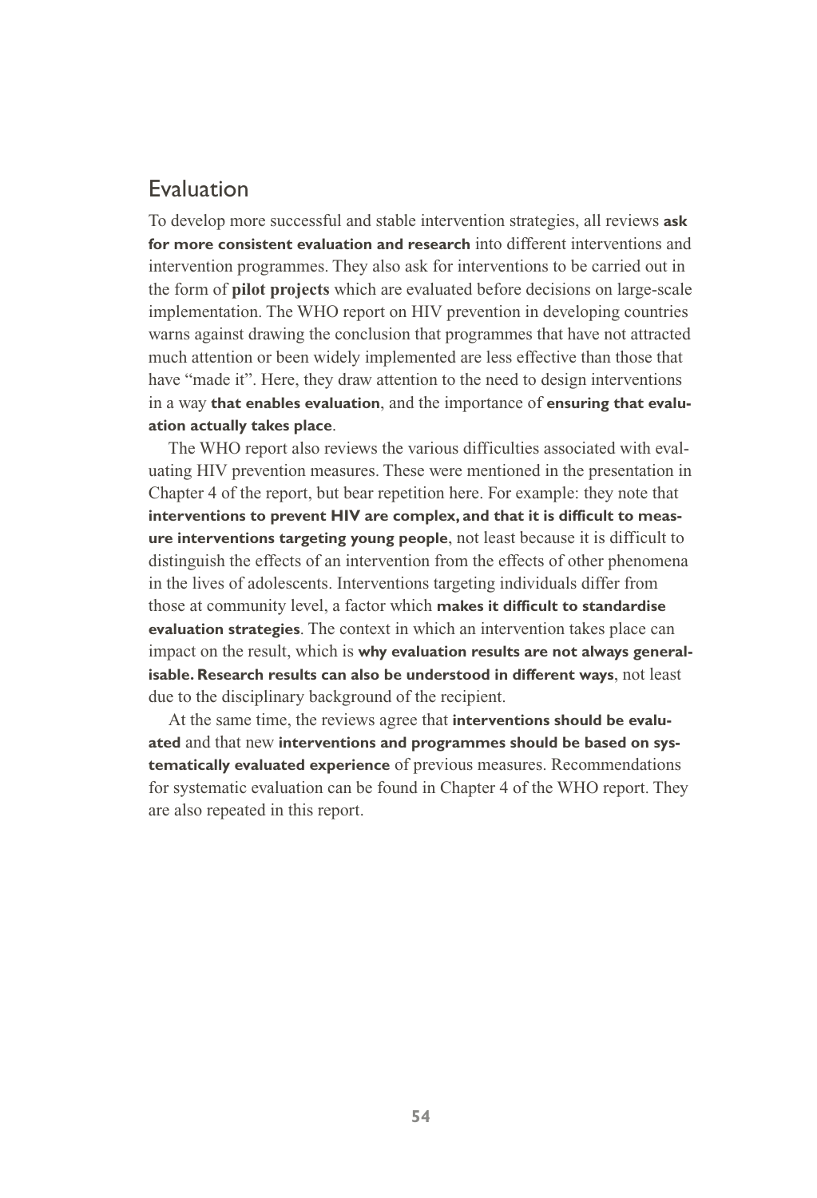## Evaluation

To develop more successful and stable intervention strategies, all reviews **ask for more consistent evaluation and research** into different interventions and intervention programmes. They also ask for interventions to be carried out in the form of **pilot projects** which are evaluated before decisions on large-scale implementation. The WHO report on HIV prevention in developing countries warns against drawing the conclusion that programmes that have not attracted much attention or been widely implemented are less effective than those that have "made it". Here, they draw attention to the need to design interventions in a way **that enables evaluation**, and the importance of **ensuring that evaluation actually takes place**.

The WHO report also reviews the various difficulties associated with evaluating HIV prevention measures. These were mentioned in the presentation in Chapter 4 of the report, but bear repetition here. For example: they note that **interventions to prevent HIV are complex, and that it is difficult to measure interventions targeting young people**, not least because it is difficult to distinguish the effects of an intervention from the effects of other phenomena in the lives of adolescents. Interventions targeting individuals differ from those at community level, a factor which **makes it difficult to standardise evaluation strategies**. The context in which an intervention takes place can impact on the result, which is **why evaluation results are not always generalisable. Research results can also be understood in different ways**, not least due to the disciplinary background of the recipient.

At the same time, the reviews agree that **interventions should be evaluated** and that new **interventions and programmes should be based on systematically evaluated experience** of previous measures. Recommendations for systematic evaluation can be found in Chapter 4 of the WHO report. They are also repeated in this report.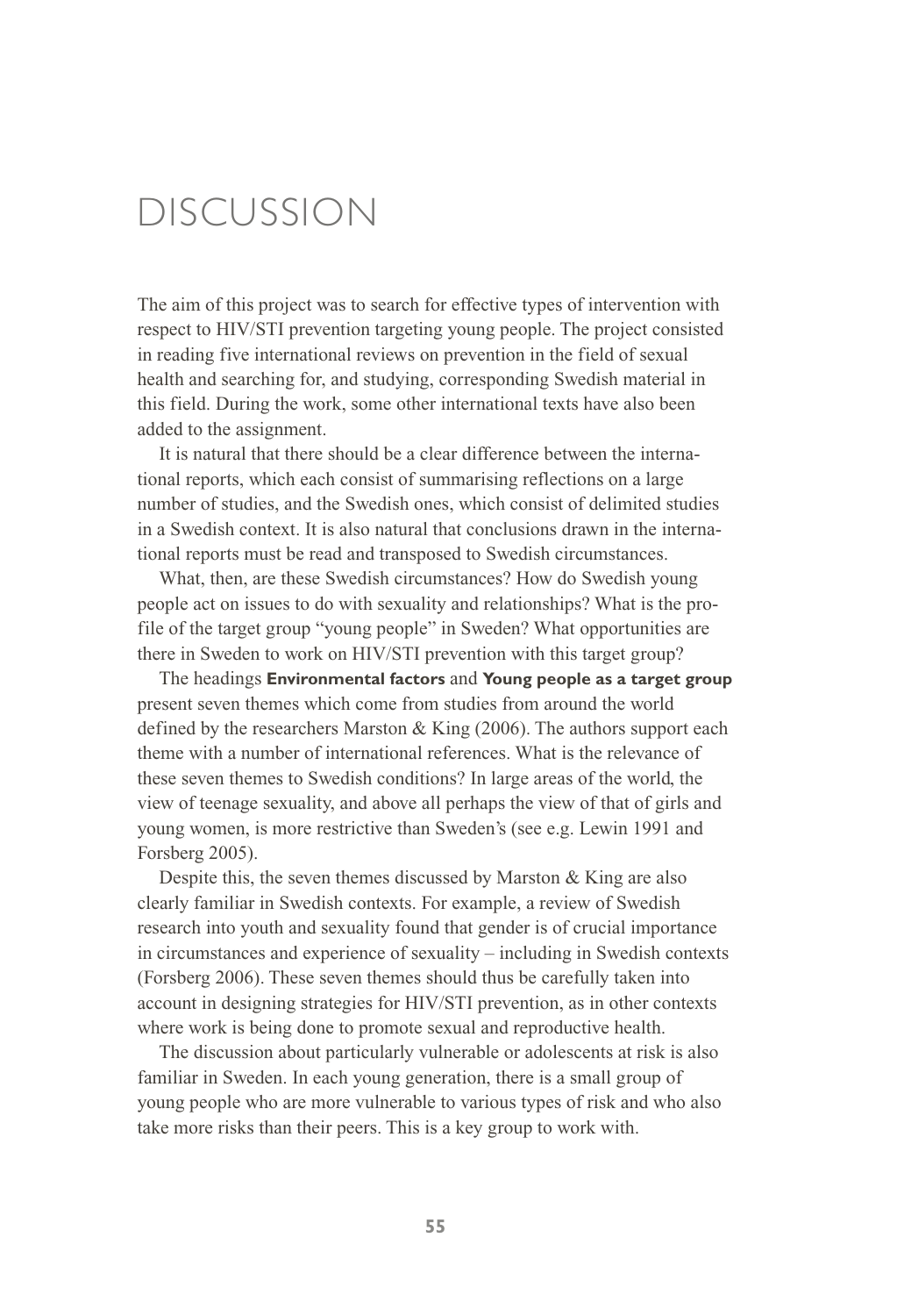# DISCUSSION

The aim of this project was to search for effective types of intervention with respect to HIV/STI prevention targeting young people. The project consisted in reading five international reviews on prevention in the field of sexual health and searching for, and studying, corresponding Swedish material in this field. During the work, some other international texts have also been added to the assignment.

It is natural that there should be a clear difference between the international reports, which each consist of summarising reflections on a large number of studies, and the Swedish ones, which consist of delimited studies in a Swedish context. It is also natural that conclusions drawn in the international reports must be read and transposed to Swedish circumstances.

What, then, are these Swedish circumstances? How do Swedish young people act on issues to do with sexuality and relationships? What is the profile of the target group "young people" in Sweden? What opportunities are there in Sweden to work on HIV/STI prevention with this target group?

The headings **Environmental factors** and **Young people as a target group** present seven themes which come from studies from around the world defined by the researchers Marston & King (2006). The authors support each theme with a number of international references. What is the relevance of these seven themes to Swedish conditions? In large areas of the world, the view of teenage sexuality, and above all perhaps the view of that of girls and young women, is more restrictive than Sweden's (see e.g. Lewin 1991 and Forsberg 2005).

Despite this, the seven themes discussed by Marston & King are also clearly familiar in Swedish contexts. For example, a review of Swedish research into youth and sexuality found that gender is of crucial importance in circumstances and experience of sexuality – including in Swedish contexts (Forsberg 2006). These seven themes should thus be carefully taken into account in designing strategies for HIV/STI prevention, as in other contexts where work is being done to promote sexual and reproductive health.

The discussion about particularly vulnerable or adolescents at risk is also familiar in Sweden. In each young generation, there is a small group of young people who are more vulnerable to various types of risk and who also take more risks than their peers. This is a key group to work with.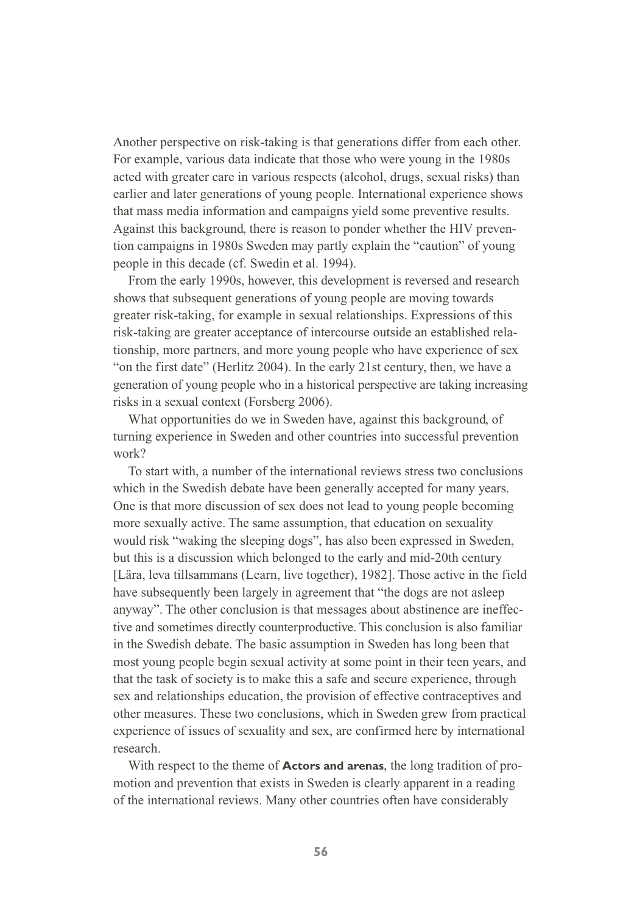Another perspective on risk-taking is that generations differ from each other. For example, various data indicate that those who were young in the 1980s acted with greater care in various respects (alcohol, drugs, sexual risks) than earlier and later generations of young people. International experience shows that mass media information and campaigns yield some preventive results. Against this background, there is reason to ponder whether the HIV prevention campaigns in 1980s Sweden may partly explain the "caution" of young people in this decade (cf. Swedin et al. 1994).

From the early 1990s, however, this development is reversed and research shows that subsequent generations of young people are moving towards greater risk-taking, for example in sexual relationships. Expressions of this risk-taking are greater acceptance of intercourse outside an established relationship, more partners, and more young people who have experience of sex "on the first date" (Herlitz 2004). In the early 21st century, then, we have a generation of young people who in a historical perspective are taking increasing risks in a sexual context (Forsberg 2006).

What opportunities do we in Sweden have, against this background, of turning experience in Sweden and other countries into successful prevention work?

To start with, a number of the international reviews stress two conclusions which in the Swedish debate have been generally accepted for many years. One is that more discussion of sex does not lead to young people becoming more sexually active. The same assumption, that education on sexuality would risk "waking the sleeping dogs", has also been expressed in Sweden, but this is a discussion which belonged to the early and mid-20th century [Lära, leva tillsammans (Learn, live together), 1982]. Those active in the field have subsequently been largely in agreement that "the dogs are not asleep anyway". The other conclusion is that messages about abstinence are ineffective and sometimes directly counterproductive. This conclusion is also familiar in the Swedish debate. The basic assumption in Sweden has long been that most young people begin sexual activity at some point in their teen years, and that the task of society is to make this a safe and secure experience, through sex and relationships education, the provision of effective contraceptives and other measures. These two conclusions, which in Sweden grew from practical experience of issues of sexuality and sex, are confirmed here by international research.

With respect to the theme of **Actors and arenas**, the long tradition of promotion and prevention that exists in Sweden is clearly apparent in a reading of the international reviews. Many other countries often have considerably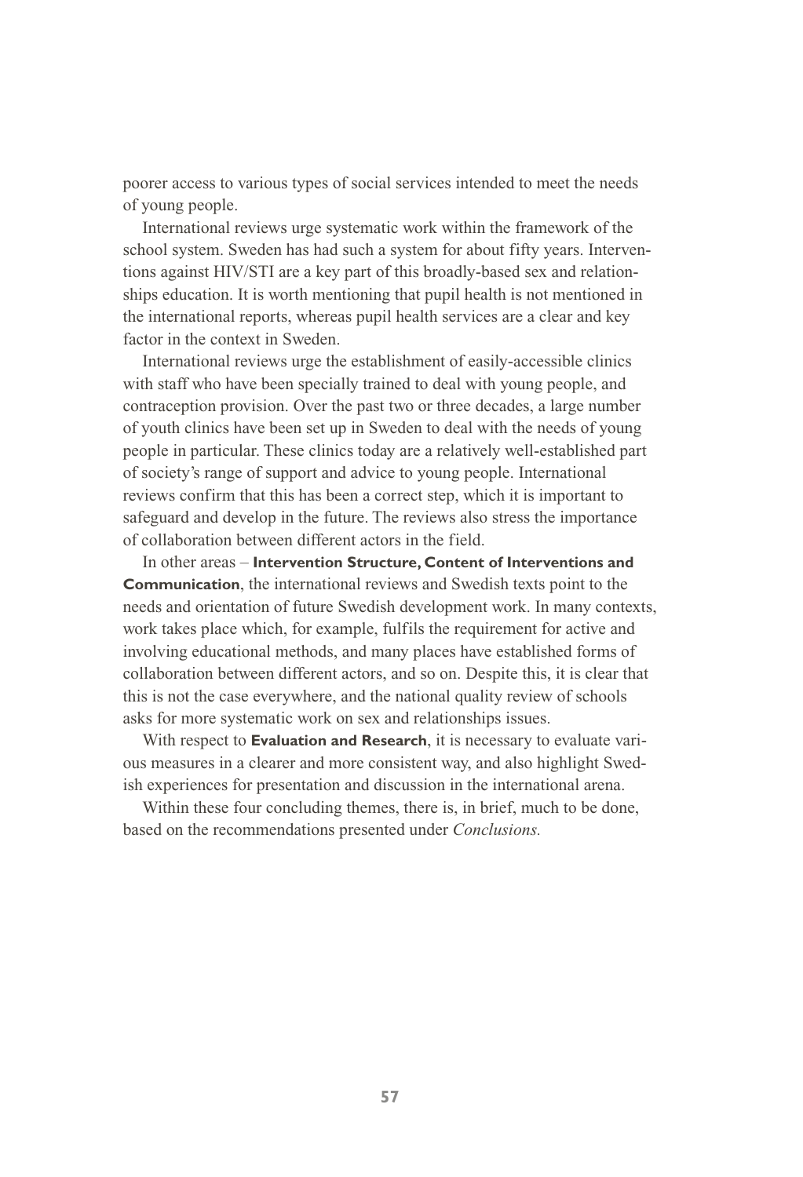poorer access to various types of social services intended to meet the needs of young people.

International reviews urge systematic work within the framework of the school system. Sweden has had such a system for about fifty years. Interventions against HIV/STI are a key part of this broadly-based sex and relationships education. It is worth mentioning that pupil health is not mentioned in the international reports, whereas pupil health services are a clear and key factor in the context in Sweden.

International reviews urge the establishment of easily-accessible clinics with staff who have been specially trained to deal with young people, and contraception provision. Over the past two or three decades, a large number of youth clinics have been set up in Sweden to deal with the needs of young people in particular. These clinics today are a relatively well-established part of society's range of support and advice to young people. International reviews confirm that this has been a correct step, which it is important to safeguard and develop in the future. The reviews also stress the importance of collaboration between different actors in the field.

In other areas – **Intervention Structure, Content of Interventions and Communication**, the international reviews and Swedish texts point to the needs and orientation of future Swedish development work. In many contexts, work takes place which, for example, fulfils the requirement for active and involving educational methods, and many places have established forms of collaboration between different actors, and so on. Despite this, it is clear that this is not the case everywhere, and the national quality review of schools asks for more systematic work on sex and relationships issues.

With respect to **Evaluation and Research**, it is necessary to evaluate various measures in a clearer and more consistent way, and also highlight Swedish experiences for presentation and discussion in the international arena.

Within these four concluding themes, there is, in brief, much to be done, based on the recommendations presented under *Conclusions.*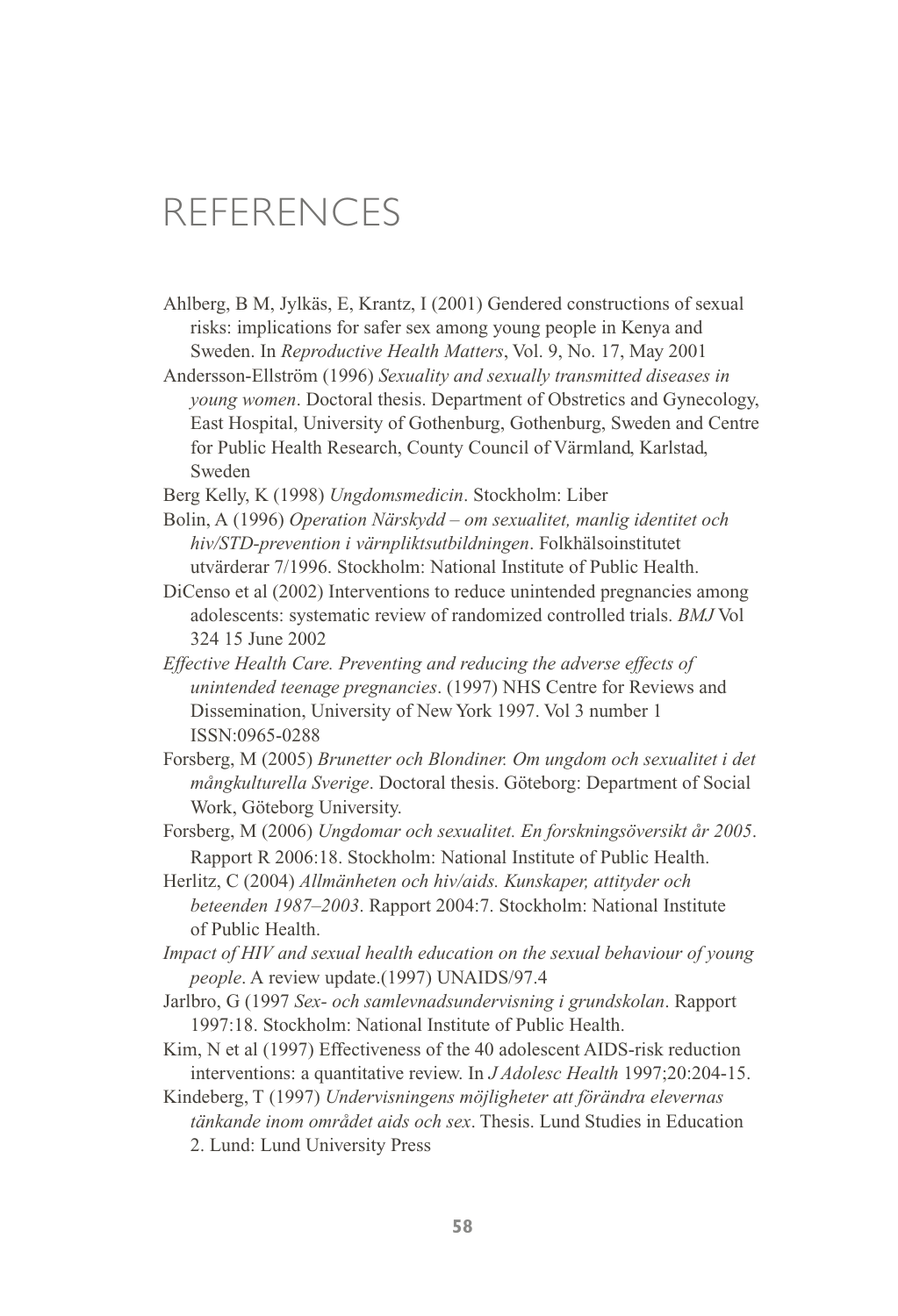# REFERENCES

Ahlberg, B M, Jylkäs, E, Krantz, I (2001) Gendered constructions of sexual risks: implications for safer sex among young people in Kenya and Sweden. In *Reproductive Health Matters*, Vol. 9, No. 17, May 2001

Andersson-Ellström (1996) *Sexuality and sexually transmitted diseases in young women*. Doctoral thesis. Department of Obstretics and Gynecology, East Hospital, University of Gothenburg, Gothenburg, Sweden and Centre for Public Health Research, County Council of Värmland, Karlstad, Sweden

Berg Kelly, K (1998) *Ungdomsmedicin*. Stockholm: Liber

Bolin, A (1996) *Operation Närskydd – om sexualitet, manlig identitet och hiv/STD-prevention i värnpliktsutbildningen*. Folkhälsoinstitutet utvärderar 7/1996. Stockholm: National Institute of Public Health.

DiCenso et al (2002) Interventions to reduce unintended pregnancies among adolescents: systematic review of randomized controlled trials. *BMJ* Vol 324 15 June 2002

*Effective Health Care. Preventing and reducing the adverse effects of unintended teenage pregnancies*. (1997) NHS Centre for Reviews and Dissemination, University of New York 1997. Vol 3 number 1 ISSN:0965-0288

Forsberg, M (2005) *Brunetter och Blondiner. Om ungdom och sexualitet i det mångkulturella Sverige*. Doctoral thesis. Göteborg: Department of Social Work, Göteborg University.

Forsberg, M (2006) *Ungdomar och sexualitet. En forskningsöversikt år 2005*. Rapport R 2006:18. Stockholm: National Institute of Public Health.

Herlitz, C (2004) *Allmänheten och hiv/aids. Kunskaper, attityder och beteenden 1987–2003*. Rapport 2004:7. Stockholm: National Institute of Public Health.

*Impact of HIV and sexual health education on the sexual behaviour of young people*. A review update.(1997) UNAIDS/97.4

Jarlbro, G (1997 *Sex- och samlevnadsundervisning i grundskolan*. Rapport 1997:18. Stockholm: National Institute of Public Health.

Kim, N et al (1997) Effectiveness of the 40 adolescent AIDS-risk reduction interventions: a quantitative review. In *J Adolesc Health* 1997;20:204-15.

Kindeberg, T (1997) *Undervisningens möjligheter att förändra elevernas tänkande inom området aids och sex*. Thesis. Lund Studies in Education 2. Lund: Lund University Press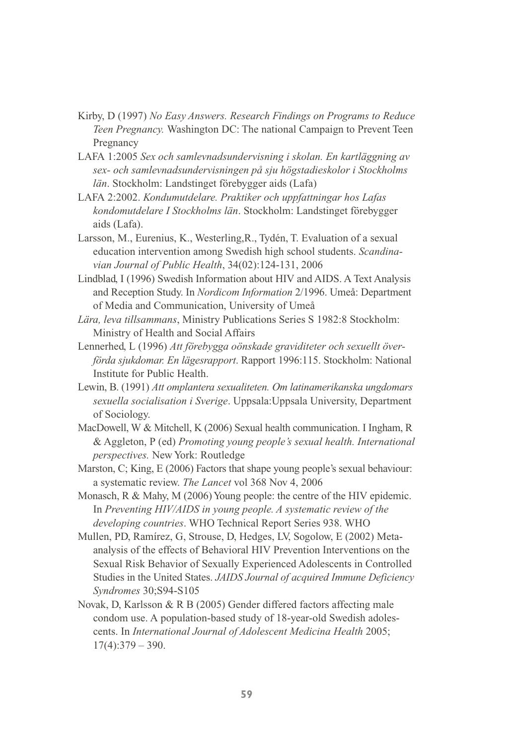Kirby, D (1997) *No Easy Answers. Research Findings on Programs to Reduce Teen Pregnancy.* Washington DC: The national Campaign to Prevent Teen Pregnancy

LAFA 1:2005 *Sex och samlevnadsundervisning i skolan. En kartläggning av sex- och samlevnadsundervisningen på sju högstadieskolor i Stockholms län*. Stockholm: Landstinget förebygger aids (Lafa)

LAFA 2:2002. *Kondumutdelare. Praktiker och uppfattningar hos Lafas kondomutdelare I Stockholms län*. Stockholm: Landstinget förebygger aids (Lafa).

Larsson, M., Eurenius, K., Westerling,R., Tydén, T. Evaluation of a sexual education intervention among Swedish high school students. *Scandinavian Journal of Public Health*, 34(02):124-131, 2006

Lindblad, I (1996) Swedish Information about HIV and AIDS. A Text Analysis and Reception Study. In *Nordicom Information* 2/1996. Umeå: Department of Media and Communication, University of Umeå

*Lära, leva tillsammans*, Ministry Publications Series S 1982:8 Stockholm: Ministry of Health and Social Affairs

Lennerhed, L (1996) *Att förebygga oönskade graviditeter och sexuellt överförda sjukdomar. En lägesrapport*. Rapport 1996:115. Stockholm: National Institute for Public Health.

Lewin, B. (1991) *Att omplantera sexualiteten. Om latinamerikanska ungdomars sexuella socialisation i Sverige*. Uppsala:Uppsala University, Department of Sociology.

MacDowell, W & Mitchell, K (2006) Sexual health communication. I Ingham, R & Aggleton, P (ed) *Promoting young people's sexual health. International perspectives.* New York: Routledge

Marston, C; King, E (2006) Factors that shape young people's sexual behaviour: a systematic review. *The Lancet* vol 368 Nov 4, 2006

Monasch, R & Mahy, M (2006) Young people: the centre of the HIV epidemic. In *Preventing HIV/AIDS in young people. A systematic review of the developing countries*. WHO Technical Report Series 938. WHO

Mullen, PD, Ramírez, G, Strouse, D, Hedges, LV, Sogolow, E (2002) Meta-analysis of the effects of Behavioral HIV Prevention Interventions on the Sexual Risk Behavior of Sexually Experienced Adolescents in Controlled Studies in the United States. *JAIDS Journal of acquired Immune Deficiency Syndromes* 30;S94-S105

Novak, D, Karlsson & R B (2005) Gender differed factors affecting male condom use. A population-based study of 18-year-old Swedish adolescents. In *International Journal of Adolescent Medicina Health* 2005; 17(4):379 – 390.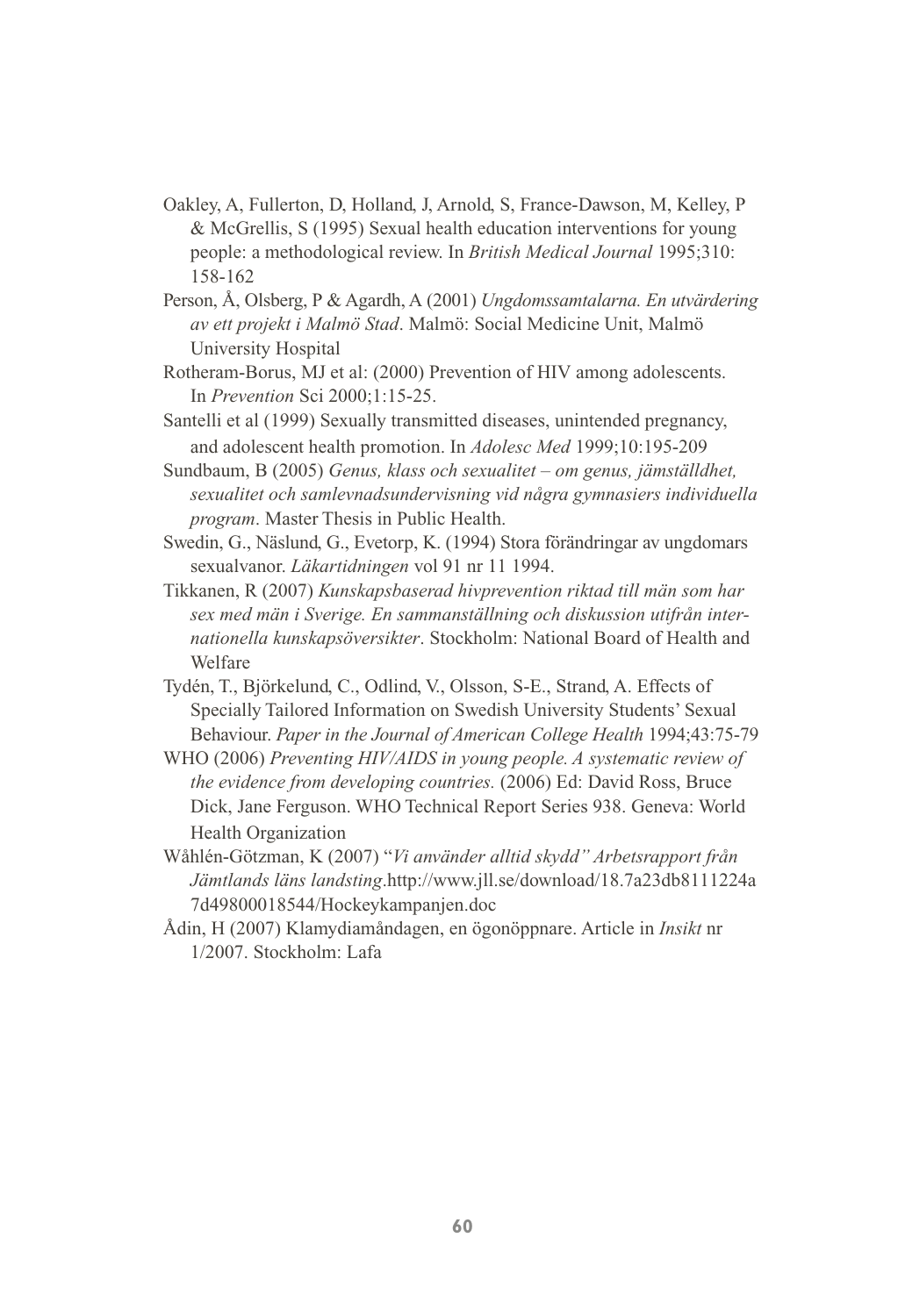Oakley, A, Fullerton, D, Holland, J, Arnold, S, France-Dawson, M, Kelley, P & McGrellis, S (1995) Sexual health education interventions for young people: a methodological review. In *British Medical Journal* 1995;310: 158-162

Person, Å, Olsberg, P & Agardh, A (2001) *Ungdomssamtalarna. En utvärdering av ett projekt i Malmö Stad*. Malmö: Social Medicine Unit, Malmö University Hospital

Rotheram-Borus, MJ et al: (2000) Prevention of HIV among adolescents. In *Prevention* Sci 2000;1:15-25.

Santelli et al (1999) Sexually transmitted diseases, unintended pregnancy, and adolescent health promotion. In *Adolesc Med* 1999;10:195-209

Sundbaum, B (2005) *Genus, klass och sexualitet – om genus, jämställdhet, sexualitet och samlevnadsundervisning vid några gymnasiers individuella program*. Master Thesis in Public Health.

Swedin, G., Näslund, G., Evetorp, K. (1994) Stora förändringar av ungdomars sexualvanor. *Läkartidningen* vol 91 nr 11 1994.

Tikkanen, R (2007) *Kunskapsbaserad hivprevention riktad till män som har sex med män i Sverige. En sammanställning och diskussion utifrån internationella kunskapsöversikter*. Stockholm: National Board of Health and Welfare

Tydén, T., Björkelund, C., Odlind, V., Olsson, S-E., Strand, A. Effects of Specially Tailored Information on Swedish University Students' Sexual Behaviour. *Paper in the Journal of American College Health* 1994;43:75-79

WHO (2006) *Preventing HIV/AIDS in young people. A systematic review of the evidence from developing countries.* (2006) Ed: David Ross, Bruce Dick, Jane Ferguson. WHO Technical Report Series 938. Geneva: World Health Organization

Wåhlén-Götzman, K (2007) "*Vi använder alltid skydd" Arbetsrapport från Jämtlands läns landsting*.http://www.jll.se/download/18.7a23db8111224a7d49800018544/Hockeykampanjen.doc

Ådin, H (2007) Klamydiamåndagen, en ögonöppnare. Article in *Insikt* nr 1/2007. Stockholm: Lafa